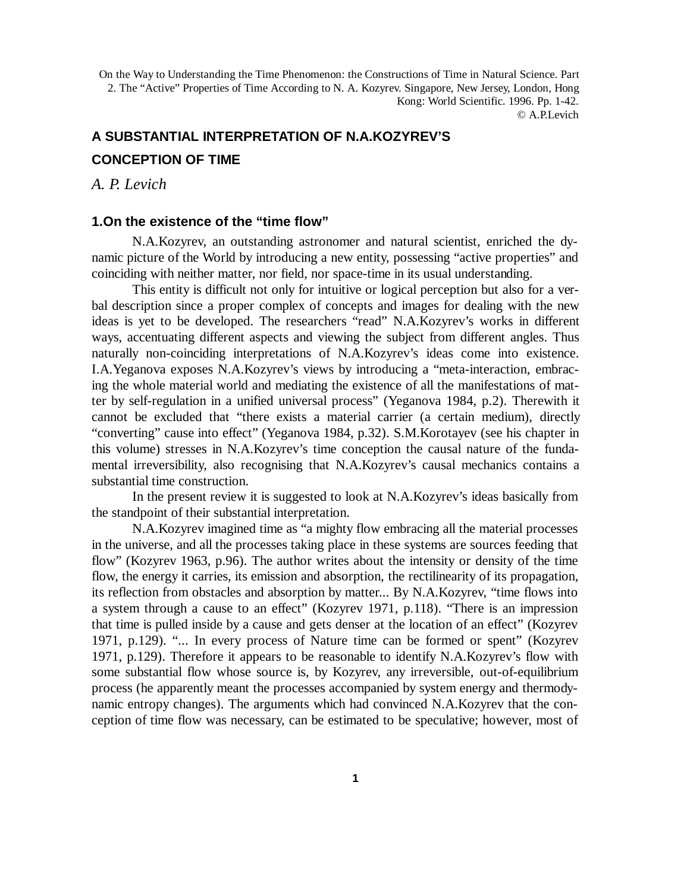On the Way to Understanding the Time Phenomenon: the Constructions of Time in Natural Science. Part 2. The "Active" Properties of Time According to N. A. Kozyrev. Singapore, New Jersey, London, Hong Kong: World Scientific. 1996. Pp. 1-42.
© A.P.Levich

# A SUBSTANTIAL INTERPRETATION OF N.A.KOZYREV'S CONCEPTION OF TIME

*A. P. Levich*

## 1.On the existence of the "time flow"

N.A.Kozyrev, an outstanding astronomer and natural scientist, enriched the dynamic picture of the World by introducing a new entity, possessing "active properties" and coinciding with neither matter, nor field, nor space-time in its usual understanding.

This entity is difficult not only for intuitive or logical perception but also for a verbal description since a proper complex of concepts and images for dealing with the new ideas is yet to be developed. The researchers "read" N.A.Kozyrev's works in different ways, accentuating different aspects and viewing the subject from different angles. Thus naturally non-coinciding interpretations of N.A.Kozyrev's ideas come into existence. I.A.Yeganova exposes N.A.Kozyrev's views by introducing a "meta-interaction, embracing the whole material world and mediating the existence of all the manifestations of matter by self-regulation in a unified universal process" (Yeganova 1984, p.2). Therewith it cannot be excluded that "there exists a material carrier (a certain medium), directly "converting" cause into effect" (Yeganova 1984, p.32). S.M.Korotayev (see his chapter in this volume) stresses in N.A.Kozyrev's time conception the causal nature of the fundamental irreversibility, also recognising that N.A.Kozyrev's causal mechanics contains a substantial time construction.

In the present review it is suggested to look at N.A.Kozyrev's ideas basically from the standpoint of their substantial interpretation.

N.A.Kozyrev imagined time as "a mighty flow embracing all the material processes in the universe, and all the processes taking place in these systems are sources feeding that flow" (Kozyrev 1963, p.96). The author writes about the intensity or density of the time flow, the energy it carries, its emission and absorption, the rectilinearity of its propagation, its reflection from obstacles and absorption by matter... By N.A.Kozyrev, "time flows into a system through a cause to an effect" (Kozyrev 1971, p.118). "There is an impression that time is pulled inside by a cause and gets denser at the location of an effect" (Kozyrev 1971, p.129). "... In every process of Nature time can be formed or spent" (Kozyrev 1971, p.129). Therefore it appears to be reasonable to identify N.A.Kozyrev's flow with some substantial flow whose source is, by Kozyrev, any irreversible, out-of-equilibrium process (he apparently meant the processes accompanied by system energy and thermodynamic entropy changes). The arguments which had convinced N.A.Kozyrev that the conception of time flow was necessary, can be estimated to be speculative; however, most of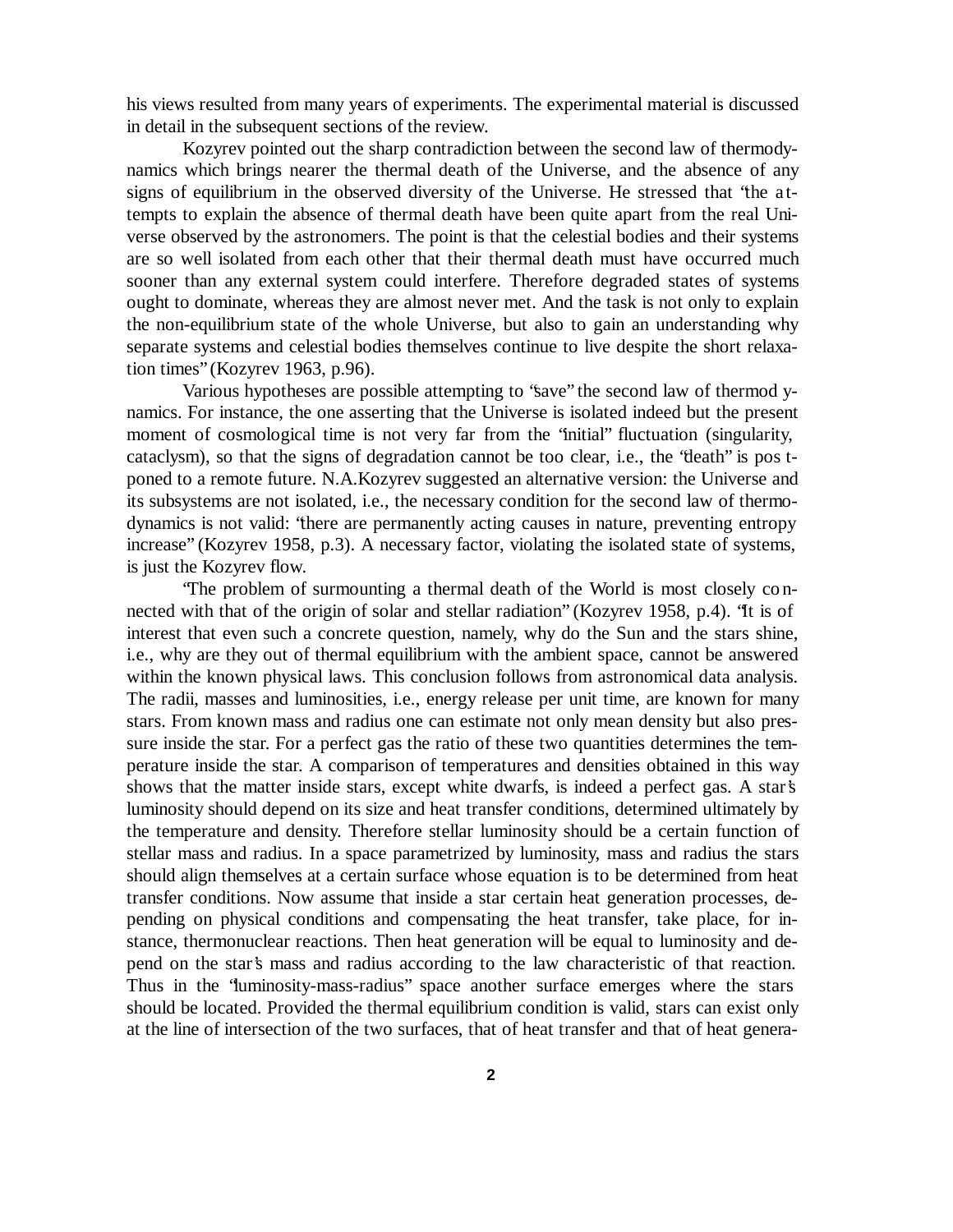his views resulted from many years of experiments. The experimental material is discussed in detail in the subsequent sections of the review.

Kozyrev pointed out the sharp contradiction between the second law of thermodynamics which brings nearer the thermal death of the Universe, and the absence of any signs of equilibrium in the observed diversity of the Universe. He stressed that "the attempts to explain the absence of thermal death have been quite apart from the real Universe observed by the astronomers. The point is that the celestial bodies and their systems are so well isolated from each other that their thermal death must have occurred much sooner than any external system could interfere. Therefore degraded states of systems ought to dominate, whereas they are almost never met. And the task is not only to explain the non-equilibrium state of the whole Universe, but also to gain an understanding why separate systems and celestial bodies themselves continue to live despite the short relaxation times" (Kozyrev 1963, p.96).

Various hypotheses are possible attempting to "save" the second law of thermodynamics. For instance, the one asserting that the Universe is isolated indeed but the present moment of cosmological time is not very far from the "initial" fluctuation (singularity, cataclysm), so that the signs of degradation cannot be too clear, i.e., the "death" is postponed to a remote future. N.A.Kozyrev suggested an alternative version: the Universe and its subsystems are not isolated, i.e., the necessary condition for the second law of thermodynamics is not valid: "there are permanently acting causes in nature, preventing entropy increase" (Kozyrev 1958, p.3). A necessary factor, violating the isolated state of systems, is just the Kozyrev flow.

"The problem of surmounting a thermal death of the World is most closely connected with that of the origin of solar and stellar radiation" (Kozyrev 1958, p.4). "It is of interest that even such a concrete question, namely, why do the Sun and the stars shine, i.e., why are they out of thermal equilibrium with the ambient space, cannot be answered within the known physical laws. This conclusion follows from astronomical data analysis. The radii, masses and luminosities, i.e., energy release per unit time, are known for many stars. From known mass and radius one can estimate not only mean density but also pressure inside the star. For a perfect gas the ratio of these two quantities determines the temperature inside the star. A comparison of temperatures and densities obtained in this way shows that the matter inside stars, except white dwarfs, is indeed a perfect gas. A star's luminosity should depend on its size and heat transfer conditions, determined ultimately by the temperature and density. Therefore stellar luminosity should be a certain function of stellar mass and radius. In a space parametrized by luminosity, mass and radius the stars should align themselves at a certain surface whose equation is to be determined from heat transfer conditions. Now assume that inside a star certain heat generation processes, depending on physical conditions and compensating the heat transfer, take place, for instance, thermonuclear reactions. Then heat generation will be equal to luminosity and depend on the star's mass and radius according to the law characteristic of that reaction. Thus in the "luminosity-mass-radius" space another surface emerges where the stars should be located. Provided the thermal equilibrium condition is valid, stars can exist only at the line of intersection of the two surfaces, that of heat transfer and that of heat genera-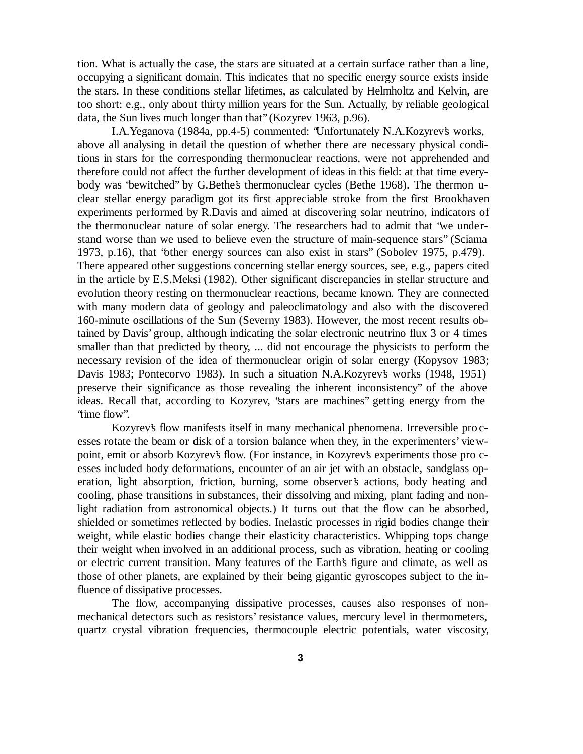tion. What is actually the case, the stars are situated at a certain surface rather than a line, occupying a significant domain. This indicates that no specific energy source exists inside the stars. In these conditions stellar lifetimes, as calculated by Helmholtz and Kelvin, are too short: e.g., only about thirty million years for the Sun. Actually, by reliable geological data, the Sun lives much longer than that" (Kozyrev 1963, p.96).

I.A.Yeganova (1984a, pp.4-5) commented: "Unfortunately N.A.Kozyrev's works, above all analysing in detail the question of whether there are necessary physical conditions in stars for the corresponding thermonuclear reactions, were not apprehended and therefore could not affect the further development of ideas in this field: at that time everybody was "bewitched" by G.Bethe's thermonuclear cycles (Bethe 1968). The thermon uclear stellar energy paradigm got its first appreciable stroke from the first Brookhaven experiments performed by R.Davis and aimed at discovering solar neutrino, indicators of the thermonuclear nature of solar energy. The researchers had to admit that "we understand worse than we used to believe even the structure of main-sequence stars" (Sciama 1973, p.16), that "other energy sources can also exist in stars" (Sobolev 1975, p.479). There appeared other suggestions concerning stellar energy sources, see, e.g., papers cited in the article by E.S.Meksi (1982). Other significant discrepancies in stellar structure and evolution theory resting on thermonuclear reactions, became known. They are connected with many modern data of geology and paleoclimatology and also with the discovered 160-minute oscillations of the Sun (Severny 1983). However, the most recent results obtained by Davis' group, although indicating the solar electronic neutrino flux 3 or 4 times smaller than that predicted by theory, ... did not encourage the physicists to perform the necessary revision of the idea of thermonuclear origin of solar energy (Kopysov 1983; Davis 1983; Pontecorvo 1983). In such a situation N.A.Kozyrev's works (1948, 1951) preserve their significance as those revealing the inherent inconsistency" of the above ideas. Recall that, according to Kozyrev, "stars are machines" getting energy from the "time flow".

Kozyrev's flow manifests itself in many mechanical phenomena. Irreversible processes rotate the beam or disk of a torsion balance when they, in the experimenters' viewpoint, emit or absorb Kozyrev's flow. (For instance, in Kozyrev's experiments those processes included body deformations, encounter of an air jet with an obstacle, sandglass operation, light absorption, friction, burning, some observer's actions, body heating and cooling, phase transitions in substances, their dissolving and mixing, plant fading and non-light radiation from astronomical objects.) It turns out that the flow can be absorbed, shielded or sometimes reflected by bodies. Inelastic processes in rigid bodies change their weight, while elastic bodies change their elasticity characteristics. Whipping tops change their weight when involved in an additional process, such as vibration, heating or cooling or electric current transition. Many features of the Earth's figure and climate, as well as those of other planets, are explained by their being gigantic gyroscopes subject to the influence of dissipative processes.

The flow, accompanying dissipative processes, causes also responses of non-mechanical detectors such as resistors' resistance values, mercury level in thermometers, quartz crystal vibration frequencies, thermocouple electric potentials, water viscosity,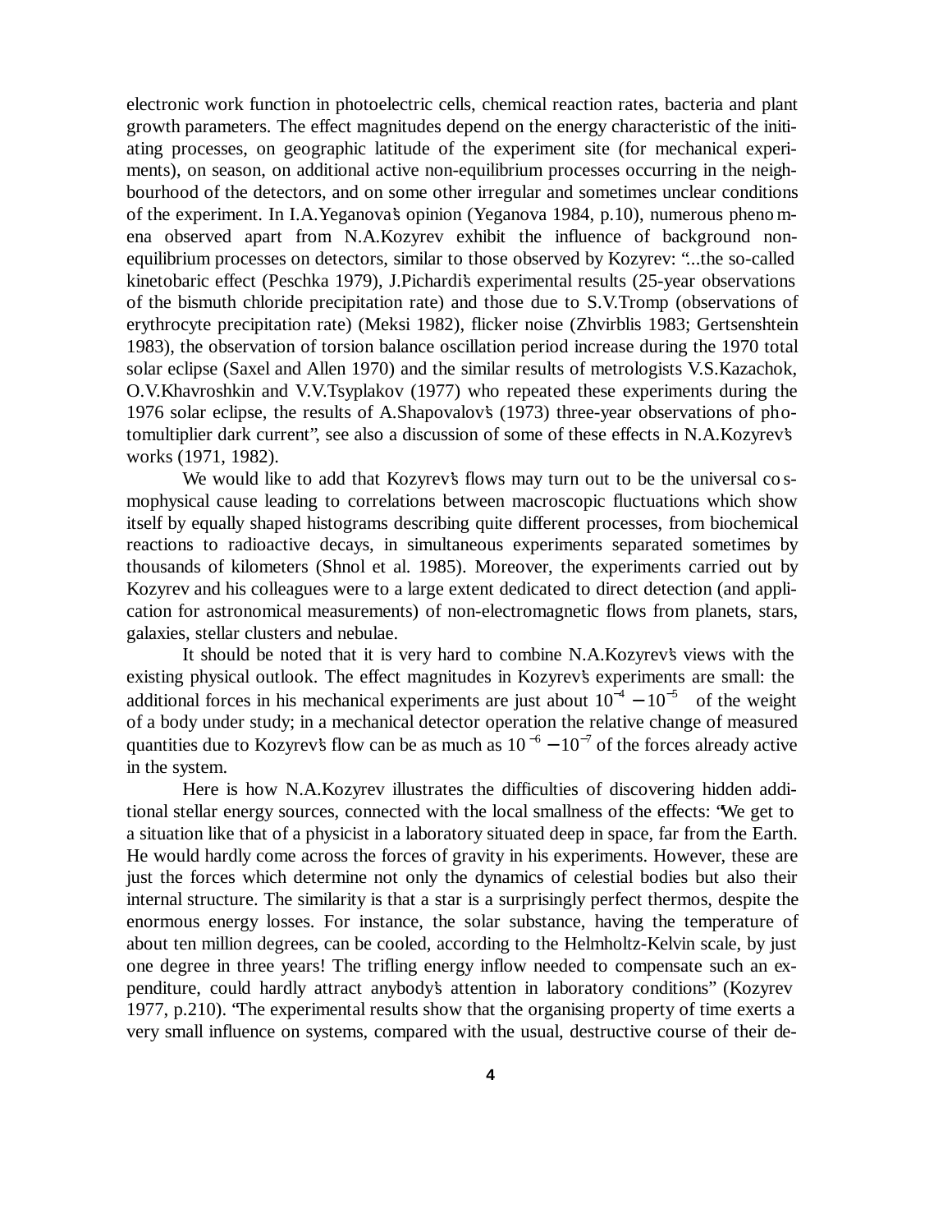electronic work function in photoelectric cells, chemical reaction rates, bacteria and plant growth parameters. The effect magnitudes depend on the energy characteristic of the initiating processes, on geographic latitude of the experiment site (for mechanical experiments), on season, on additional active non-equilibrium processes occurring in the neighbourhood of the detectors, and on some other irregular and sometimes unclear conditions of the experiment. In I.A.Yeganova's opinion (Yeganova 1984, p.10), numerous phenomena observed apart from N.A.Kozyrev exhibit the influence of background non-equilibrium processes on detectors, similar to those observed by Kozyrev: "...the so-called kinetobaric effect (Peschka 1979), J.Pichardi's experimental results (25-year observations of the bismuth chloride precipitation rate) and those due to S.V.Tromp (observations of erythrocyte precipitation rate) (Meksi 1982), flicker noise (Zhvirblis 1983; Gertsenshtein 1983), the observation of torsion balance oscillation period increase during the 1970 total solar eclipse (Saxel and Allen 1970) and the similar results of metrologists V.S.Kazachok, O.V.Khavroshkin and V.V.Tsyplakov (1977) who repeated these experiments during the 1976 solar eclipse, the results of A.Shapovalov's (1973) three-year observations of photomultiplier dark current", see also a discussion of some of these effects in N.A.Kozyrev's works (1971, 1982).

We would like to add that Kozyrev's flows may turn out to be the universal cosmophysical cause leading to correlations between macroscopic fluctuations which show itself by equally shaped histograms describing quite different processes, from biochemical reactions to radioactive decays, in simultaneous experiments separated sometimes by thousands of kilometers (Shnol et al. 1985). Moreover, the experiments carried out by Kozyrev and his colleagues were to a large extent dedicated to direct detection (and application for astronomical measurements) of non-electromagnetic flows from planets, stars, galaxies, stellar clusters and nebulae.

It should be noted that it is very hard to combine N.A.Kozyrev's views with the existing physical outlook. The effect magnitudes in Kozyrev's experiments are small: the additional forces in his mechanical experiments are just about $10^{-4} - 10^{-5}$ of the weight of a body under study; in a mechanical detector operation the relative change of measured quantities due to Kozyrev's flow can be as much as $10^{-6} - 10^{-7}$ of the forces already active in the system.

Here is how N.A.Kozyrev illustrates the difficulties of discovering hidden additional stellar energy sources, connected with the local smallness of the effects: "We get to a situation like that of a physicist in a laboratory situated deep in space, far from the Earth. He would hardly come across the forces of gravity in his experiments. However, these are just the forces which determine not only the dynamics of celestial bodies but also their internal structure. The similarity is that a star is a surprisingly perfect thermos, despite the enormous energy losses. For instance, the solar substance, having the temperature of about ten million degrees, can be cooled, according to the Helmholtz-Kelvin scale, by just one degree in three years! The trifling energy inflow needed to compensate such an expenditure, could hardly attract anybody's attention in laboratory conditions" (Kozyrev 1977, p.210). "The experimental results show that the organising property of time exerts a very small influence on systems, compared with the usual, destructive course of their de-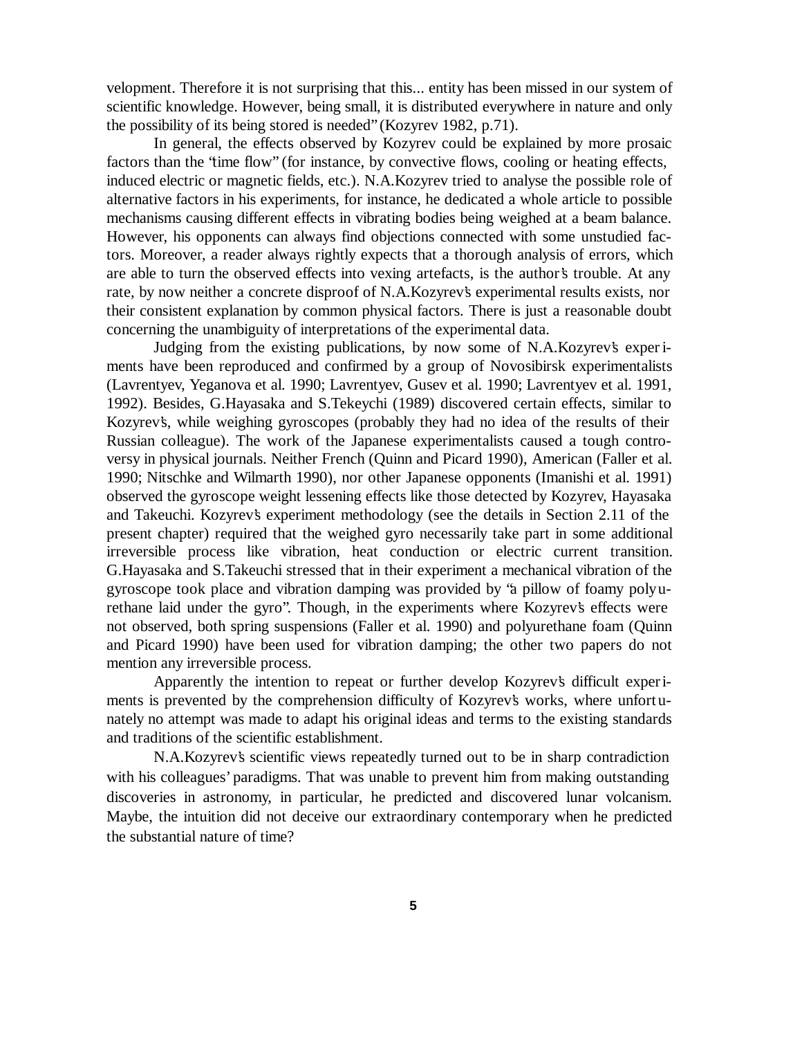velopment. Therefore it is not surprising that this... entity has been missed in our system of scientific knowledge. However, being small, it is distributed everywhere in nature and only the possibility of its being stored is needed" (Kozyrev 1982, p.71).

In general, the effects observed by Kozyrev could be explained by more prosaic factors than the "time flow" (for instance, by convective flows, cooling or heating effects, induced electric or magnetic fields, etc.). N.A.Kozyrev tried to analyse the possible role of alternative factors in his experiments, for instance, he dedicated a whole article to possible mechanisms causing different effects in vibrating bodies being weighed at a beam balance. However, his opponents can always find objections connected with some unstudied factors. Moreover, a reader always rightly expects that a thorough analysis of errors, which are able to turn the observed effects into vexing artefacts, is the author's trouble. At any rate, by now neither a concrete disproof of N.A.Kozyrev's experimental results exists, nor their consistent explanation by common physical factors. There is just a reasonable doubt concerning the unambiguity of interpretations of the experimental data.

Judging from the existing publications, by now some of N.A.Kozyrev's experiments have been reproduced and confirmed by a group of Novosibirsk experimentalists (Lavrentyev, Yeganova et al. 1990; Lavrentyev, Gusev et al. 1990; Lavrentyev et al. 1991, 1992). Besides, G.Hayasaka and S.Tekeychi (1989) discovered certain effects, similar to Kozyrev's, while weighing gyroscopes (probably they had no idea of the results of their Russian colleague). The work of the Japanese experimentalists caused a tough controversy in physical journals. Neither French (Quinn and Picard 1990), American (Faller et al. 1990; Nitschke and Wilmarth 1990), nor other Japanese opponents (Imanishi et al. 1991) observed the gyroscope weight lessening effects like those detected by Kozyrev, Hayasaka and Takeuchi. Kozyrev's experiment methodology (see the details in Section 2.11 of the present chapter) required that the weighed gyro necessarily take part in some additional irreversible process like vibration, heat conduction or electric current transition. G.Hayasaka and S.Takeuchi stressed that in their experiment a mechanical vibration of the gyroscope took place and vibration damping was provided by "a pillow of foamy polyurethane laid under the gyro". Though, in the experiments where Kozyrev's effects were not observed, both spring suspensions (Faller et al. 1990) and polyurethane foam (Quinn and Picard 1990) have been used for vibration damping; the other two papers do not mention any irreversible process.

Apparently the intention to repeat or further develop Kozyrev's difficult experiments is prevented by the comprehension difficulty of Kozyrev's works, where unfortunately no attempt was made to adapt his original ideas and terms to the existing standards and traditions of the scientific establishment.

N.A.Kozyrev's scientific views repeatedly turned out to be in sharp contradiction with his colleagues' paradigms. That was unable to prevent him from making outstanding discoveries in astronomy, in particular, he predicted and discovered lunar volcanism. Maybe, the intuition did not deceive our extraordinary contemporary when he predicted the substantial nature of time?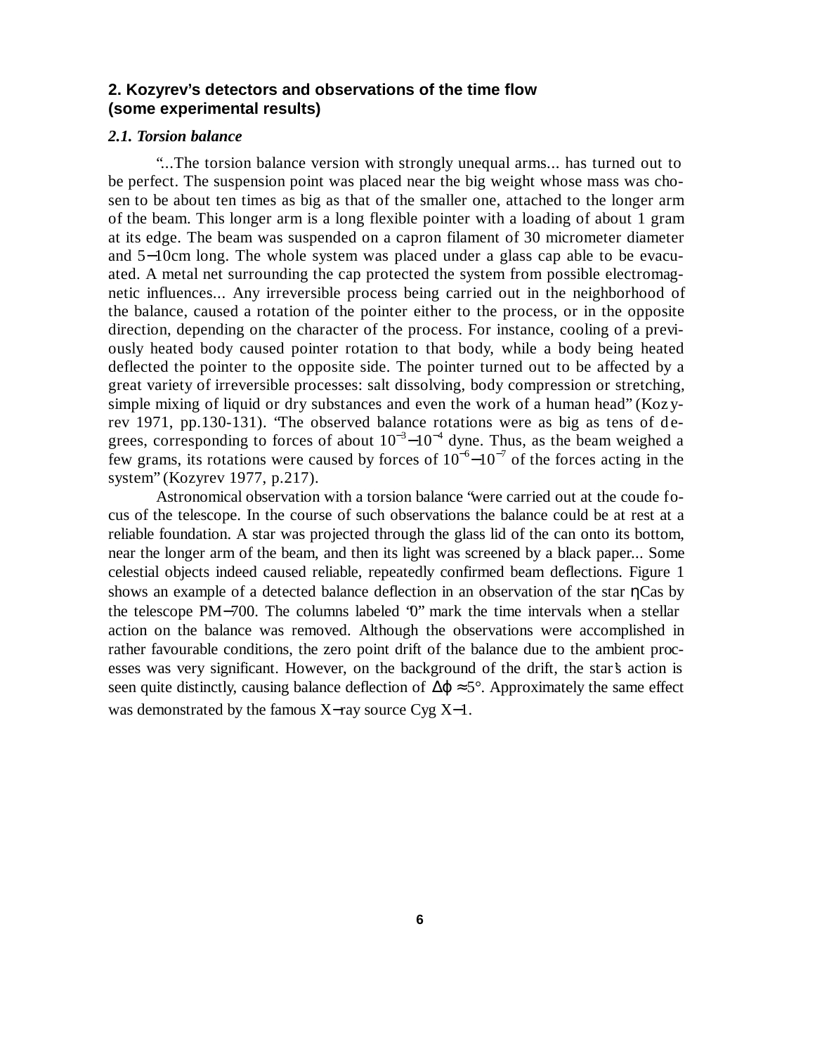## 2. Kozyrev's detectors and observations of the time flow (some experimental results)

### *2.1. Torsion balance*

"...The torsion balance version with strongly unequal arms... has turned out to be perfect. The suspension point was placed near the big weight whose mass was chosen to be about ten times as big as that of the smaller one, attached to the longer arm of the beam. This longer arm is a long flexible pointer with a loading of about 1 gram at its edge. The beam was suspended on a capron filament of 30 micrometer diameter and 5−10cm long. The whole system was placed under a glass cap able to be evacuated. A metal net surrounding the cap protected the system from possible electromagnetic influences... Any irreversible process being carried out in the neighborhood of the balance, caused a rotation of the pointer either to the process, or in the opposite direction, depending on the character of the process. For instance, cooling of a previously heated body caused pointer rotation to that body, while a body being heated deflected the pointer to the opposite side. The pointer turned out to be affected by a great variety of irreversible processes: salt dissolving, body compression or stretching, simple mixing of liquid or dry substances and even the work of a human head" (Kozyrev 1971, pp.130-131). "The observed balance rotations were as big as tens of degrees, corresponding to forces of about $10^{-3}$−$10^{-4}$ dyne. Thus, as the beam weighed a few grams, its rotations were caused by forces of $10^{-6}$−$10^{-7}$ of the forces acting in the system" (Kozyrev 1977, p.217).

Astronomical observation with a torsion balance "were carried out at the coude focus of the telescope. In the course of such observations the balance could be at rest at a reliable foundation. A star was projected through the glass lid of the can onto its bottom, near the longer arm of the beam, and then its light was screened by a black paper... Some celestial objects indeed caused reliable, repeatedly confirmed beam deflections. Figure 1 shows an example of a detected balance deflection in an observation of the star ηCas by the telescope PM−700. The columns labeled "0" mark the time intervals when a stellar action on the balance was removed. Although the observations were accomplished in rather favourable conditions, the zero point drift of the balance due to the ambient processes was very significant. However, on the background of the drift, the star's action is seen quite distinctly, causing balance deflection of $\Delta\varphi \approx 5°$. Approximately the same effect was demonstrated by the famous X−ray source Cyg X−1.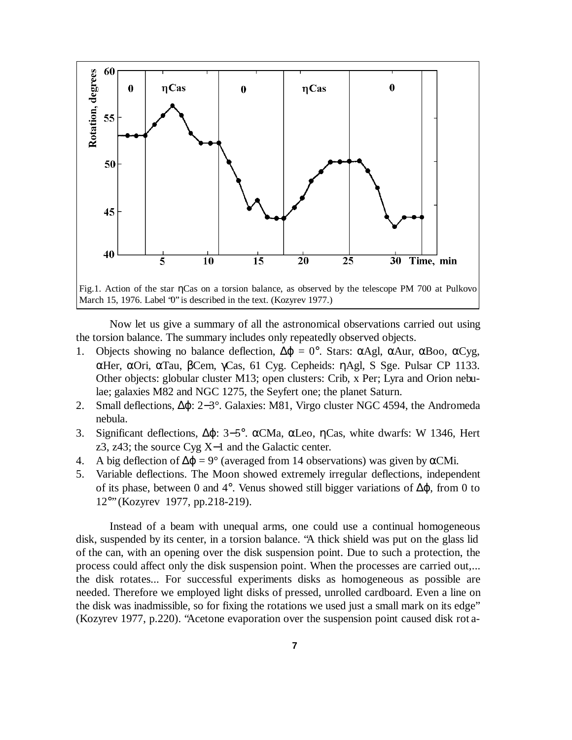Fig.1. Action of the star ηCas on a torsion balance, as observed by the telescope PM 700 at Pulkovo March 15, 1976. Label "0" is described in the text. (Kozyrev 1977.)

Now let us give a summary of all the astronomical observations carried out using the torsion balance. The summary includes only repeatedly observed objects.

1. Objects showing no balance deflection, $\Delta\varphi = 0°$. Stars: αAgl, αAur, αBoo, αCyg, αHer, αOri, αTau, βCem, γCas, 61 Cyg. Cepheids: ηAgl, S Sge. Pulsar CP 1133. Other objects: globular cluster M13; open clusters: Crib, x Per; Lyra and Orion nebulae; galaxies M82 and NGC 1275, the Seyfert one; the planet Saturn.
2. Small deflections, $\Delta\varphi$: 2−3°. Galaxies: M81, Virgo cluster NGC 4594, the Andromeda nebula.
3. Significant deflections, $\Delta\varphi$: 3−5°. αCMa, αLeo, ηCas, white dwarfs: W 1346, Hert z3, z43; the source Cyg X−1 and the Galactic center.
4. A big deflection of $\Delta\varphi = 9°$ (averaged from 14 observations) was given by αCMi.
5. Variable deflections. The Moon showed extremely irregular deflections, independent of its phase, between 0 and 4°. Venus showed still bigger variations of $\Delta\varphi$, from 0 to 12°" (Kozyrev 1977, pp.218-219).

Instead of a beam with unequal arms, one could use a continual homogeneous disk, suspended by its center, in a torsion balance. "A thick shield was put on the glass lid of the can, with an opening over the disk suspension point. Due to such a protection, the process could affect only the disk suspension point. When the processes are carried out,... the disk rotates... For successful experiments disks as homogeneous as possible are needed. Therefore we employed light disks of pressed, unrolled cardboard. Even a line on the disk was inadmissible, so for fixing the rotations we used just a small mark on its edge" (Kozyrev 1977, p.220). "Acetone evaporation over the suspension point caused disk rota-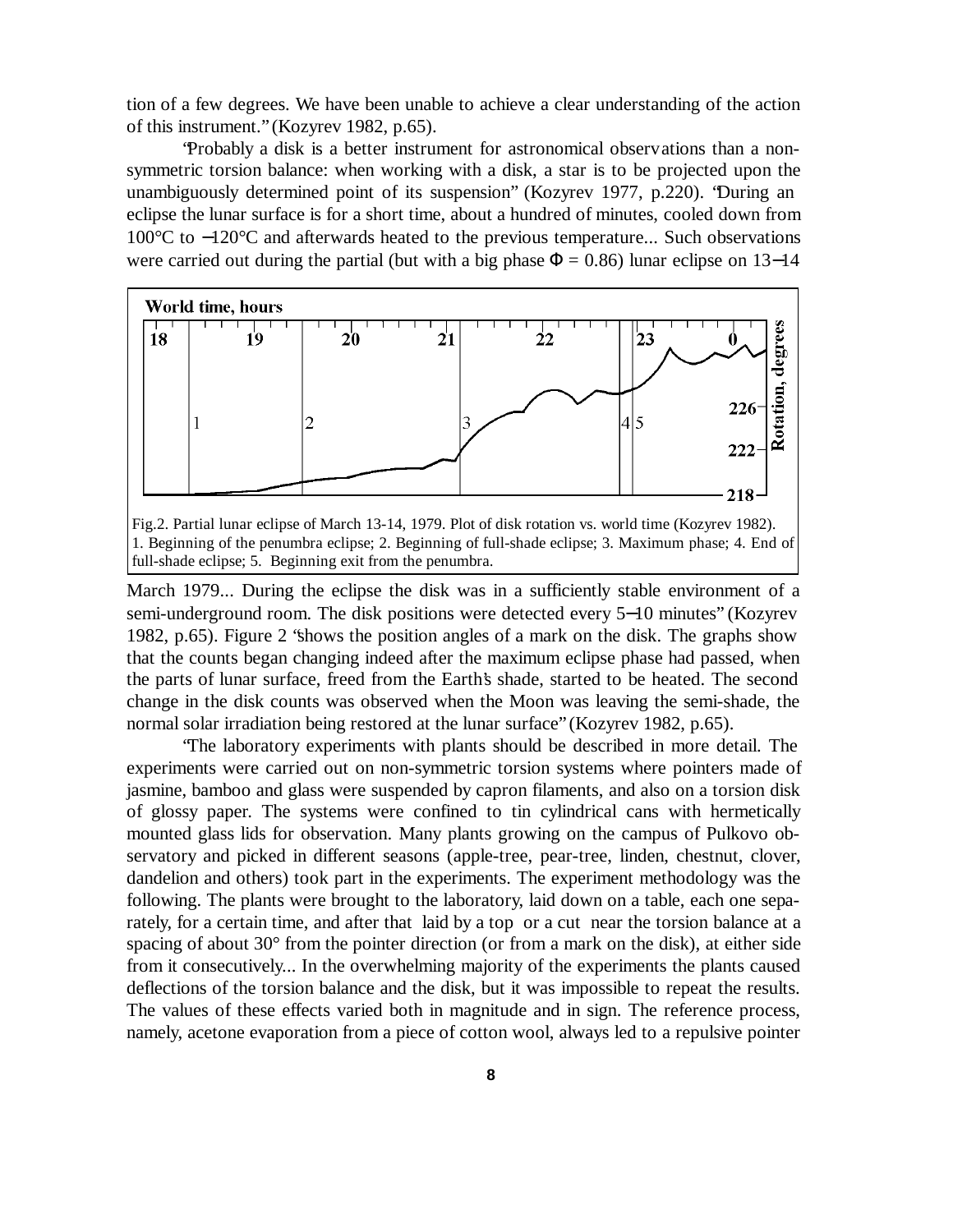tion of a few degrees. We have been unable to achieve a clear understanding of the action of this instrument." (Kozyrev 1982, p.65).

"Probably a disk is a better instrument for astronomical observations than a non-symmetric torsion balance: when working with a disk, a star is to be projected upon the unambiguously determined point of its suspension" (Kozyrev 1977, p.220). "During an eclipse the lunar surface is for a short time, about a hundred of minutes, cooled down from 100°C to −120°C and afterwards heated to the previous temperature... Such observations were carried out during the partial (but with a big phase Φ = 0.86) lunar eclipse on 13−14

Fig.2. Partial lunar eclipse of March 13-14, 1979. Plot of disk rotation vs. world time (Kozyrev 1982). 1. Beginning of the penumbra eclipse; 2. Beginning of full-shade eclipse; 3. Maximum phase; 4. End of full-shade eclipse; 5. Beginning exit from the penumbra.

March 1979... During the eclipse the disk was in a sufficiently stable environment of a semi-underground room. The disk positions were detected every 5−10 minutes" (Kozyrev 1982, p.65). Figure 2 "shows the position angles of a mark on the disk. The graphs show that the counts began changing indeed after the maximum eclipse phase had passed, when the parts of lunar surface, freed from the Earth's shade, started to be heated. The second change in the disk counts was observed when the Moon was leaving the semi-shade, the normal solar irradiation being restored at the lunar surface" (Kozyrev 1982, p.65).

"The laboratory experiments with plants should be described in more detail. The experiments were carried out on non-symmetric torsion systems where pointers made of jasmine, bamboo and glass were suspended by capron filaments, and also on a torsion disk of glossy paper. The systems were confined to tin cylindrical cans with hermetically mounted glass lids for observation. Many plants growing on the campus of Pulkovo observatory and picked in different seasons (apple-tree, pear-tree, linden, chestnut, clover, dandelion and others) took part in the experiments. The experiment methodology was the following. The plants were brought to the laboratory, laid down on a table, each one separately, for a certain time, and after that laid by a top or a cut near the torsion balance at a spacing of about 30° from the pointer direction (or from a mark on the disk), at either side from it consecutively... In the overwhelming majority of the experiments the plants caused deflections of the torsion balance and the disk, but it was impossible to repeat the results. The values of these effects varied both in magnitude and in sign. The reference process, namely, acetone evaporation from a piece of cotton wool, always led to a repulsive pointer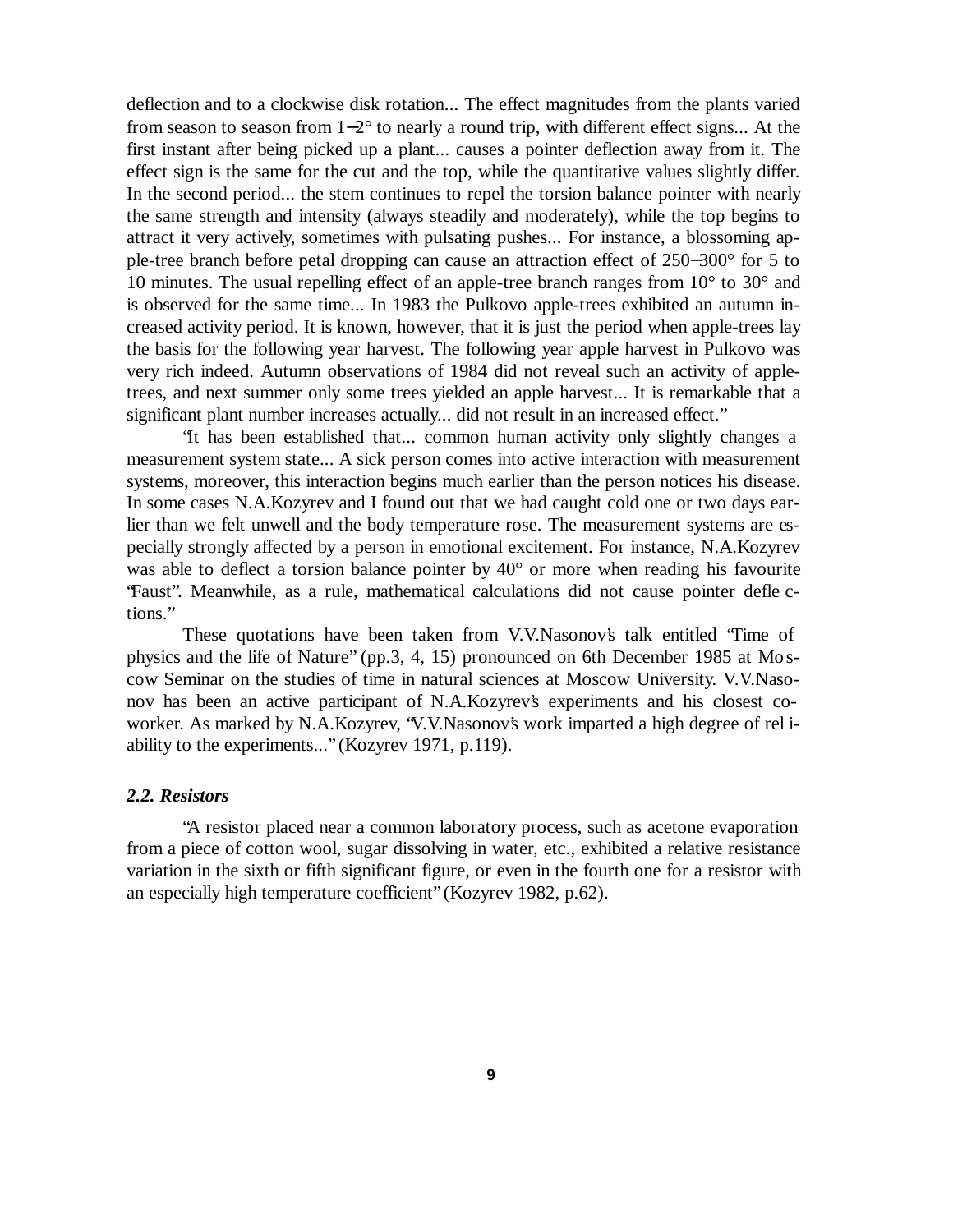deflection and to a clockwise disk rotation... The effect magnitudes from the plants varied from season to season from 1–2° to nearly a round trip, with different effect signs... At the first instant after being picked up a plant... causes a pointer deflection away from it. The effect sign is the same for the cut and the top, while the quantitative values slightly differ. In the second period... the stem continues to repel the torsion balance pointer with nearly the same strength and intensity (always steadily and moderately), while the top begins to attract it very actively, sometimes with pulsating pushes... For instance, a blossoming apple-tree branch before petal dropping can cause an attraction effect of 250–300° for 5 to 10 minutes. The usual repelling effect of an apple-tree branch ranges from 10° to 30° and is observed for the same time... In 1983 the Pulkovo apple-trees exhibited an autumn increased activity period. It is known, however, that it is just the period when apple-trees lay the basis for the following year harvest. The following year apple harvest in Pulkovo was very rich indeed. Autumn observations of 1984 did not reveal such an activity of apple-trees, and next summer only some trees yielded an apple harvest... It is remarkable that a significant plant number increases actually... did not result in an increased effect."

"It has been established that... common human activity only slightly changes a measurement system state... A sick person comes into active interaction with measurement systems, moreover, this interaction begins much earlier than the person notices his disease. In some cases N.A.Kozyrev and I found out that we had caught cold one or two days earlier than we felt unwell and the body temperature rose. The measurement systems are especially strongly affected by a person in emotional excitement. For instance, N.A.Kozyrev was able to deflect a torsion balance pointer by 40° or more when reading his favourite "Faust". Meanwhile, as a rule, mathematical calculations did not cause pointer deflections."

These quotations have been taken from V.V.Nasonov's talk entitled "Time of physics and the life of Nature" (pp.3, 4, 15) pronounced on 6th December 1985 at Moscow Seminar on the studies of time in natural sciences at Moscow University. V.V.Nasonov has been an active participant of N.A.Kozyrev's experiments and his closest co-worker. As marked by N.A.Kozyrev, "V.V.Nasonov's work imparted a high degree of reliability to the experiments..." (Kozyrev 1971, p.119).

### *2.2. Resistors*

"A resistor placed near a common laboratory process, such as acetone evaporation from a piece of cotton wool, sugar dissolving in water, etc., exhibited a relative resistance variation in the sixth or fifth significant figure, or even in the fourth one for a resistor with an especially high temperature coefficient" (Kozyrev 1982, p.62).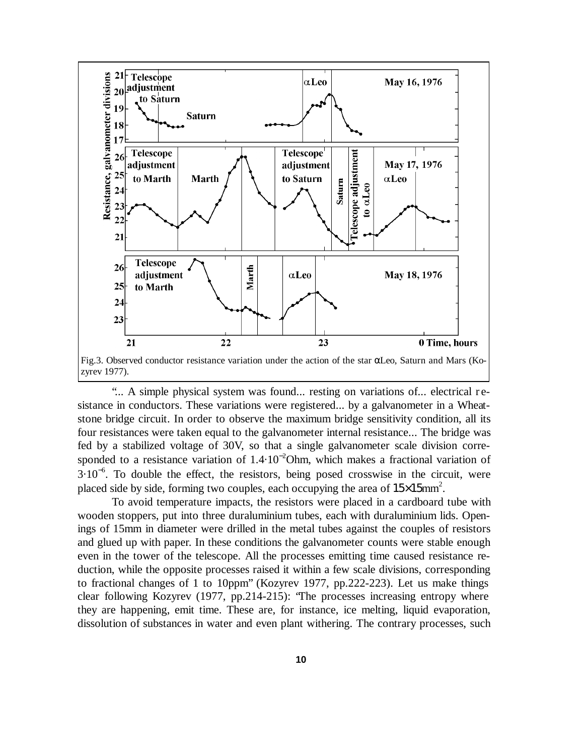Fig.3. Observed conductor resistance variation under the action of the star αLeo, Saturn and Mars (Kozyrev 1977).

"... A simple physical system was found... resting on variations of... electrical resistance in conductors. These variations were registered... by a galvanometer in a Wheatstone bridge circuit. In order to observe the maximum bridge sensitivity condition, all its four resistances were taken equal to the galvanometer internal resistance... The bridge was fed by a stabilized voltage of 30V, so that a single galvanometer scale division corresponded to a resistance variation of $1.4 \cdot 10^{-2}$Ohm, which makes a fractional variation of $3 \cdot 10^{-6}$. To double the effect, the resistors, being posed crosswise in the circuit, were placed side by side, forming two couples, each occupying the area of $15 \times 15$mm$^2$.

To avoid temperature impacts, the resistors were placed in a cardboard tube with wooden stoppers, put into three duraluminium tubes, each with duraluminium lids. Openings of 15mm in diameter were drilled in the metal tubes against the couples of resistors and glued up with paper. In these conditions the galvanometer counts were stable enough even in the tower of the telescope. All the processes emitting time caused resistance reduction, while the opposite processes raised it within a few scale divisions, corresponding to fractional changes of 1 to 10ppm" (Kozyrev 1977, pp.222-223). Let us make things clear following Kozyrev (1977, pp.214-215): "The processes increasing entropy where they are happening, emit time. These are, for instance, ice melting, liquid evaporation, dissolution of substances in water and even plant withering. The contrary processes, such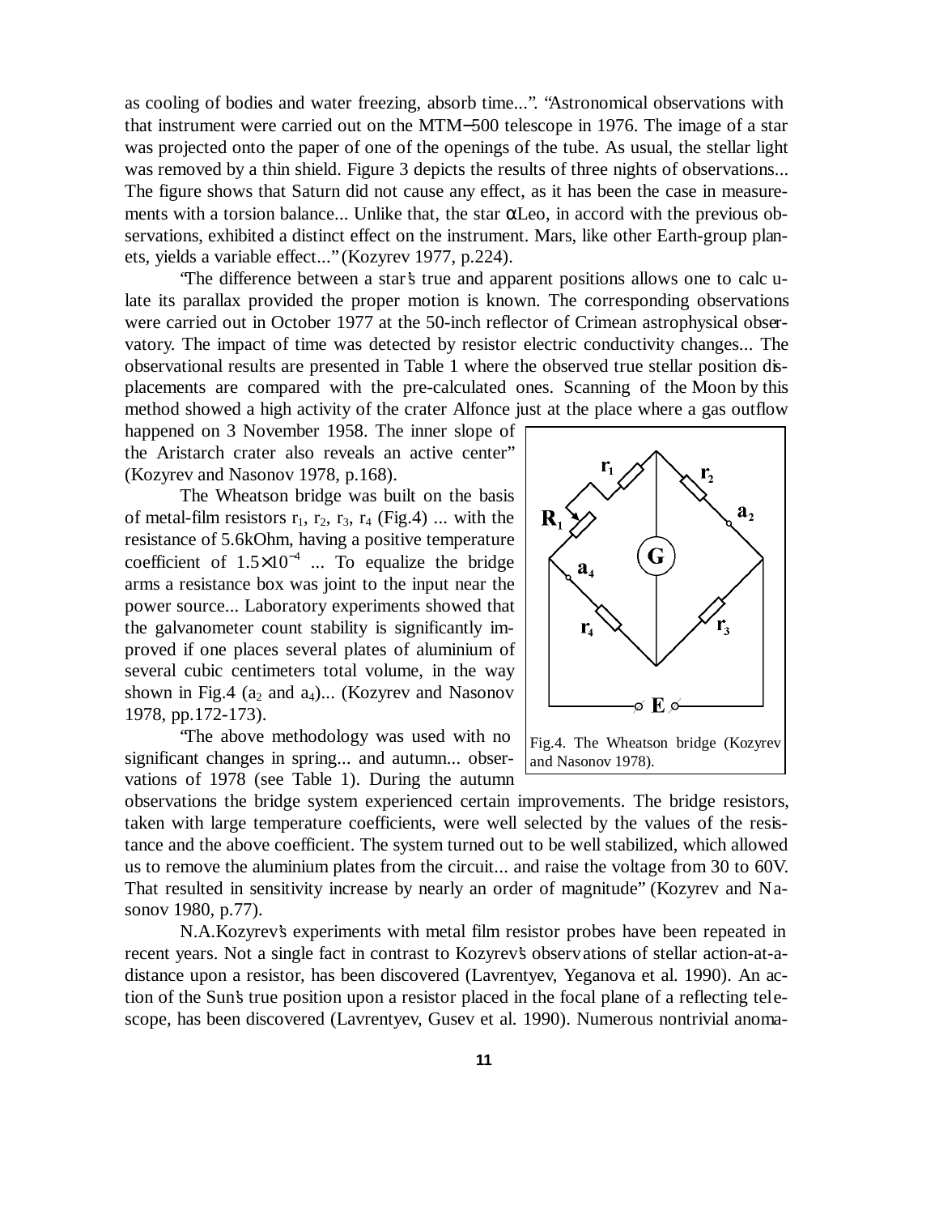as cooling of bodies and water freezing, absorb time...". "Astronomical observations with that instrument were carried out on the MTM–500 telescope in 1976. The image of a star was projected onto the paper of one of the openings of the tube. As usual, the stellar light was removed by a thin shield. Figure 3 depicts the results of three nights of observations... The figure shows that Saturn did not cause any effect, as it has been the case in measurements with a torsion balance... Unlike that, the star αLeo, in accord with the previous observations, exhibited a distinct effect on the instrument. Mars, like other Earth-group planets, yields a variable effect..." (Kozyrev 1977, p.224).

"The difference between a star's true and apparent positions allows one to calculate its parallax provided the proper motion is known. The corresponding observations were carried out in October 1977 at the 50-inch reflector of Crimean astrophysical observatory. The impact of time was detected by resistor electric conductivity changes... The observational results are presented in Table 1 where the observed true stellar position displacements are compared with the pre-calculated ones. Scanning of the Moon by this method showed a high activity of the crater Alfonce just at the place where a gas outflow happened on 3 November 1958. The inner slope of the Aristarch crater also reveals an active center" (Kozyrev and Nasonov 1978, p.168).

The Wheatson bridge was built on the basis of metal-film resistors $r_1$, $r_2$, $r_3$, $r_4$ (Fig.4) ... with the resistance of 5.6kOhm, having a positive temperature coefficient of $1.5\times10^{-4}$ ... To equalize the bridge arms a resistance box was joint to the input near the power source... Laboratory experiments showed that the galvanometer count stability is significantly improved if one places several plates of aluminium of several cubic centimeters total volume, in the way shown in Fig.4 ($a_2$ and $a_4$)... (Kozyrev and Nasonov 1978, pp.172-173).

Fig.4. The Wheatson bridge (Kozyrev and Nasonov 1978).

"The above methodology was used with no significant changes in spring... and autumn... observations of 1978 (see Table 1). During the autumn observations the bridge system experienced certain improvements. The bridge resistors, taken with large temperature coefficients, were well selected by the values of the resistance and the above coefficient. The system turned out to be well stabilized, which allowed us to remove the aluminium plates from the circuit... and raise the voltage from 30 to 60V. That resulted in sensitivity increase by nearly an order of magnitude" (Kozyrev and Nasonov 1980, p.77).

N.A.Kozyrev's experiments with metal film resistor probes have been repeated in recent years. Not a single fact in contrast to Kozyrev's observations of stellar action-at-a-distance upon a resistor, has been discovered (Lavrentyev, Yeganova et al. 1990). An action of the Sun's true position upon a resistor placed in the focal plane of a reflecting telescope, has been discovered (Lavrentyev, Gusev et al. 1990). Numerous nontrivial anoma-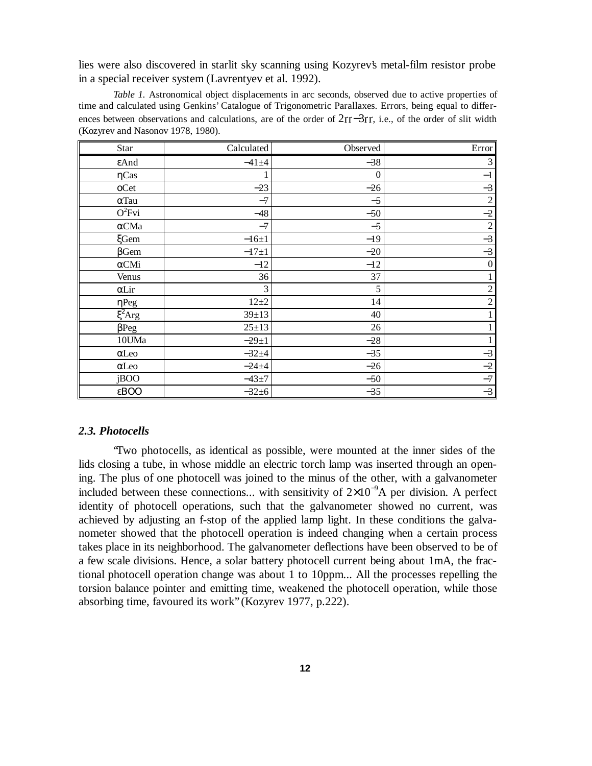lies were also discovered in starlit sky scanning using Kozyrev's metal-film resistor probe in a special receiver system (Lavrentyev et al. 1992).

*Table 1.* Astronomical object displacements in arc seconds, observed due to active properties of time and calculated using Genkins' Catalogue of Trigonometric Parallaxes. Errors, being equal to differences between observations and calculations, are of the order of 2rr−3rr, i.e., of the order of slit width (Kozyrev and Nasonov 1978, 1980).

| Star | Calculated | Observed | Error |
|---|---|---|---|
| εAnd | −41±4 | −38 | 3 |
| ηCas | 1 | 0 | −1 |
| oCet | −23 | −26 | −3 |
| αTau | −7 | −5 | 2 |
| $O^2$Fvi | −48 | −50 | −2 |
| αCMa | −7 | −5 | 2 |
| ξGem | −16±1 | −19 | −3 |
| βGem | −17±1 | −20 | −3 |
| αCMi | −12 | −12 | 0 |
| Venus | 36 | 37 | 1 |
| αLir | 3 | 5 | 2 |
| ηPeg | 12±2 | 14 | 2 |
| $\xi^2$Arg | 39±13 | 40 | 1 |
| βPeg | 25±13 | 26 | 1 |
| 10UMa | −29±1 | −28 | 1 |
| αLeo | −32±4 | −35 | −3 |
| αLeo | −24±4 | −26 | −2 |
| jBOO | −43±7 | −50 | −7 |
| εBOO | −32±6 | −35 | −3 |

### *2.3. Photocells*

"Two photocells, as identical as possible, were mounted at the inner sides of the lids closing a tube, in whose middle an electric torch lamp was inserted through an opening. The plus of one photocell was joined to the minus of the other, with a galvanometer included between these connections... with sensitivity of $2\times10^{-9}$A per division. A perfect identity of photocell operations, such that the galvanometer showed no current, was achieved by adjusting an f-stop of the applied lamp light. In these conditions the galvanometer showed that the photocell operation is indeed changing when a certain process takes place in its neighborhood. The galvanometer deflections have been observed to be of a few scale divisions. Hence, a solar battery photocell current being about 1mA, the fractional photocell operation change was about 1 to 10ppm... All the processes repelling the torsion balance pointer and emitting time, weakened the photocell operation, while those absorbing time, favoured its work" (Kozyrev 1977, p.222).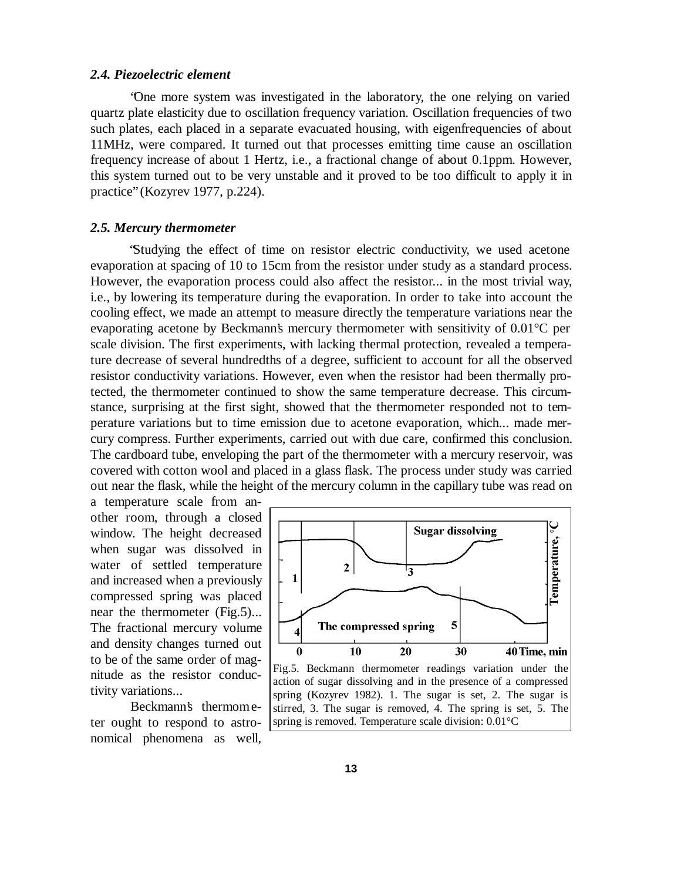### *2.4. Piezoelectric element*

"One more system was investigated in the laboratory, the one relying on varied quartz plate elasticity due to oscillation frequency variation. Oscillation frequencies of two such plates, each placed in a separate evacuated housing, with eigenfrequencies of about 11MHz, were compared. It turned out that processes emitting time cause an oscillation frequency increase of about 1 Hertz, i.e., a fractional change of about 0.1ppm. However, this system turned out to be very unstable and it proved to be too difficult to apply it in practice" (Kozyrev 1977, p.224).

### *2.5. Mercury thermometer*

"Studying the effect of time on resistor electric conductivity, we used acetone evaporation at spacing of 10 to 15cm from the resistor under study as a standard process. However, the evaporation process could also affect the resistor... in the most trivial way, i.e., by lowering its temperature during the evaporation. In order to take into account the cooling effect, we made an attempt to measure directly the temperature variations near the evaporating acetone by Beckmann's mercury thermometer with sensitivity of 0.01°C per scale division. The first experiments, with lacking thermal protection, revealed a temperature decrease of several hundredths of a degree, sufficient to account for all the observed resistor conductivity variations. However, even when the resistor had been thermally protected, the thermometer continued to show the same temperature decrease. This circumstance, surprising at the first sight, showed that the thermometer responded not to temperature variations but to time emission due to acetone evaporation, which... made mercury compress. Further experiments, carried out with due care, confirmed this conclusion. The cardboard tube, enveloping the part of the thermometer with a mercury reservoir, was covered with cotton wool and placed in a glass flask. The process under study was carried out near the flask, while the height of the mercury column in the capillary tube was read on a temperature scale from another room, through a closed window. The height decreased when sugar was dissolved in water of settled temperature and increased when a previously compressed spring was placed near the thermometer (Fig.5)... The fractional mercury volume and density changes turned out to be of the same order of magnitude as the resistor conductivity variations...

Fig.5. Beckmann thermometer readings variation under the action of sugar dissolving and in the presence of a compressed spring (Kozyrev 1982). 1. The sugar is set, 2. The sugar is stirred, 3. The sugar is removed, 4. The spring is set, 5. The spring is removed. Temperature scale division: 0.01°C

Beckmann's thermometer ought to respond to astronomical phenomena as well,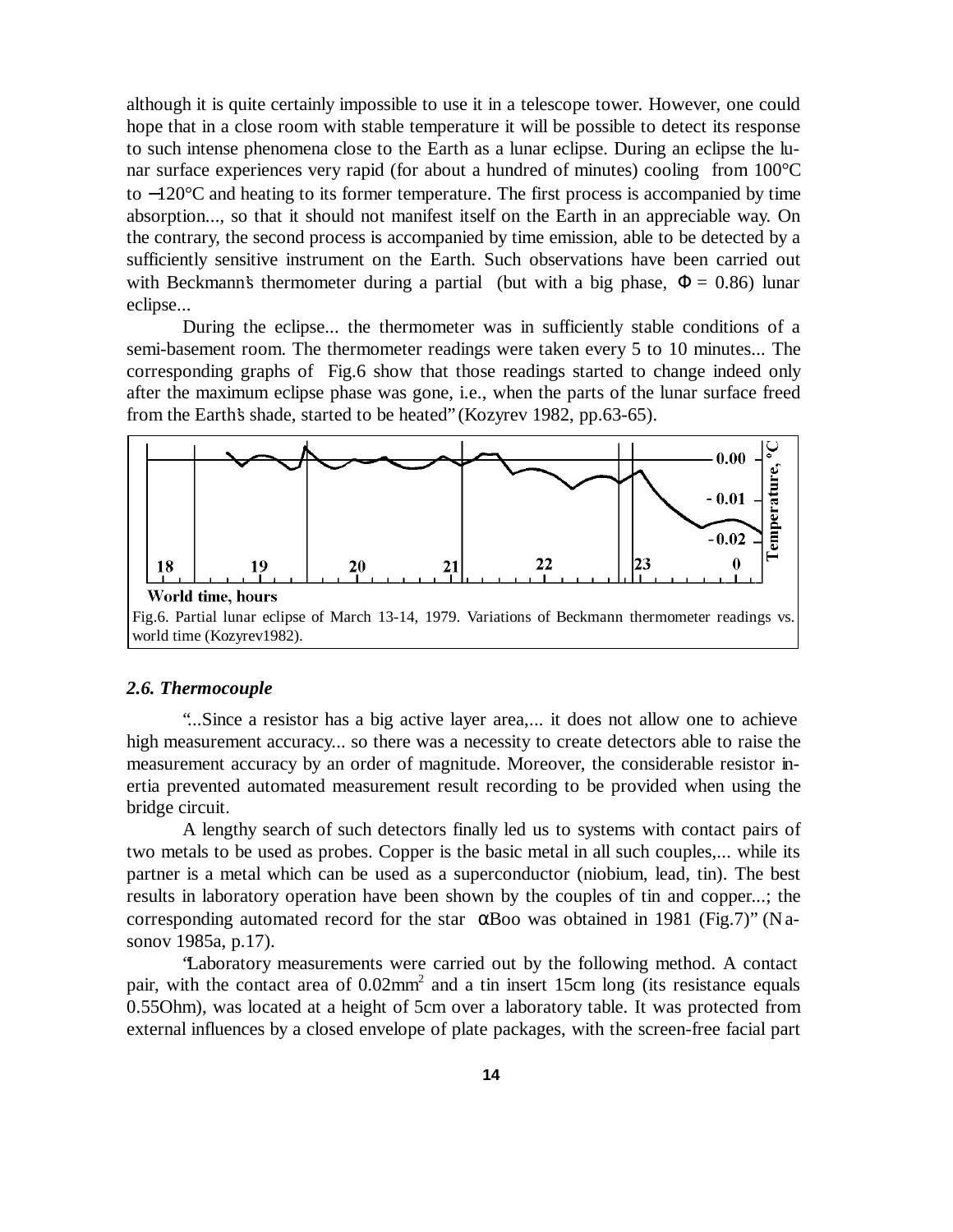although it is quite certainly impossible to use it in a telescope tower. However, one could hope that in a close room with stable temperature it will be possible to detect its response to such intense phenomena close to the Earth as a lunar eclipse. During an eclipse the lunar surface experiences very rapid (for about a hundred of minutes) cooling from 100°C to −120°C and heating to its former temperature. The first process is accompanied by time absorption..., so that it should not manifest itself on the Earth in an appreciable way. On the contrary, the second process is accompanied by time emission, able to be detected by a sufficiently sensitive instrument on the Earth. Such observations have been carried out with Beckmann's thermometer during a partial (but with a big phase, $\Phi = 0.86$) lunar eclipse...

During the eclipse... the thermometer was in sufficiently stable conditions of a semi-basement room. The thermometer readings were taken every 5 to 10 minutes... The corresponding graphs of Fig.6 show that those readings started to change indeed only after the maximum eclipse phase was gone, i.e., when the parts of the lunar surface freed from the Earth's shade, started to be heated" (Kozyrev 1982, pp.63-65).

Fig.6. Partial lunar eclipse of March 13-14, 1979. Variations of Beckmann thermometer readings vs. world time (Kozyrev1982).

### *2.6. Thermocouple*

"...Since a resistor has a big active layer area,... it does not allow one to achieve high measurement accuracy... so there was a necessity to create detectors able to raise the measurement accuracy by an order of magnitude. Moreover, the considerable resistor inertia prevented automated measurement result recording to be provided when using the bridge circuit.

A lengthy search of such detectors finally led us to systems with contact pairs of two metals to be used as probes. Copper is the basic metal in all such couples,... while its partner is a metal which can be used as a superconductor (niobium, lead, tin). The best results in laboratory operation have been shown by the couples of tin and copper...; the corresponding automated record for the star $\alpha$Boo was obtained in 1981 (Fig.7)" (Nasonov 1985a, p.17).

"Laboratory measurements were carried out by the following method. A contact pair, with the contact area of 0.02mm$^2$ and a tin insert 15cm long (its resistance equals 0.55Ohm), was located at a height of 5cm over a laboratory table. It was protected from external influences by a closed envelope of plate packages, with the screen-free facial part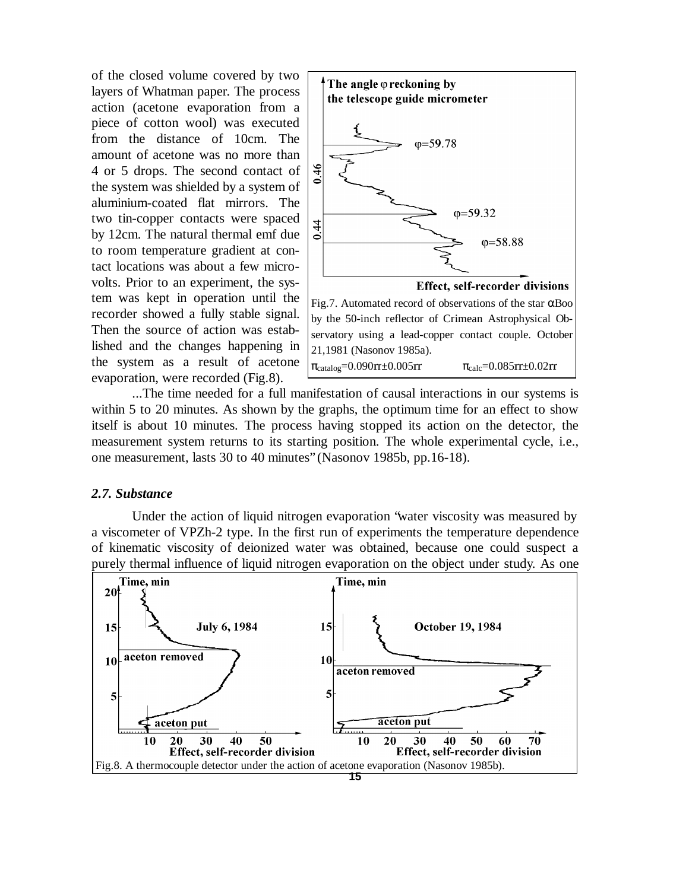of the closed volume covered by two layers of Whatman paper. The process action (acetone evaporation from a piece of cotton wool) was executed from the distance of 10cm. The amount of acetone was no more than 4 or 5 drops. The second contact of the system was shielded by a system of aluminium-coated flat mirrors. The two tin-copper contacts were spaced by 12cm. The natural thermal emf due to room temperature gradient at contact locations was about a few microvolts. Prior to an experiment, the system was kept in operation until the recorder showed a fully stable signal. Then the source of action was established and the changes happening in the system as a result of acetone evaporation, were recorded (Fig.8).

Fig.7. Automated record of observations of the star αBoo by the 50-inch reflector of Crimean Astrophysical Observatory using a lead-copper contact couple. October 21,1981 (Nasonov 1985a).
$\pi_{catalog}$=0.090ʺ±0.005ʺ $\pi_{calc}$=0.085ʺ±0.02ʺ

...The time needed for a full manifestation of causal interactions in our systems is within 5 to 20 minutes. As shown by the graphs, the optimum time for an effect to show itself is about 10 minutes. The process having stopped its action on the detector, the measurement system returns to its starting position. The whole experimental cycle, i.e., one measurement, lasts 30 to 40 minutes" (Nasonov 1985b, pp.16-18).

### *2.7. Substance*

Under the action of liquid nitrogen evaporation "water viscosity was measured by a viscometer of VPZh-2 type. In the first run of experiments the temperature dependence of kinematic viscosity of deionized water was obtained, because one could suspect a purely thermal influence of liquid nitrogen evaporation on the object under study. As one

Fig.8. A thermocouple detector under the action of acetone evaporation (Nasonov 1985b).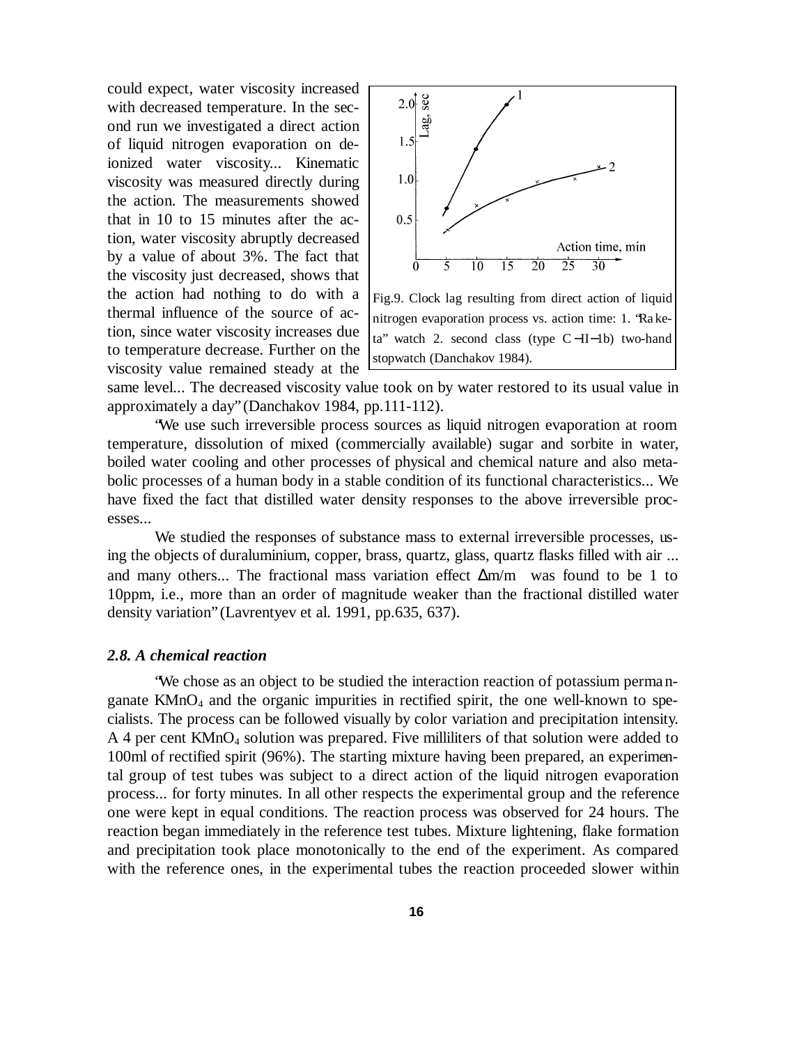could expect, water viscosity increased with decreased temperature. In the second run we investigated a direct action of liquid nitrogen evaporation on deionized water viscosity... Kinematic viscosity was measured directly during the action. The measurements showed that in 10 to 15 minutes after the action, water viscosity abruptly decreased by a value of about 3%. The fact that the viscosity just decreased, shows that the action had nothing to do with a thermal influence of the source of action, since water viscosity increases due to temperature decrease. Further on the viscosity value remained steady at the same level... The decreased viscosity value took on by water restored to its usual value in approximately a day" (Danchakov 1984, pp.111-112).

Fig.9. Clock lag resulting from direct action of liquid nitrogen evaporation process vs. action time: 1. "Raketa" watch 2. second class (type C−II−1b) two-hand stopwatch (Danchakov 1984).

"We use such irreversible process sources as liquid nitrogen evaporation at room temperature, dissolution of mixed (commercially available) sugar and sorbite in water, boiled water cooling and other processes of physical and chemical nature and also metabolic processes of a human body in a stable condition of its functional characteristics... We have fixed the fact that distilled water density responses to the above irreversible processes...

We studied the responses of substance mass to external irreversible processes, using the objects of duraluminium, copper, brass, quartz, glass, quartz flasks filled with air ... and many others... The fractional mass variation effect $\Delta m/m$ was found to be 1 to 10ppm, i.e., more than an order of magnitude weaker than the fractional distilled water density variation" (Lavrentyev et al. 1991, pp.635, 637).

### *2.8. A chemical reaction*

"We chose as an object to be studied the interaction reaction of potassium permanganate $KMnO_4$ and the organic impurities in rectified spirit, the one well-known to specialists. The process can be followed visually by color variation and precipitation intensity. A 4 per cent $KMnO_4$ solution was prepared. Five milliliters of that solution were added to 100ml of rectified spirit (96%). The starting mixture having been prepared, an experimental group of test tubes was subject to a direct action of the liquid nitrogen evaporation process... for forty minutes. In all other respects the experimental group and the reference one were kept in equal conditions. The reaction process was observed for 24 hours. The reaction began immediately in the reference test tubes. Mixture lightening, flake formation and precipitation took place monotonically to the end of the experiment. As compared with the reference ones, in the experimental tubes the reaction proceeded slower within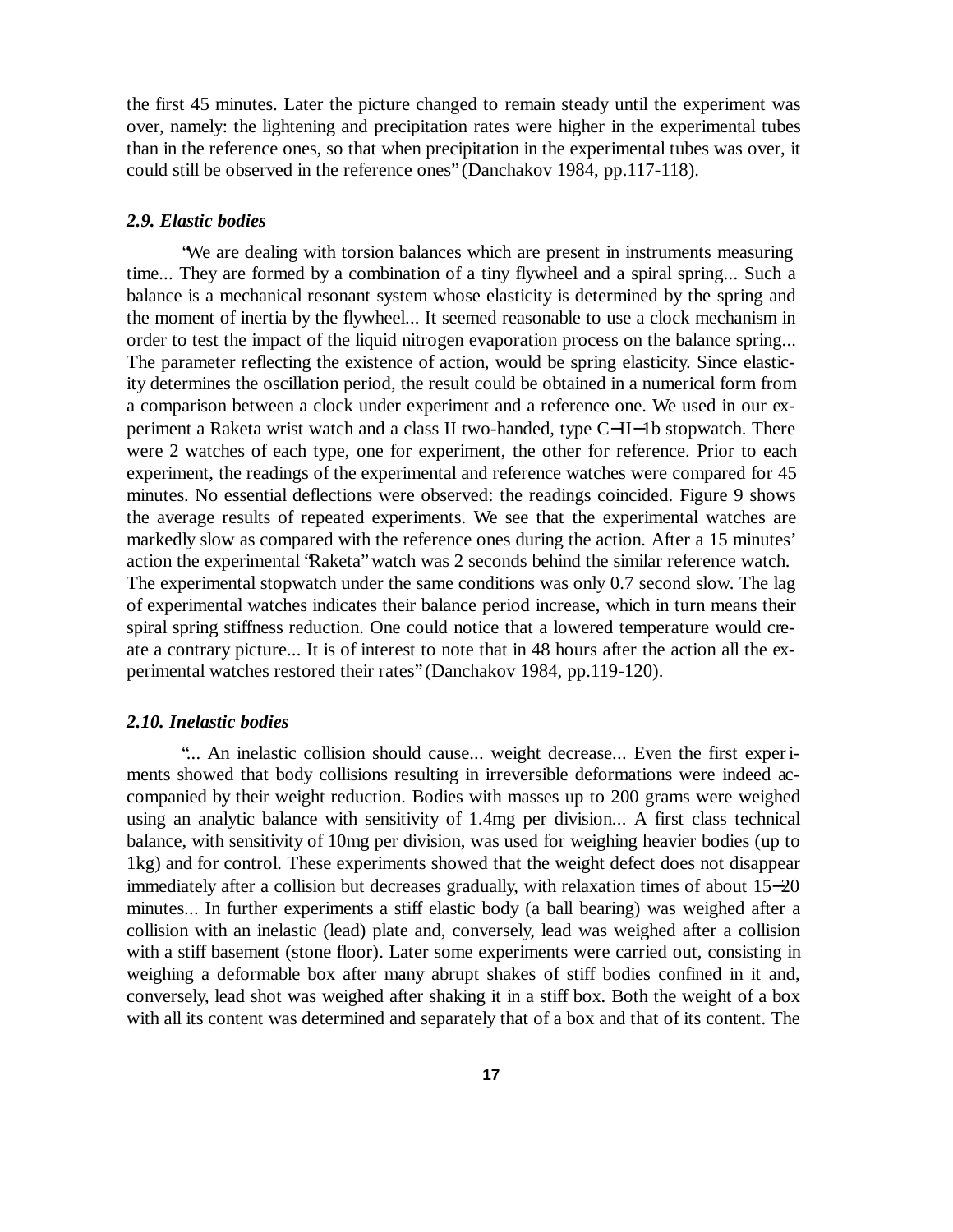the first 45 minutes. Later the picture changed to remain steady until the experiment was over, namely: the lightening and precipitation rates were higher in the experimental tubes than in the reference ones, so that when precipitation in the experimental tubes was over, it could still be observed in the reference ones" (Danchakov 1984, pp.117-118).

### *2.9. Elastic bodies*

"We are dealing with torsion balances which are present in instruments measuring time... They are formed by a combination of a tiny flywheel and a spiral spring... Such a balance is a mechanical resonant system whose elasticity is determined by the spring and the moment of inertia by the flywheel... It seemed reasonable to use a clock mechanism in order to test the impact of the liquid nitrogen evaporation process on the balance spring... The parameter reflecting the existence of action, would be spring elasticity. Since elasticity determines the oscillation period, the result could be obtained in a numerical form from a comparison between a clock under experiment and a reference one. We used in our experiment a Raketa wrist watch and a class II two-handed, type C−II−1b stopwatch. There were 2 watches of each type, one for experiment, the other for reference. Prior to each experiment, the readings of the experimental and reference watches were compared for 45 minutes. No essential deflections were observed: the readings coincided. Figure 9 shows the average results of repeated experiments. We see that the experimental watches are markedly slow as compared with the reference ones during the action. After a 15 minutes' action the experimental "Raketa" watch was 2 seconds behind the similar reference watch. The experimental stopwatch under the same conditions was only 0.7 second slow. The lag of experimental watches indicates their balance period increase, which in turn means their spiral spring stiffness reduction. One could notice that a lowered temperature would create a contrary picture... It is of interest to note that in 48 hours after the action all the experimental watches restored their rates" (Danchakov 1984, pp.119-120).

### *2.10. Inelastic bodies*

"... An inelastic collision should cause... weight decrease... Even the first experiments showed that body collisions resulting in irreversible deformations were indeed accompanied by their weight reduction. Bodies with masses up to 200 grams were weighed using an analytic balance with sensitivity of 1.4mg per division... A first class technical balance, with sensitivity of 10mg per division, was used for weighing heavier bodies (up to 1kg) and for control. These experiments showed that the weight defect does not disappear immediately after a collision but decreases gradually, with relaxation times of about 15−20 minutes... In further experiments a stiff elastic body (a ball bearing) was weighed after a collision with an inelastic (lead) plate and, conversely, lead was weighed after a collision with a stiff basement (stone floor). Later some experiments were carried out, consisting in weighing a deformable box after many abrupt shakes of stiff bodies confined in it and, conversely, lead shot was weighed after shaking it in a stiff box. Both the weight of a box with all its content was determined and separately that of a box and that of its content. The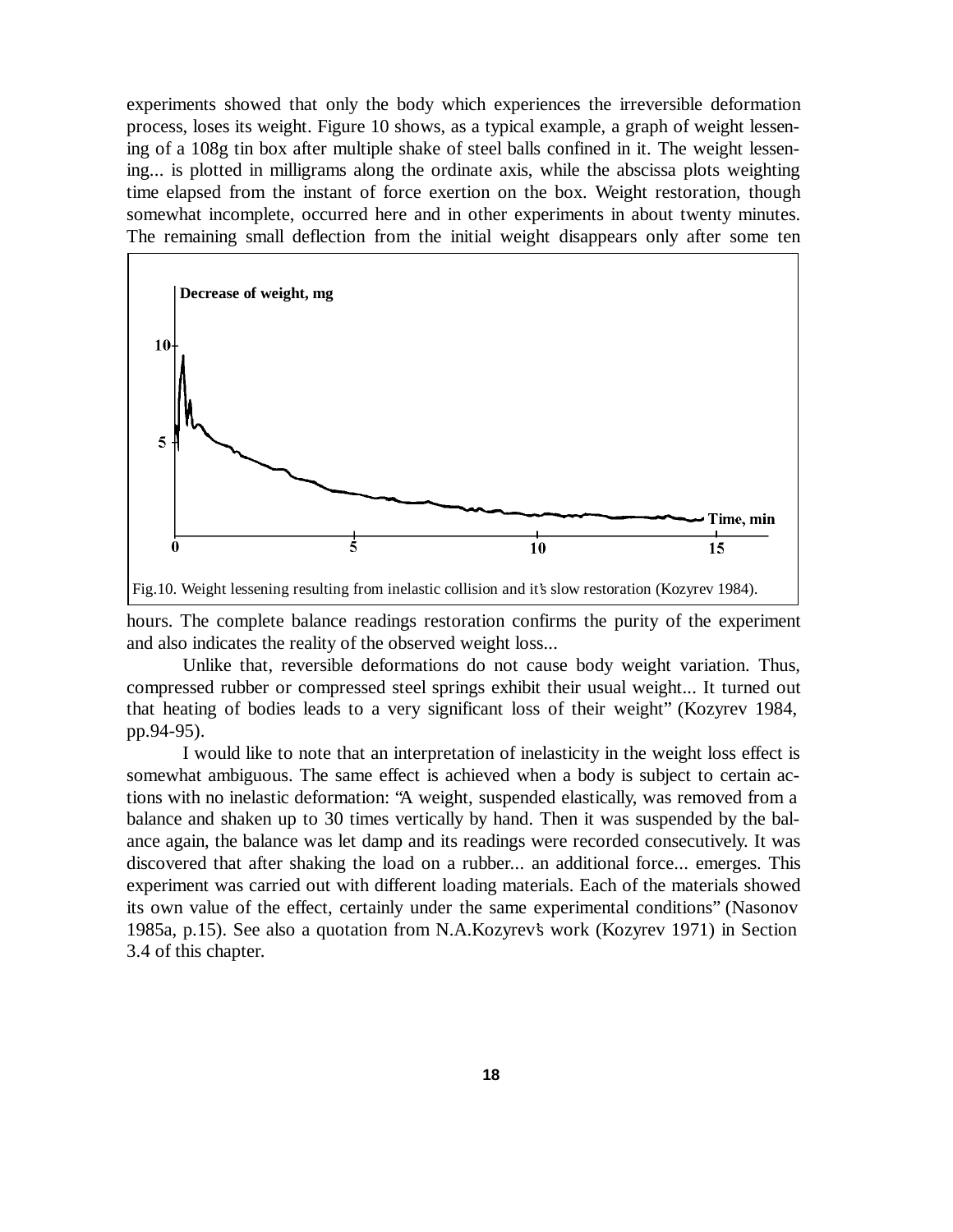experiments showed that only the body which experiences the irreversible deformation process, loses its weight. Figure 10 shows, as a typical example, a graph of weight lessening of a 108g tin box after multiple shake of steel balls confined in it. The weight lessening... is plotted in milligrams along the ordinate axis, while the abscissa plots weighting time elapsed from the instant of force exertion on the box. Weight restoration, though somewhat incomplete, occurred here and in other experiments in about twenty minutes. The remaining small deflection from the initial weight disappears only after some ten hours. The complete balance readings restoration confirms the purity of the experiment and also indicates the reality of the observed weight loss...

Fig.10. Weight lessening resulting from inelastic collision and it's slow restoration (Kozyrev 1984).

Unlike that, reversible deformations do not cause body weight variation. Thus, compressed rubber or compressed steel springs exhibit their usual weight... It turned out that heating of bodies leads to a very significant loss of their weight" (Kozyrev 1984, pp.94-95).

I would like to note that an interpretation of inelasticity in the weight loss effect is somewhat ambiguous. The same effect is achieved when a body is subject to certain actions with no inelastic deformation: "A weight, suspended elastically, was removed from a balance and shaken up to 30 times vertically by hand. Then it was suspended by the balance again, the balance was let damp and its readings were recorded consecutively. It was discovered that after shaking the load on a rubber... an additional force... emerges. This experiment was carried out with different loading materials. Each of the materials showed its own value of the effect, certainly under the same experimental conditions" (Nasonov 1985a, p.15). See also a quotation from N.A.Kozyrev's work (Kozyrev 1971) in Section 3.4 of this chapter.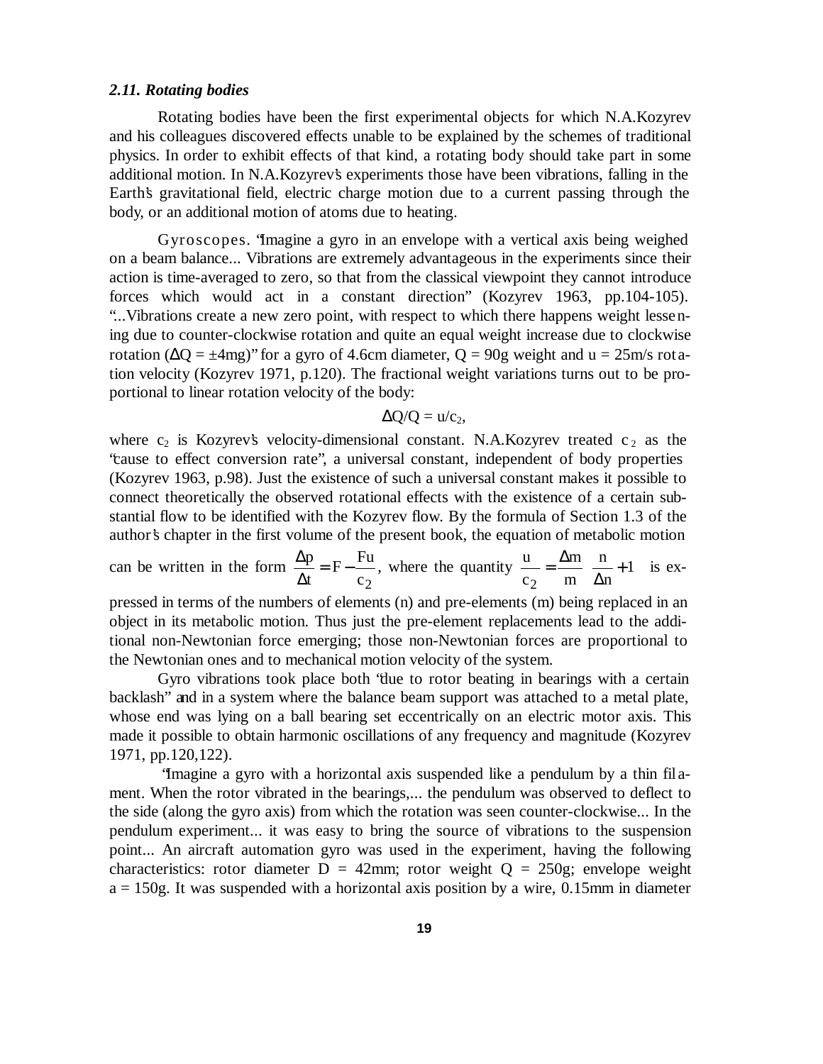### *2.11. Rotating bodies*

Rotating bodies have been the first experimental objects for which N.A.Kozyrev and his colleagues discovered effects unable to be explained by the schemes of traditional physics. In order to exhibit effects of that kind, a rotating body should take part in some additional motion. In N.A.Kozyrev's experiments those have been vibrations, falling in the Earth's gravitational field, electric charge motion due to a current passing through the body, or an additional motion of atoms due to heating.

Gyroscopes. "Imagine a gyro in an envelope with a vertical axis being weighed on a beam balance... Vibrations are extremely advantageous in the experiments since their action is time-averaged to zero, so that from the classical viewpoint they cannot introduce forces which would act in a constant direction" (Kozyrev 1963, pp.104-105). "...Vibrations create a new zero point, with respect to which there happens weight lessening due to counter-clockwise rotation and quite an equal weight increase due to clockwise rotation ($\Delta Q = \pm 4$mg)" for a gyro of 4.6cm diameter, Q = 90g weight and u = 25m/s rotation velocity (Kozyrev 1971, p.120). The fractional weight variations turns out to be proportional to linear rotation velocity of the body:

$$\Delta Q/Q = u/c_2,$$

where $c_2$ is Kozyrev's velocity-dimensional constant. N.A.Kozyrev treated $c_2$ as the "cause to effect conversion rate", a universal constant, independent of body properties (Kozyrev 1963, p.98). Just the existence of such a universal constant makes it possible to connect theoretically the observed rotational effects with the existence of a certain substantial flow to be identified with the Kozyrev flow. By the formula of Section 1.3 of the author's chapter in the first volume of the present book, the equation of metabolic motion can be written in the form $\frac{\Delta p}{\Delta t} = F - \frac{Fu}{c_2}$, where the quantity $\frac{u}{c_2} = \frac{\Delta m}{m}\frac{n}{\Delta n} + 1$ is expressed in terms of the numbers of elements (n) and pre-elements (m) being replaced in an object in its metabolic motion. Thus just the pre-element replacements lead to the additional non-Newtonian force emerging; those non-Newtonian forces are proportional to the Newtonian ones and to mechanical motion velocity of the system.

Gyro vibrations took place both "due to rotor beating in bearings with a certain backlash" and in a system where the balance beam support was attached to a metal plate, whose end was lying on a ball bearing set eccentrically on an electric motor axis. This made it possible to obtain harmonic oscillations of any frequency and magnitude (Kozyrev 1971, pp.120,122).

"Imagine a gyro with a horizontal axis suspended like a pendulum by a thin filament. When the rotor vibrated in the bearings,... the pendulum was observed to deflect to the side (along the gyro axis) from which the rotation was seen counter-clockwise... In the pendulum experiment... it was easy to bring the source of vibrations to the suspension point... An aircraft automation gyro was used in the experiment, having the following characteristics: rotor diameter D = 42mm; rotor weight Q = 250g; envelope weight a = 150g. It was suspended with a horizontal axis position by a wire, 0.15mm in diameter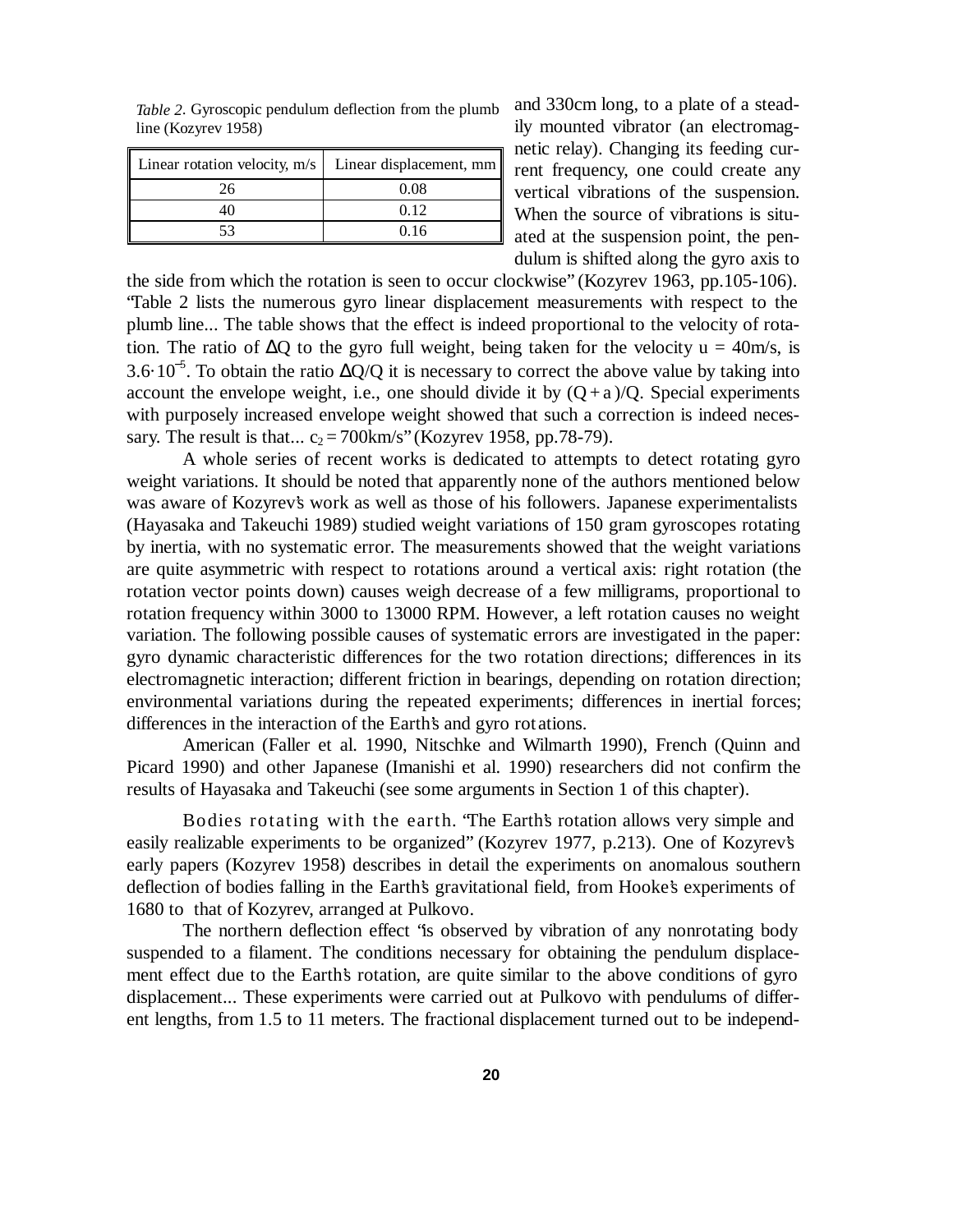*Table 2.* Gyroscopic pendulum deflection from the plumb line (Kozyrev 1958)

| Linear rotation velocity, m/s | Linear displacement, mm |
|---|---|
| 26 | 0.08 |
| 40 | 0.12 |
| 53 | 0.16 |

and 330cm long, to a plate of a steadily mounted vibrator (an electromagnetic relay). Changing its feeding current frequency, one could create any vertical vibrations of the suspension. When the source of vibrations is situated at the suspension point, the pendulum is shifted along the gyro axis to the side from which the rotation is seen to occur clockwise" (Kozyrev 1963, pp.105-106). "Table 2 lists the numerous gyro linear displacement measurements with respect to the plumb line... The table shows that the effect is indeed proportional to the velocity of rotation. The ratio of $\Delta Q$ to the gyro full weight, being taken for the velocity u = 40m/s, is $3.6\cdot 10^{-5}$. To obtain the ratio $\Delta Q/Q$ it is necessary to correct the above value by taking into account the envelope weight, i.e., one should divide it by $(Q + a)/Q$. Special experiments with purposely increased envelope weight showed that such a correction is indeed necessary. The result is that... $c_2 = 700$km/s" (Kozyrev 1958, pp.78-79).

A whole series of recent works is dedicated to attempts to detect rotating gyro weight variations. It should be noted that apparently none of the authors mentioned below was aware of Kozyrev's work as well as those of his followers. Japanese experimentalists (Hayasaka and Takeuchi 1989) studied weight variations of 150 gram gyroscopes rotating by inertia, with no systematic error. The measurements showed that the weight variations are quite asymmetric with respect to rotations around a vertical axis: right rotation (the rotation vector points down) causes weigh decrease of a few milligrams, proportional to rotation frequency within 3000 to 13000 RPM. However, a left rotation causes no weight variation. The following possible causes of systematic errors are investigated in the paper: gyro dynamic characteristic differences for the two rotation directions; differences in its electromagnetic interaction; different friction in bearings, depending on rotation direction; environmental variations during the repeated experiments; differences in inertial forces; differences in the interaction of the Earth's and gyro rotations.

American (Faller et al. 1990, Nitschke and Wilmarth 1990), French (Quinn and Picard 1990) and other Japanese (Imanishi et al. 1990) researchers did not confirm the results of Hayasaka and Takeuchi (see some arguments in Section 1 of this chapter).

Bodies rotating with the earth. "The Earth's rotation allows very simple and easily realizable experiments to be organized" (Kozyrev 1977, p.213). One of Kozyrev's early papers (Kozyrev 1958) describes in detail the experiments on anomalous southern deflection of bodies falling in the Earth's gravitational field, from Hooke's experiments of 1680 to that of Kozyrev, arranged at Pulkovo.

The northern deflection effect "is observed by vibration of any nonrotating body suspended to a filament. The conditions necessary for obtaining the pendulum displacement effect due to the Earth's rotation, are quite similar to the above conditions of gyro displacement... These experiments were carried out at Pulkovo with pendulums of different lengths, from 1.5 to 11 meters. The fractional displacement turned out to be independ-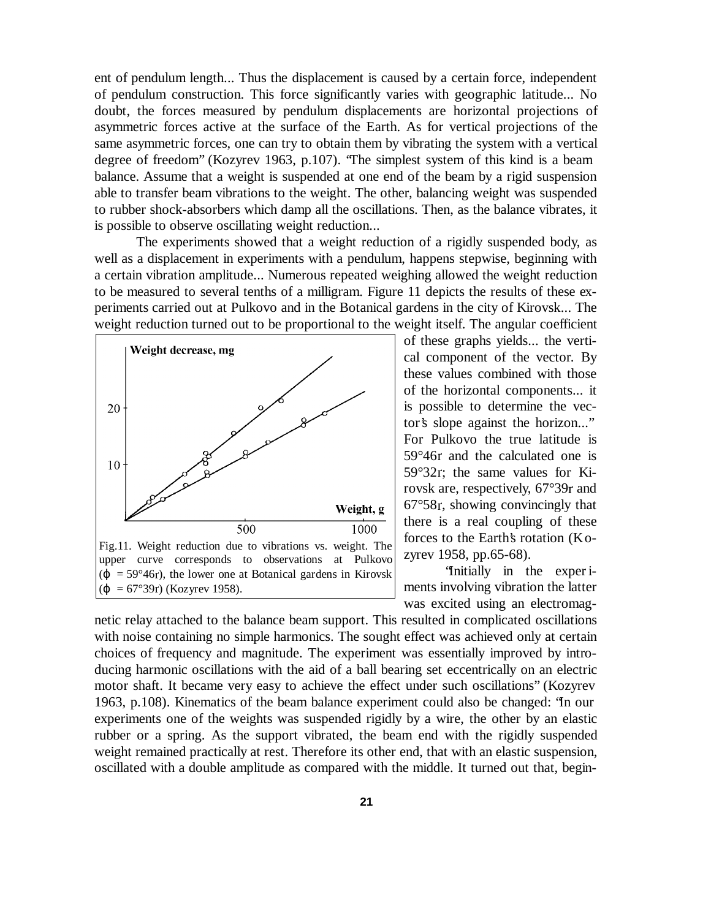ent of pendulum length... Thus the displacement is caused by a certain force, independent of pendulum construction. This force significantly varies with geographic latitude... No doubt, the forces measured by pendulum displacements are horizontal projections of asymmetric forces active at the surface of the Earth. As for vertical projections of the same asymmetric forces, one can try to obtain them by vibrating the system with a vertical degree of freedom" (Kozyrev 1963, p.107). "The simplest system of this kind is a beam balance. Assume that a weight is suspended at one end of the beam by a rigid suspension able to transfer beam vibrations to the weight. The other, balancing weight was suspended to rubber shock-absorbers which damp all the oscillations. Then, as the balance vibrates, it is possible to observe oscillating weight reduction...

The experiments showed that a weight reduction of a rigidly suspended body, as well as a displacement in experiments with a pendulum, happens stepwise, beginning with a certain vibration amplitude... Numerous repeated weighing allowed the weight reduction to be measured to several tenths of a milligram. Figure 11 depicts the results of these experiments carried out at Pulkovo and in the Botanical gardens in the city of Kirovsk... The weight reduction turned out to be proportional to the weight itself. The angular coefficient of these graphs yields... the vertical component of the vector. By these values combined with those of the horizontal components... it is possible to determine the vector's slope against the horizon..." For Pulkovo the true latitude is 59°46r and the calculated one is 59°32r; the same values for Kirovsk are, respectively, 67°39r and 67°58r, showing convincingly that there is a real coupling of these forces to the Earth's rotation (Kozyrev 1958, pp.65-68).

Fig.11. Weight reduction due to vibrations vs. weight. The upper curve corresponds to observations at Pulkovo ($\varphi$ = 59°46r), the lower one at Botanical gardens in Kirovsk ($\varphi$ = 67°39r) (Kozyrev 1958).

"Initially in the experiments involving vibration the latter was excited using an electromagnetic relay attached to the balance beam support. This resulted in complicated oscillations with noise containing no simple harmonics. The sought effect was achieved only at certain choices of frequency and magnitude. The experiment was essentially improved by introducing harmonic oscillations with the aid of a ball bearing set eccentrically on an electric motor shaft. It became very easy to achieve the effect under such oscillations" (Kozyrev 1963, p.108). Kinematics of the beam balance experiment could also be changed: "In our experiments one of the weights was suspended rigidly by a wire, the other by an elastic rubber or a spring. As the support vibrated, the beam end with the rigidly suspended weight remained practically at rest. Therefore its other end, that with an elastic suspension, oscillated with a double amplitude as compared with the middle. It turned out that, begin-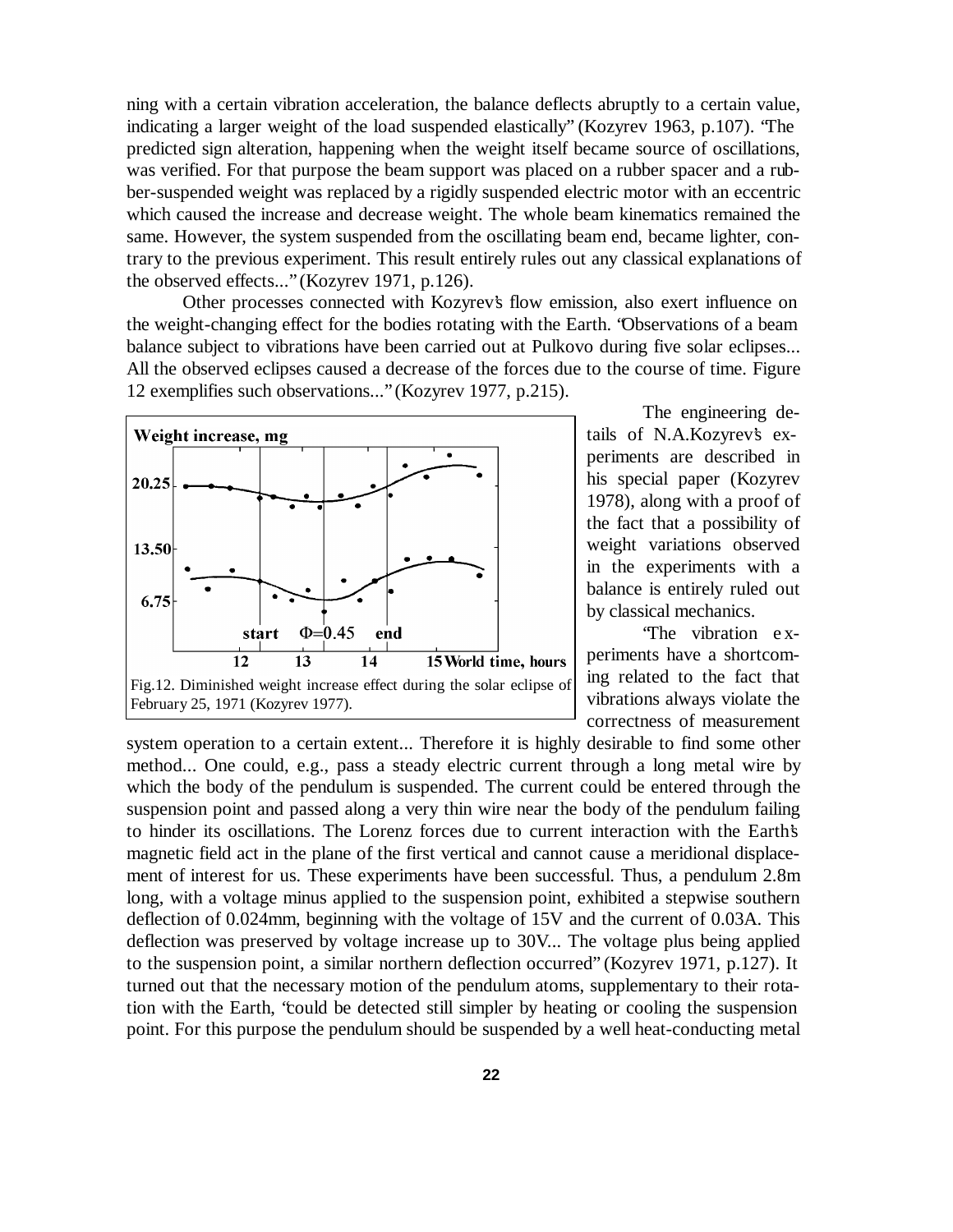ning with a certain vibration acceleration, the balance deflects abruptly to a certain value, indicating a larger weight of the load suspended elastically" (Kozyrev 1963, p.107). "The predicted sign alteration, happening when the weight itself became source of oscillations, was verified. For that purpose the beam support was placed on a rubber spacer and a rubber-suspended weight was replaced by a rigidly suspended electric motor with an eccentric which caused the increase and decrease weight. The whole beam kinematics remained the same. However, the system suspended from the oscillating beam end, became lighter, contrary to the previous experiment. This result entirely rules out any classical explanations of the observed effects..." (Kozyrev 1971, p.126).

Other processes connected with Kozyrev's flow emission, also exert influence on the weight-changing effect for the bodies rotating with the Earth. "Observations of a beam balance subject to vibrations have been carried out at Pulkovo during five solar eclipses... All the observed eclipses caused a decrease of the forces due to the course of time. Figure 12 exemplifies such observations..." (Kozyrev 1977, p.215).

Fig.12. Diminished weight increase effect during the solar eclipse of February 25, 1971 (Kozyrev 1977).

The engineering details of N.A.Kozyrev's experiments are described in his special paper (Kozyrev 1978), along with a proof of the fact that a possibility of weight variations observed in the experiments with a balance is entirely ruled out by classical mechanics.

"The vibration experiments have a shortcoming related to the fact that vibrations always violate the correctness of measurement system operation to a certain extent... Therefore it is highly desirable to find some other method... One could, e.g., pass a steady electric current through a long metal wire by which the body of the pendulum is suspended. The current could be entered through the suspension point and passed along a very thin wire near the body of the pendulum failing to hinder its oscillations. The Lorenz forces due to current interaction with the Earth's magnetic field act in the plane of the first vertical and cannot cause a meridional displacement of interest for us. These experiments have been successful. Thus, a pendulum 2.8m long, with a voltage minus applied to the suspension point, exhibited a stepwise southern deflection of 0.024mm, beginning with the voltage of 15V and the current of 0.03A. This deflection was preserved by voltage increase up to 30V... The voltage plus being applied to the suspension point, a similar northern deflection occurred" (Kozyrev 1971, p.127). It turned out that the necessary motion of the pendulum atoms, supplementary to their rotation with the Earth, "could be detected still simpler by heating or cooling the suspension point. For this purpose the pendulum should be suspended by a well heat-conducting metal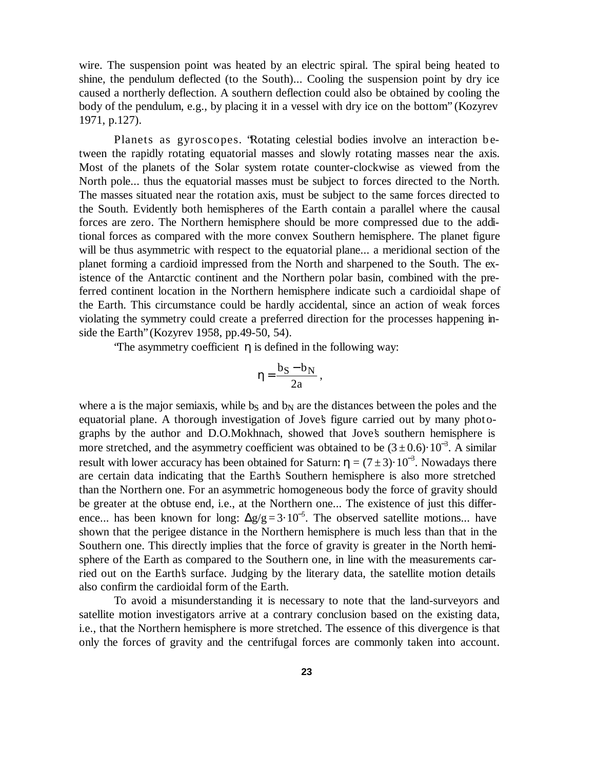wire. The suspension point was heated by an electric spiral. The spiral being heated to shine, the pendulum deflected (to the South)... Cooling the suspension point by dry ice caused a northerly deflection. A southern deflection could also be obtained by cooling the body of the pendulum, e.g., by placing it in a vessel with dry ice on the bottom" (Kozyrev 1971, p.127).

Planets as gyroscopes. "Rotating celestial bodies involve an interaction between the rapidly rotating equatorial masses and slowly rotating masses near the axis. Most of the planets of the Solar system rotate counter-clockwise as viewed from the North pole... thus the equatorial masses must be subject to forces directed to the North. The masses situated near the rotation axis, must be subject to the same forces directed to the South. Evidently both hemispheres of the Earth contain a parallel where the causal forces are zero. The Northern hemisphere should be more compressed due to the additional forces as compared with the more convex Southern hemisphere. The planet figure will be thus asymmetric with respect to the equatorial plane... a meridional section of the planet forming a cardioid impressed from the North and sharpened to the South. The existence of the Antarctic continent and the Northern polar basin, combined with the preferred continent location in the Northern hemisphere indicate such a cardioidal shape of the Earth. This circumstance could be hardly accidental, since an action of weak forces violating the symmetry could create a preferred direction for the processes happening inside the Earth" (Kozyrev 1958, pp.49-50, 54).

"The asymmetry coefficient $\eta$ is defined in the following way:

$$\eta = \frac{b_S - b_N}{2a},$$

where a is the major semiaxis, while $b_S$ and $b_N$ are the distances between the poles and the equatorial plane. A thorough investigation of Jove's figure carried out by many photographs by the author and D.O.Mokhnach, showed that Jove's southern hemisphere is more stretched, and the asymmetry coefficient was obtained to be $(3 \pm 0.6) \cdot 10^{-3}$. A similar result with lower accuracy has been obtained for Saturn: $\eta = (7 \pm 3) \cdot 10^{-3}$. Nowadays there are certain data indicating that the Earth's Southern hemisphere is also more stretched than the Northern one. For an asymmetric homogeneous body the force of gravity should be greater at the obtuse end, i.e., at the Northern one... The existence of just this difference... has been known for long: $\Delta g/g = 3 \cdot 10^{-5}$. The observed satellite motions... have shown that the perigee distance in the Northern hemisphere is much less than that in the Southern one. This directly implies that the force of gravity is greater in the North hemisphere of the Earth as compared to the Southern one, in line with the measurements carried out on the Earth's surface. Judging by the literary data, the satellite motion details also confirm the cardioidal form of the Earth.

To avoid a misunderstanding it is necessary to note that the land-surveyors and satellite motion investigators arrive at a contrary conclusion based on the existing data, i.e., that the Northern hemisphere is more stretched. The essence of this divergence is that only the forces of gravity and the centrifugal forces are commonly taken into account.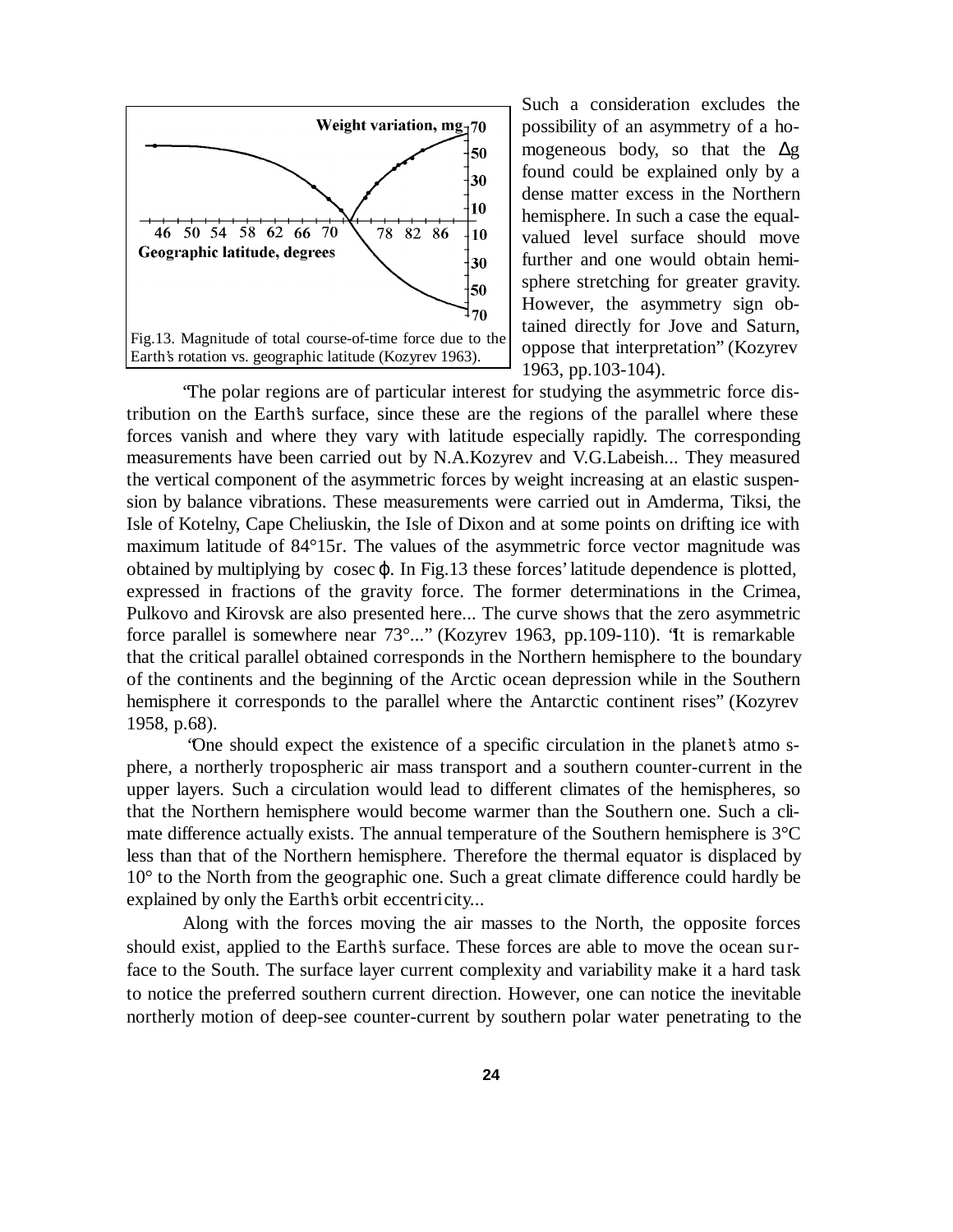Fig.13. Magnitude of total course-of-time force due to the Earth's rotation vs. geographic latitude (Kozyrev 1963).

Such a consideration excludes the possibility of an asymmetry of a homogeneous body, so that the $\Delta g$ found could be explained only by a dense matter excess in the Northern hemisphere. In such a case the equal-valued level surface should move further and one would obtain hemisphere stretching for greater gravity. However, the asymmetry sign obtained directly for Jove and Saturn, oppose that interpretation" (Kozyrev 1963, pp.103-104).

"The polar regions are of particular interest for studying the asymmetric force distribution on the Earth's surface, since these are the regions of the parallel where these forces vanish and where they vary with latitude especially rapidly. The corresponding measurements have been carried out by N.A.Kozyrev and V.G.Labeish... They measured the vertical component of the asymmetric forces by weight increasing at an elastic suspension by balance vibrations. These measurements were carried out in Amderma, Tiksi, the Isle of Kotelny, Cape Cheliuskin, the Isle of Dixon and at some points on drifting ice with maximum latitude of 84°15r. The values of the asymmetric force vector magnitude was obtained by multiplying by $\operatorname{cosec} \varphi$. In Fig.13 these forces' latitude dependence is plotted, expressed in fractions of the gravity force. The former determinations in the Crimea, Pulkovo and Kirovsk are also presented here... The curve shows that the zero asymmetric force parallel is somewhere near 73°..." (Kozyrev 1963, pp.109-110). "It is remarkable that the critical parallel obtained corresponds in the Northern hemisphere to the boundary of the continents and the beginning of the Arctic ocean depression while in the Southern hemisphere it corresponds to the parallel where the Antarctic continent rises" (Kozyrev 1958, p.68).

"One should expect the existence of a specific circulation in the planet's atmosphere, a northerly tropospheric air mass transport and a southern counter-current in the upper layers. Such a circulation would lead to different climates of the hemispheres, so that the Northern hemisphere would become warmer than the Southern one. Such a climate difference actually exists. The annual temperature of the Southern hemisphere is 3°C less than that of the Northern hemisphere. Therefore the thermal equator is displaced by 10° to the North from the geographic one. Such a great climate difference could hardly be explained by only the Earth's orbit eccentricity...

Along with the forces moving the air masses to the North, the opposite forces should exist, applied to the Earth's surface. These forces are able to move the ocean surface to the South. The surface layer current complexity and variability make it a hard task to notice the preferred southern current direction. However, one can notice the inevitable northerly motion of deep-see counter-current by southern polar water penetrating to the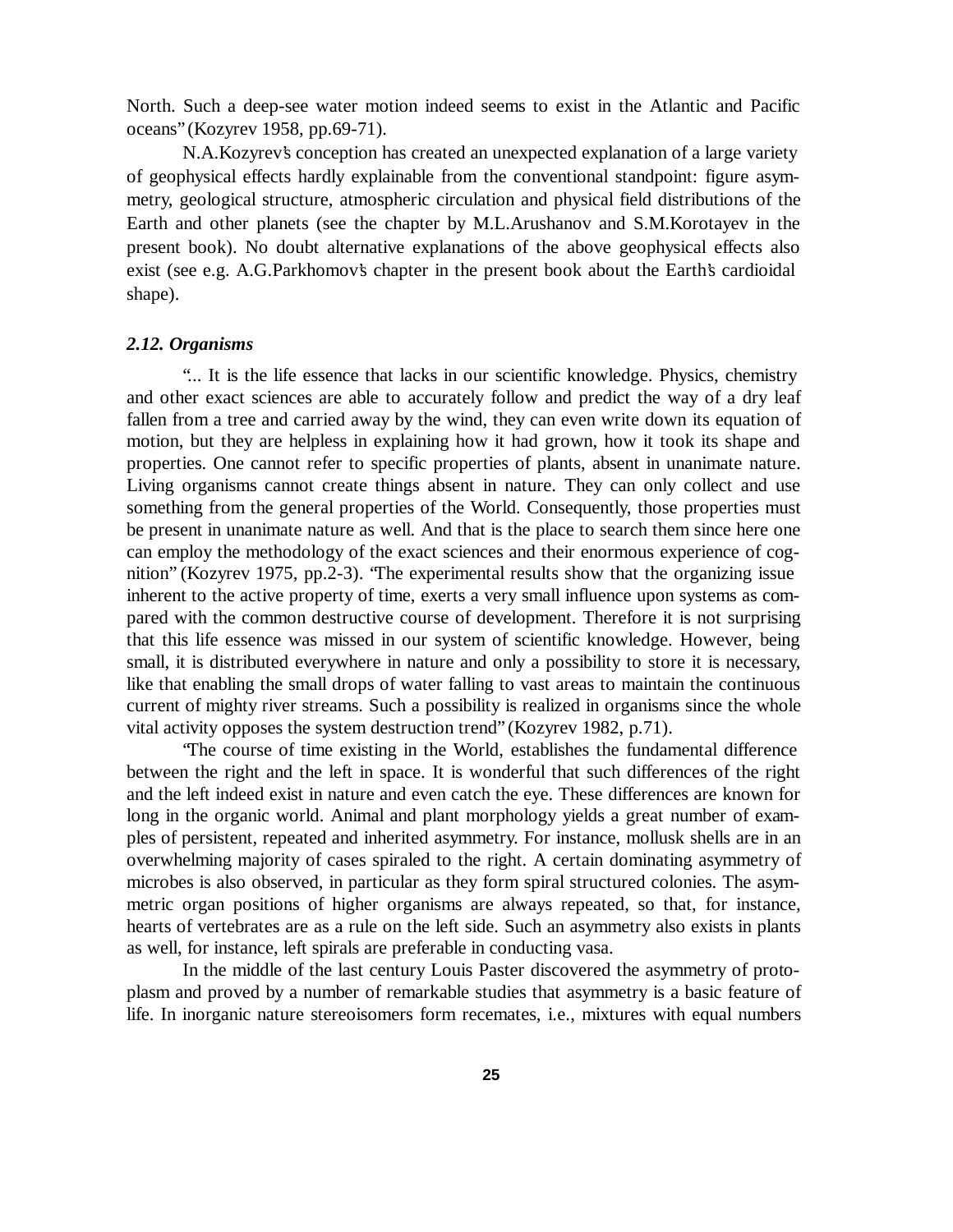North. Such a deep-see water motion indeed seems to exist in the Atlantic and Pacific oceans" (Kozyrev 1958, pp.69-71).

N.A.Kozyrev's conception has created an unexpected explanation of a large variety of geophysical effects hardly explainable from the conventional standpoint: figure asymmetry, geological structure, atmospheric circulation and physical field distributions of the Earth and other planets (see the chapter by M.L.Arushanov and S.M.Korotayev in the present book). No doubt alternative explanations of the above geophysical effects also exist (see e.g. A.G.Parkhomov's chapter in the present book about the Earth's cardioidal shape).

### *2.12. Organisms*

"... It is the life essence that lacks in our scientific knowledge. Physics, chemistry and other exact sciences are able to accurately follow and predict the way of a dry leaf fallen from a tree and carried away by the wind, they can even write down its equation of motion, but they are helpless in explaining how it had grown, how it took its shape and properties. One cannot refer to specific properties of plants, absent in unanimate nature. Living organisms cannot create things absent in nature. They can only collect and use something from the general properties of the World. Consequently, those properties must be present in unanimate nature as well. And that is the place to search them since here one can employ the methodology of the exact sciences and their enormous experience of cognition" (Kozyrev 1975, pp.2-3). "The experimental results show that the organizing issue inherent to the active property of time, exerts a very small influence upon systems as compared with the common destructive course of development. Therefore it is not surprising that this life essence was missed in our system of scientific knowledge. However, being small, it is distributed everywhere in nature and only a possibility to store it is necessary, like that enabling the small drops of water falling to vast areas to maintain the continuous current of mighty river streams. Such a possibility is realized in organisms since the whole vital activity opposes the system destruction trend" (Kozyrev 1982, p.71).

"The course of time existing in the World, establishes the fundamental difference between the right and the left in space. It is wonderful that such differences of the right and the left indeed exist in nature and even catch the eye. These differences are known for long in the organic world. Animal and plant morphology yields a great number of examples of persistent, repeated and inherited asymmetry. For instance, mollusk shells are in an overwhelming majority of cases spiraled to the right. A certain dominating asymmetry of microbes is also observed, in particular as they form spiral structured colonies. The asymmetric organ positions of higher organisms are always repeated, so that, for instance, hearts of vertebrates are as a rule on the left side. Such an asymmetry also exists in plants as well, for instance, left spirals are preferable in conducting vasa.

In the middle of the last century Louis Paster discovered the asymmetry of protoplasm and proved by a number of remarkable studies that asymmetry is a basic feature of life. In inorganic nature stereoisomers form recemates, i.e., mixtures with equal numbers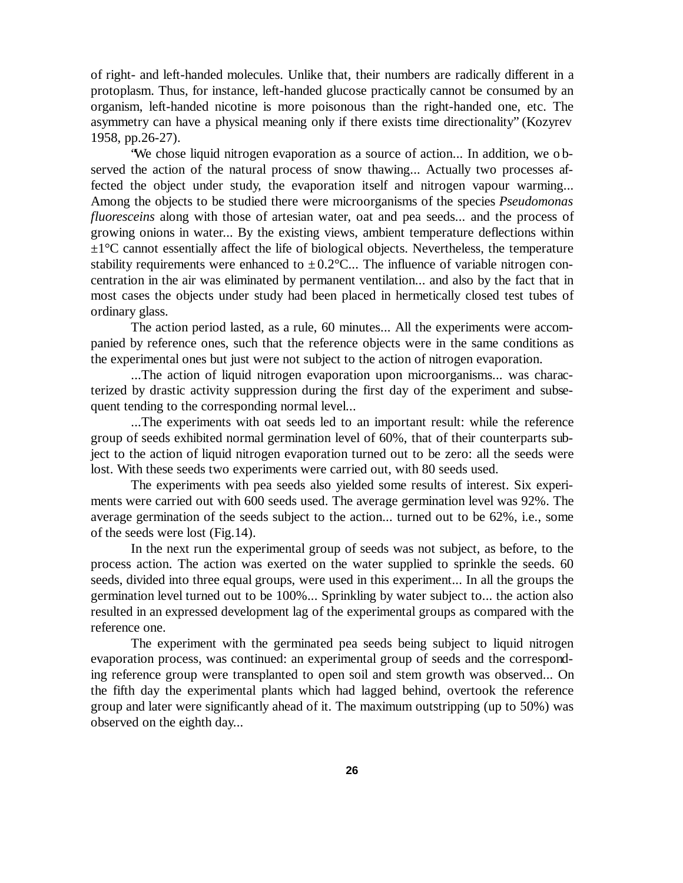of right- and left-handed molecules. Unlike that, their numbers are radically different in a protoplasm. Thus, for instance, left-handed glucose practically cannot be consumed by an organism, left-handed nicotine is more poisonous than the right-handed one, etc. The asymmetry can have a physical meaning only if there exists time directionality" (Kozyrev 1958, pp.26-27).

"We chose liquid nitrogen evaporation as a source of action... In addition, we observed the action of the natural process of snow thawing... Actually two processes affected the object under study, the evaporation itself and nitrogen vapour warming... Among the objects to be studied there were microorganisms of the species *Pseudomonas fluoresceins* along with those of artesian water, oat and pea seeds... and the process of growing onions in water... By the existing views, ambient temperature deflections within ±1°C cannot essentially affect the life of biological objects. Nevertheless, the temperature stability requirements were enhanced to ±0.2°C... The influence of variable nitrogen concentration in the air was eliminated by permanent ventilation... and also by the fact that in most cases the objects under study had been placed in hermetically closed test tubes of ordinary glass.

The action period lasted, as a rule, 60 minutes... All the experiments were accompanied by reference ones, such that the reference objects were in the same conditions as the experimental ones but just were not subject to the action of nitrogen evaporation.

...The action of liquid nitrogen evaporation upon microorganisms... was characterized by drastic activity suppression during the first day of the experiment and subsequent tending to the corresponding normal level...

...The experiments with oat seeds led to an important result: while the reference group of seeds exhibited normal germination level of 60%, that of their counterparts subject to the action of liquid nitrogen evaporation turned out to be zero: all the seeds were lost. With these seeds two experiments were carried out, with 80 seeds used.

The experiments with pea seeds also yielded some results of interest. Six experiments were carried out with 600 seeds used. The average germination level was 92%. The average germination of the seeds subject to the action... turned out to be 62%, i.e., some of the seeds were lost (Fig.14).

In the next run the experimental group of seeds was not subject, as before, to the process action. The action was exerted on the water supplied to sprinkle the seeds. 60 seeds, divided into three equal groups, were used in this experiment... In all the groups the germination level turned out to be 100%... Sprinkling by water subject to... the action also resulted in an expressed development lag of the experimental groups as compared with the reference one.

The experiment with the germinated pea seeds being subject to liquid nitrogen evaporation process, was continued: an experimental group of seeds and the corresponding reference group were transplanted to open soil and stem growth was observed... On the fifth day the experimental plants which had lagged behind, overtook the reference group and later were significantly ahead of it. The maximum outstripping (up to 50%) was observed on the eighth day...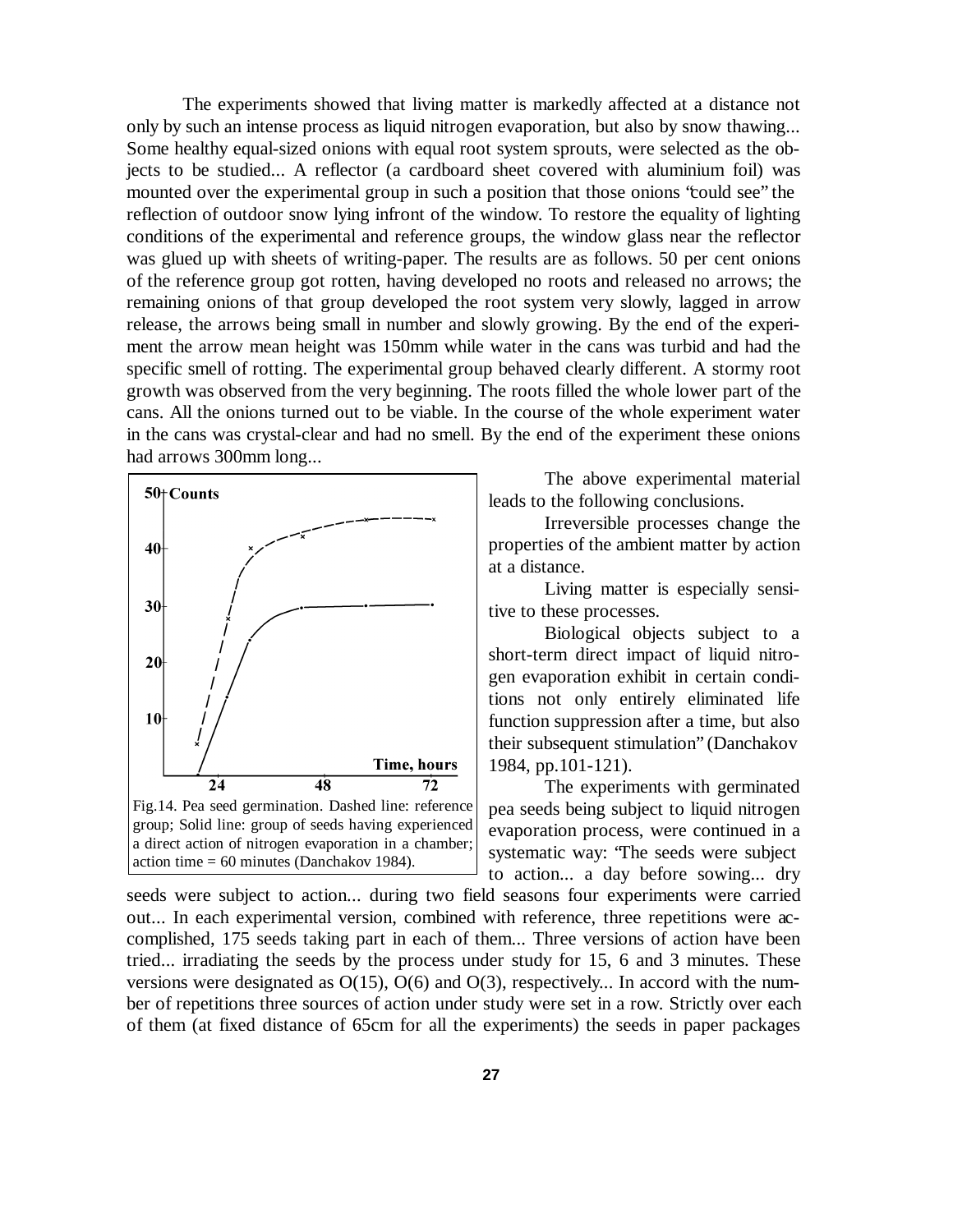The experiments showed that living matter is markedly affected at a distance not only by such an intense process as liquid nitrogen evaporation, but also by snow thawing... Some healthy equal-sized onions with equal root system sprouts, were selected as the objects to be studied... A reflector (a cardboard sheet covered with aluminium foil) was mounted over the experimental group in such a position that those onions "could see" the reflection of outdoor snow lying infront of the window. To restore the equality of lighting conditions of the experimental and reference groups, the window glass near the reflector was glued up with sheets of writing-paper. The results are as follows. 50 per cent onions of the reference group got rotten, having developed no roots and released no arrows; the remaining onions of that group developed the root system very slowly, lagged in arrow release, the arrows being small in number and slowly growing. By the end of the experiment the arrow mean height was 150mm while water in the cans was turbid and had the specific smell of rotting. The experimental group behaved clearly different. A stormy root growth was observed from the very beginning. The roots filled the whole lower part of the cans. All the onions turned out to be viable. In the course of the whole experiment water in the cans was crystal-clear and had no smell. By the end of the experiment these onions had arrows 300mm long...

Fig.14. Pea seed germination. Dashed line: reference group; Solid line: group of seeds having experienced a direct action of nitrogen evaporation in a chamber; action time = 60 minutes (Danchakov 1984).

The above experimental material leads to the following conclusions.

Irreversible processes change the properties of the ambient matter by action at a distance.

Living matter is especially sensitive to these processes.

Biological objects subject to a short-term direct impact of liquid nitrogen evaporation exhibit in certain conditions not only entirely eliminated life function suppression after a time, but also their subsequent stimulation" (Danchakov 1984, pp.101-121).

The experiments with germinated pea seeds being subject to liquid nitrogen evaporation process, were continued in a systematic way: "The seeds were subject to action... a day before sowing... dry seeds were subject to action... during two field seasons four experiments were carried out... In each experimental version, combined with reference, three repetitions were accomplished, 175 seeds taking part in each of them... Three versions of action have been tried... irradiating the seeds by the process under study for 15, 6 and 3 minutes. These versions were designated as O(15), O(6) and O(3), respectively... In accord with the number of repetitions three sources of action under study were set in a row. Strictly over each of them (at fixed distance of 65cm for all the experiments) the seeds in paper packages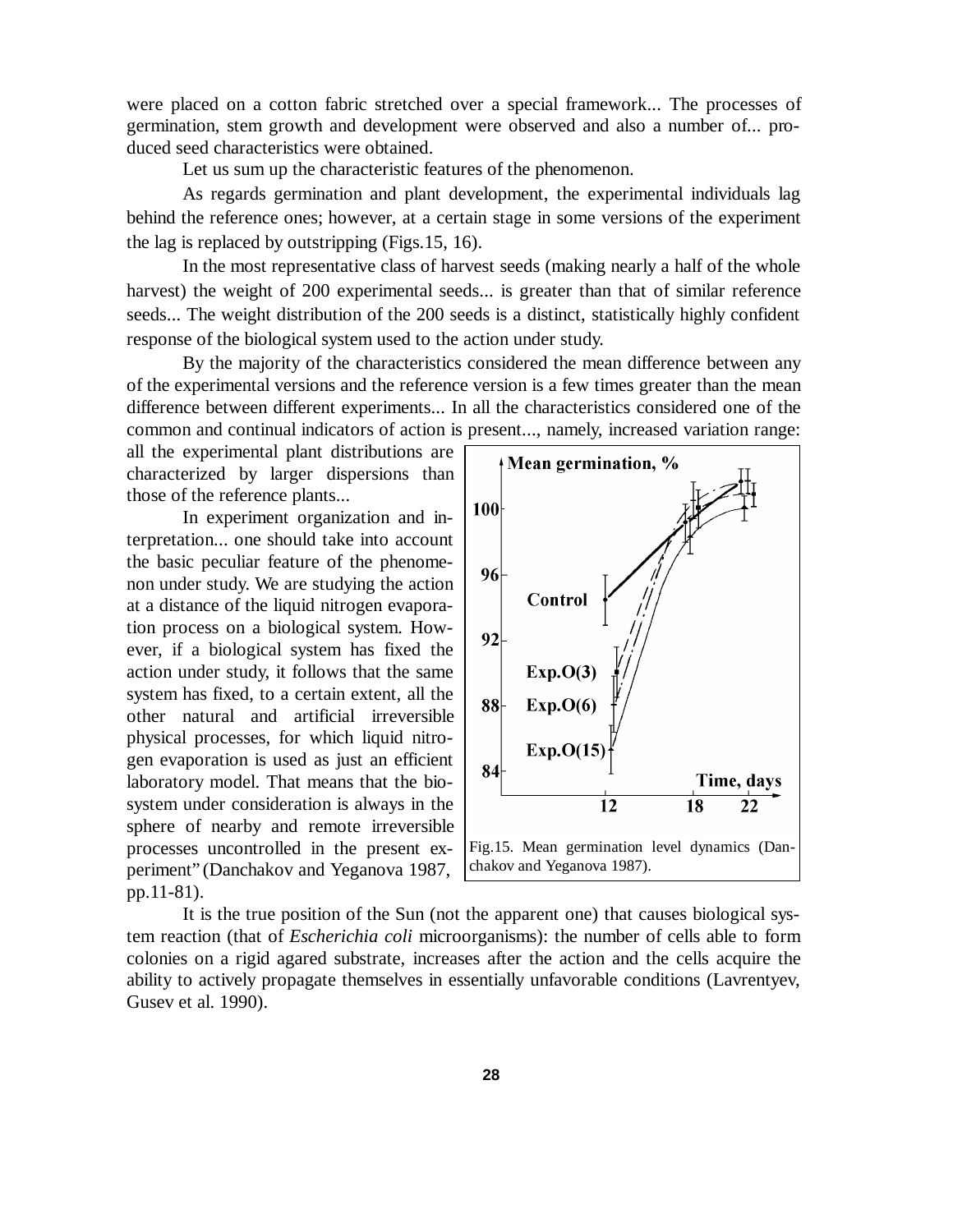were placed on a cotton fabric stretched over a special framework... The processes of germination, stem growth and development were observed and also a number of... produced seed characteristics were obtained.

Let us sum up the characteristic features of the phenomenon.

As regards germination and plant development, the experimental individuals lag behind the reference ones; however, at a certain stage in some versions of the experiment the lag is replaced by outstripping (Figs.15, 16).

In the most representative class of harvest seeds (making nearly a half of the whole harvest) the weight of 200 experimental seeds... is greater than that of similar reference seeds... The weight distribution of the 200 seeds is a distinct, statistically highly confident response of the biological system used to the action under study.

By the majority of the characteristics considered the mean difference between any of the experimental versions and the reference version is a few times greater than the mean difference between different experiments... In all the characteristics considered one of the common and continual indicators of action is present..., namely, increased variation range: all the experimental plant distributions are characterized by larger dispersions than those of the reference plants...

In experiment organization and interpretation... one should take into account the basic peculiar feature of the phenomenon under study. We are studying the action at a distance of the liquid nitrogen evaporation process on a biological system. However, if a biological system has fixed the action under study, it follows that the same system has fixed, to a certain extent, all the other natural and artificial irreversible physical processes, for which liquid nitrogen evaporation is used as just an efficient laboratory model. That means that the biosystem under consideration is always in the sphere of nearby and remote irreversible processes uncontrolled in the present experiment" (Danchakov and Yeganova 1987, pp.11-81).

Fig.15. Mean germination level dynamics (Danchakov and Yeganova 1987).

It is the true position of the Sun (not the apparent one) that causes biological system reaction (that of *Escherichia coli* microorganisms): the number of cells able to form colonies on a rigid agared substrate, increases after the action and the cells acquire the ability to actively propagate themselves in essentially unfavorable conditions (Lavrentyev, Gusev et al. 1990).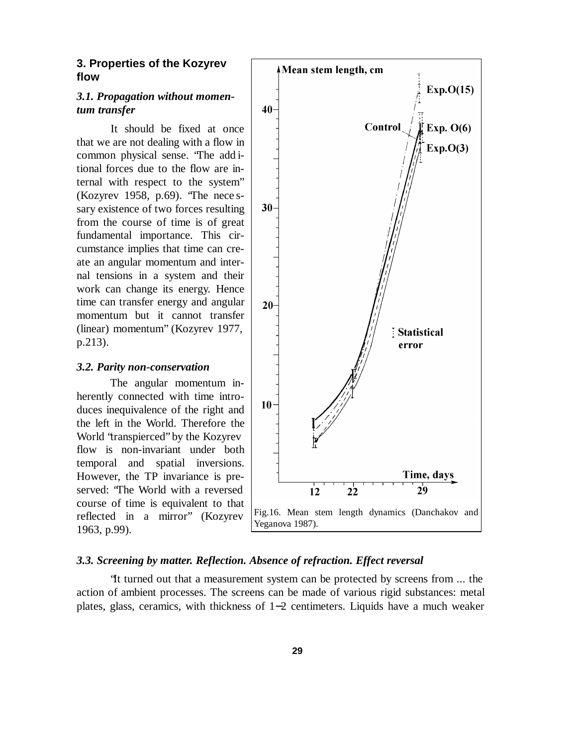## 3. Properties of the Kozyrev flow

### *3.1. Propagation without momentum transfer*

It should be fixed at once that we are not dealing with a flow in common physical sense. "The additional forces due to the flow are internal with respect to the system" (Kozyrev 1958, p.69). "The necessary existence of two forces resulting from the course of time is of great fundamental importance. This circumstance implies that time can create an angular momentum and internal tensions in a system and their work can change its energy. Hence time can transfer energy and angular momentum but it cannot transfer (linear) momentum" (Kozyrev 1977, p.213).

### *3.2. Parity non-conservation*

The angular momentum inherently connected with time introduces inequivalence of the right and the left in the World. Therefore the World "transpierced" by the Kozyrev flow is non-invariant under both temporal and spatial inversions. However, the TP invariance is preserved: "The World with a reversed course of time is equivalent to that reflected in a mirror" (Kozyrev 1963, p.99).

Fig.16. Mean stem length dynamics (Danchakov and Yeganova 1987).

### *3.3. Screening by matter. Reflection. Absence of refraction. Effect reversal*

"It turned out that a measurement system can be protected by screens from ... the action of ambient processes. The screens can be made of various rigid substances: metal plates, glass, ceramics, with thickness of 1−2 centimeters. Liquids have a much weaker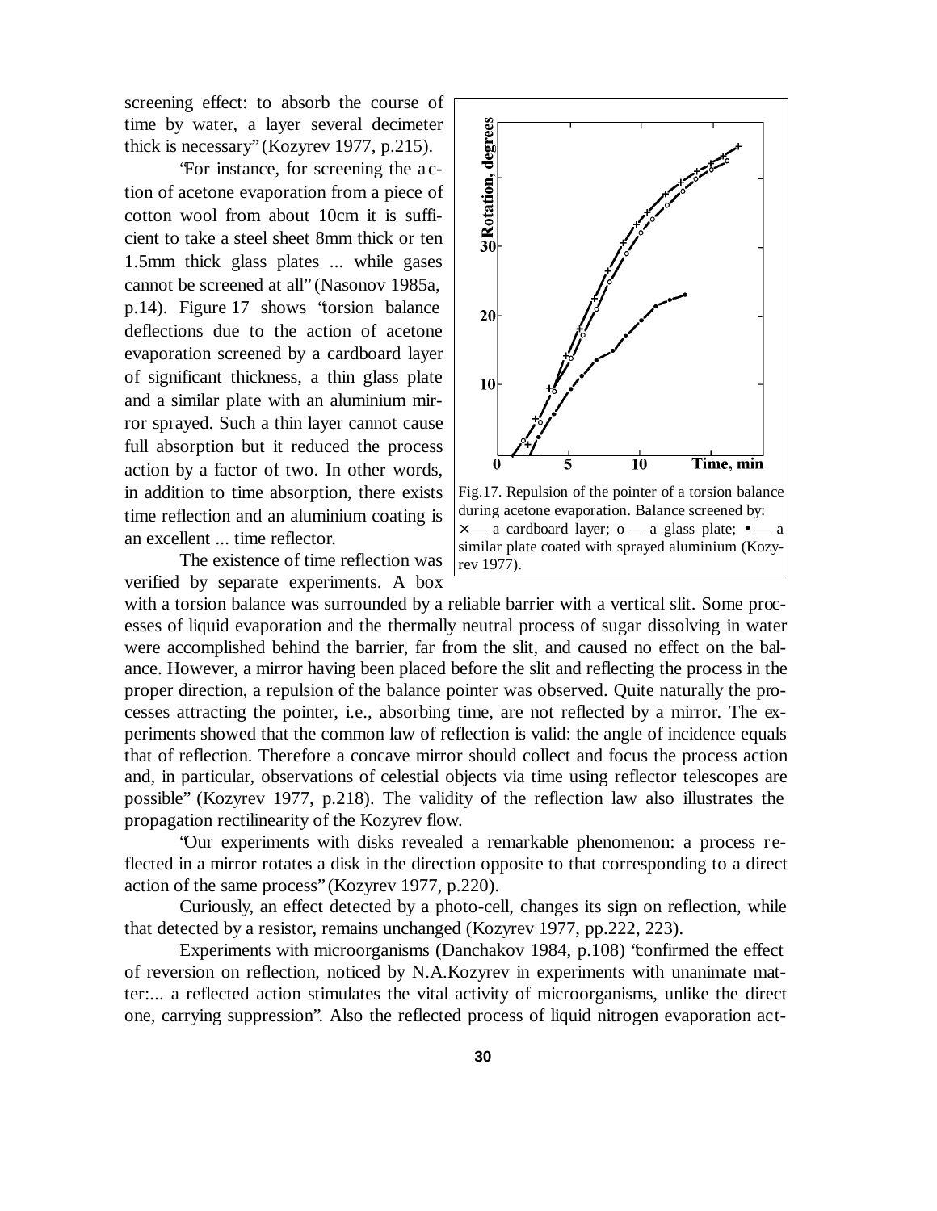screening effect: to absorb the course of time by water, a layer several decimeter thick is necessary" (Kozyrev 1977, p.215).

"For instance, for screening the action of acetone evaporation from a piece of cotton wool from about 10cm it is sufficient to take a steel sheet 8mm thick or ten 1.5mm thick glass plates ... while gases cannot be screened at all" (Nasonov 1985a, p.14). Figure 17 shows "torsion balance deflections due to the action of acetone evaporation screened by a cardboard layer of significant thickness, a thin glass plate and a similar plate with an aluminium mirror sprayed. Such a thin layer cannot cause full absorption but it reduced the process action by a factor of two. In other words, in addition to time absorption, there exists time reflection and an aluminium coating is an excellent ... time reflector.

Fig.17. Repulsion of the pointer of a torsion balance during acetone evaporation. Balance screened by: × — a cardboard layer; o — a glass plate; • — a similar plate coated with sprayed aluminium (Kozyrev 1977).

The existence of time reflection was verified by separate experiments. A box with a torsion balance was surrounded by a reliable barrier with a vertical slit. Some processes of liquid evaporation and the thermally neutral process of sugar dissolving in water were accomplished behind the barrier, far from the slit, and caused no effect on the balance. However, a mirror having been placed before the slit and reflecting the process in the proper direction, a repulsion of the balance pointer was observed. Quite naturally the processes attracting the pointer, i.e., absorbing time, are not reflected by a mirror. The experiments showed that the common law of reflection is valid: the angle of incidence equals that of reflection. Therefore a concave mirror should collect and focus the process action and, in particular, observations of celestial objects via time using reflector telescopes are possible" (Kozyrev 1977, p.218). The validity of the reflection law also illustrates the propagation rectilinearity of the Kozyrev flow.

"Our experiments with disks revealed a remarkable phenomenon: a process reflected in a mirror rotates a disk in the direction opposite to that corresponding to a direct action of the same process" (Kozyrev 1977, p.220).

Curiously, an effect detected by a photo-cell, changes its sign on reflection, while that detected by a resistor, remains unchanged (Kozyrev 1977, pp.222, 223).

Experiments with microorganisms (Danchakov 1984, p.108) "confirmed the effect of reversion on reflection, noticed by N.A.Kozyrev in experiments with unanimate matter:... a reflected action stimulates the vital activity of microorganisms, unlike the direct one, carrying suppression". Also the reflected process of liquid nitrogen evaporation act-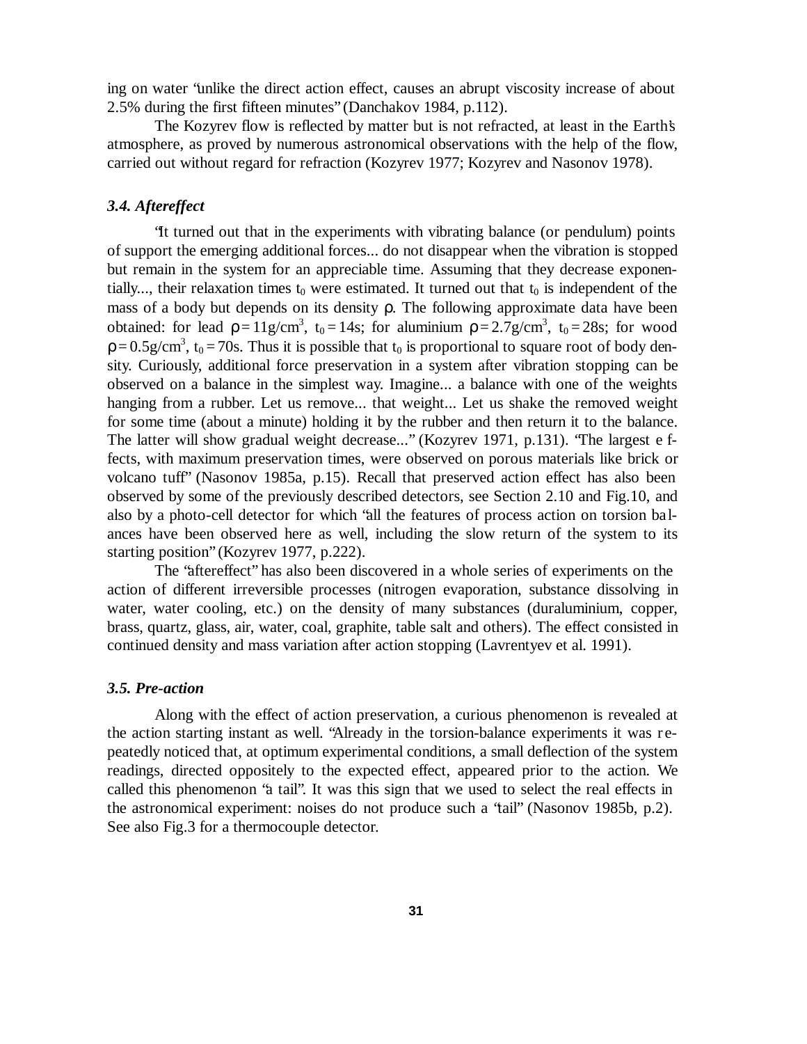ing on water "unlike the direct action effect, causes an abrupt viscosity increase of about 2.5% during the first fifteen minutes" (Danchakov 1984, p.112).

The Kozyrev flow is reflected by matter but is not refracted, at least in the Earth's atmosphere, as proved by numerous astronomical observations with the help of the flow, carried out without regard for refraction (Kozyrev 1977; Kozyrev and Nasonov 1978).

### *3.4. Aftereffect*

"It turned out that in the experiments with vibrating balance (or pendulum) points of support the emerging additional forces... do not disappear when the vibration is stopped but remain in the system for an appreciable time. Assuming that they decrease exponentially..., their relaxation times $t_0$ were estimated. It turned out that $t_0$ is independent of the mass of a body but depends on its density $\rho$. The following approximate data have been obtained: for lead $\rho = 11\text{g/cm}^3$, $t_0 = 14\text{s}$; for aluminium $\rho = 2.7\text{g/cm}^3$, $t_0 = 28\text{s}$; for wood $\rho = 0.5\text{g/cm}^3$, $t_0 = 70\text{s}$. Thus it is possible that $t_0$ is proportional to square root of body density. Curiously, additional force preservation in a system after vibration stopping can be observed on a balance in the simplest way. Imagine... a balance with one of the weights hanging from a rubber. Let us remove... that weight... Let us shake the removed weight for some time (about a minute) holding it by the rubber and then return it to the balance. The latter will show gradual weight decrease..." (Kozyrev 1971, p.131). "The largest effects, with maximum preservation times, were observed on porous materials like brick or volcano tuff" (Nasonov 1985a, p.15). Recall that preserved action effect has also been observed by some of the previously described detectors, see Section 2.10 and Fig.10, and also by a photo-cell detector for which "all the features of process action on torsion balances have been observed here as well, including the slow return of the system to its starting position" (Kozyrev 1977, p.222).

The "aftereffect" has also been discovered in a whole series of experiments on the action of different irreversible processes (nitrogen evaporation, substance dissolving in water, water cooling, etc.) on the density of many substances (duraluminium, copper, brass, quartz, glass, air, water, coal, graphite, table salt and others). The effect consisted in continued density and mass variation after action stopping (Lavrentyev et al. 1991).

### *3.5. Pre-action*

Along with the effect of action preservation, a curious phenomenon is revealed at the action starting instant as well. "Already in the torsion-balance experiments it was repeatedly noticed that, at optimum experimental conditions, a small deflection of the system readings, directed oppositely to the expected effect, appeared prior to the action. We called this phenomenon "a tail". It was this sign that we used to select the real effects in the astronomical experiment: noises do not produce such a "tail" (Nasonov 1985b, p.2). See also Fig.3 for a thermocouple detector.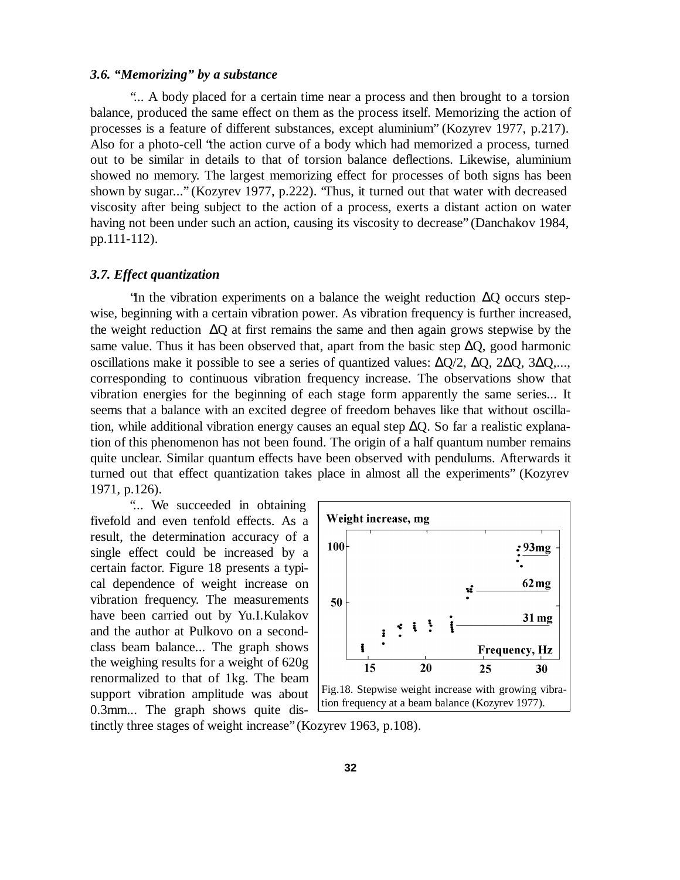### *3.6. "Memorizing" by a substance*

"... A body placed for a certain time near a process and then brought to a torsion balance, produced the same effect on them as the process itself. Memorizing the action of processes is a feature of different substances, except aluminium" (Kozyrev 1977, p.217). Also for a photo-cell "the action curve of a body which had memorized a process, turned out to be similar in details to that of torsion balance deflections. Likewise, aluminium showed no memory. The largest memorizing effect for processes of both signs has been shown by sugar..." (Kozyrev 1977, p.222). "Thus, it turned out that water with decreased viscosity after being subject to the action of a process, exerts a distant action on water having not been under such an action, causing its viscosity to decrease" (Danchakov 1984, pp.111-112).

### *3.7. Effect quantization*

"In the vibration experiments on a balance the weight reduction $\Delta Q$ occurs stepwise, beginning with a certain vibration power. As vibration frequency is further increased, the weight reduction $\Delta Q$ at first remains the same and then again grows stepwise by the same value. Thus it has been observed that, apart from the basic step $\Delta Q$, good harmonic oscillations make it possible to see a series of quantized values: $\Delta Q/2$, $\Delta Q$, $2\Delta Q$, $3\Delta Q$,..., corresponding to continuous vibration frequency increase. The observations show that vibration energies for the beginning of each stage form apparently the same series... It seems that a balance with an excited degree of freedom behaves like that without oscillation, while additional vibration energy causes an equal step $\Delta Q$. So far a realistic explanation of this phenomenon has not been found. The origin of a half quantum number remains quite unclear. Similar quantum effects have been observed with pendulums. Afterwards it turned out that effect quantization takes place in almost all the experiments" (Kozyrev 1971, p.126).

"... We succeeded in obtaining fivefold and even tenfold effects. As a result, the determination accuracy of a single effect could be increased by a certain factor. Figure 18 presents a typical dependence of weight increase on vibration frequency. The measurements have been carried out by Yu.I.Kulakov and the author at Pulkovo on a second-class beam balance... The graph shows the weighing results for a weight of 620g renormalized to that of 1kg. The beam support vibration amplitude was about 0.3mm... The graph shows quite distinctly three stages of weight increase" (Kozyrev 1963, p.108).

Fig.18. Stepwise weight increase with growing vibration frequency at a beam balance (Kozyrev 1977).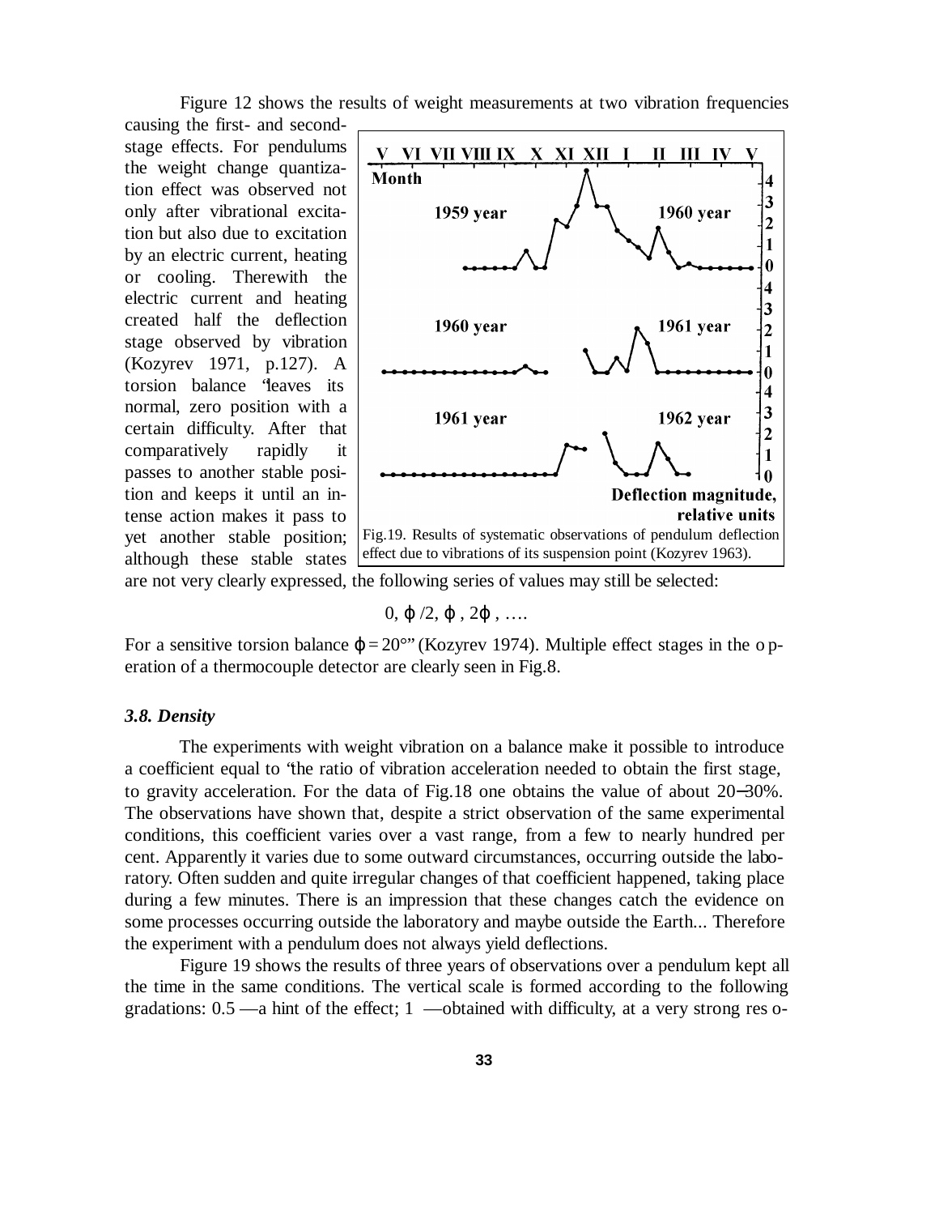Figure 12 shows the results of weight measurements at two vibration frequencies causing the first- and second-stage effects. For pendulums the weight change quantization effect was observed not only after vibrational excitation but also due to excitation by an electric current, heating or cooling. Therewith the electric current and heating created half the deflection stage observed by vibration (Kozyrev 1971, p.127). A torsion balance "leaves its normal, zero position with a certain difficulty. After that comparatively rapidly it passes to another stable position and keeps it until an intense action makes it pass to yet another stable position; although these stable states are not very clearly expressed, the following series of values may still be selected:

$$0, \varphi/2, \varphi, 2\varphi, \ldots$$

Fig.19. Results of systematic observations of pendulum deflection effect due to vibrations of its suspension point (Kozyrev 1963).

For a sensitive torsion balance $\varphi = 20°$" (Kozyrev 1974). Multiple effect stages in the operation of a thermocouple detector are clearly seen in Fig.8.

### 3.8. Density

The experiments with weight vibration on a balance make it possible to introduce a coefficient equal to "the ratio of vibration acceleration needed to obtain the first stage, to gravity acceleration. For the data of Fig.18 one obtains the value of about 20–30%. The observations have shown that, despite a strict observation of the same experimental conditions, this coefficient varies over a vast range, from a few to nearly hundred per cent. Apparently it varies due to some outward circumstances, occurring outside the laboratory. Often sudden and quite irregular changes of that coefficient happened, taking place during a few minutes. There is an impression that these changes catch the evidence on some processes occurring outside the laboratory and maybe outside the Earth... Therefore the experiment with a pendulum does not always yield deflections.

Figure 19 shows the results of three years of observations over a pendulum kept all the time in the same conditions. The vertical scale is formed according to the following gradations: 0.5 —a hint of the effect; 1 —obtained with difficulty, at a very strong reso-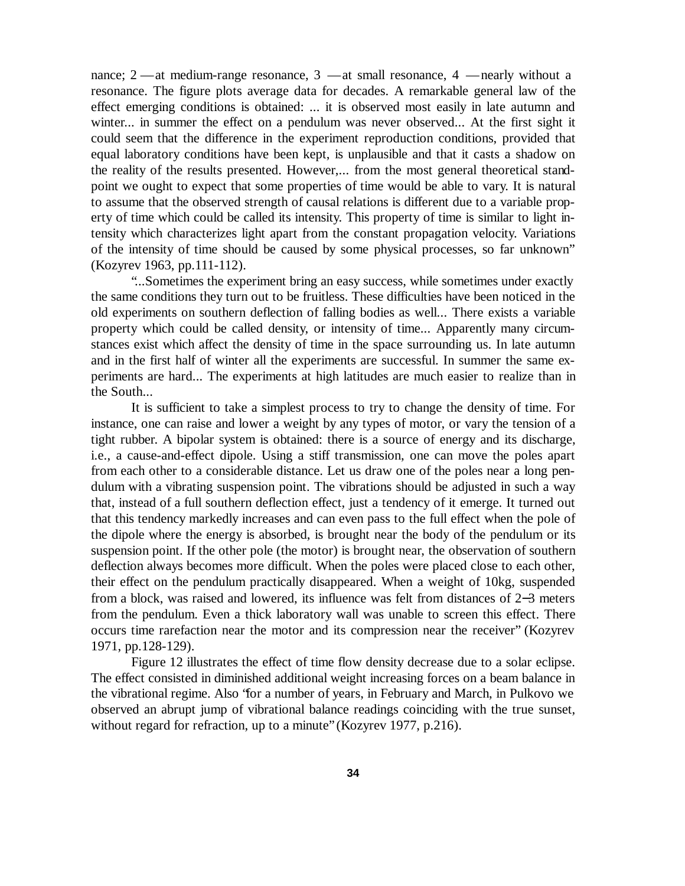nance; 2 — at medium-range resonance, 3 — at small resonance, 4 — nearly without a resonance. The figure plots average data for decades. A remarkable general law of the effect emerging conditions is obtained: ... it is observed most easily in late autumn and winter... in summer the effect on a pendulum was never observed... At the first sight it could seem that the difference in the experiment reproduction conditions, provided that equal laboratory conditions have been kept, is unplausible and that it casts a shadow on the reality of the results presented. However,... from the most general theoretical standpoint we ought to expect that some properties of time would be able to vary. It is natural to assume that the observed strength of causal relations is different due to a variable property of time which could be called its intensity. This property of time is similar to light intensity which characterizes light apart from the constant propagation velocity. Variations of the intensity of time should be caused by some physical processes, so far unknown" (Kozyrev 1963, pp.111-112).

"...Sometimes the experiment bring an easy success, while sometimes under exactly the same conditions they turn out to be fruitless. These difficulties have been noticed in the old experiments on southern deflection of falling bodies as well... There exists a variable property which could be called density, or intensity of time... Apparently many circumstances exist which affect the density of time in the space surrounding us. In late autumn and in the first half of winter all the experiments are successful. In summer the same experiments are hard... The experiments at high latitudes are much easier to realize than in the South...

It is sufficient to take a simplest process to try to change the density of time. For instance, one can raise and lower a weight by any types of motor, or vary the tension of a tight rubber. A bipolar system is obtained: there is a source of energy and its discharge, i.e., a cause-and-effect dipole. Using a stiff transmission, one can move the poles apart from each other to a considerable distance. Let us draw one of the poles near a long pendulum with a vibrating suspension point. The vibrations should be adjusted in such a way that, instead of a full southern deflection effect, just a tendency of it emerge. It turned out that this tendency markedly increases and can even pass to the full effect when the pole of the dipole where the energy is absorbed, is brought near the body of the pendulum or its suspension point. If the other pole (the motor) is brought near, the observation of southern deflection always becomes more difficult. When the poles were placed close to each other, their effect on the pendulum practically disappeared. When a weight of 10kg, suspended from a block, was raised and lowered, its influence was felt from distances of 2–3 meters from the pendulum. Even a thick laboratory wall was unable to screen this effect. There occurs time rarefaction near the motor and its compression near the receiver" (Kozyrev 1971, pp.128-129).

Figure 12 illustrates the effect of time flow density decrease due to a solar eclipse. The effect consisted in diminished additional weight increasing forces on a beam balance in the vibrational regime. Also "for a number of years, in February and March, in Pulkovo we observed an abrupt jump of vibrational balance readings coinciding with the true sunset, without regard for refraction, up to a minute" (Kozyrev 1977, p.216).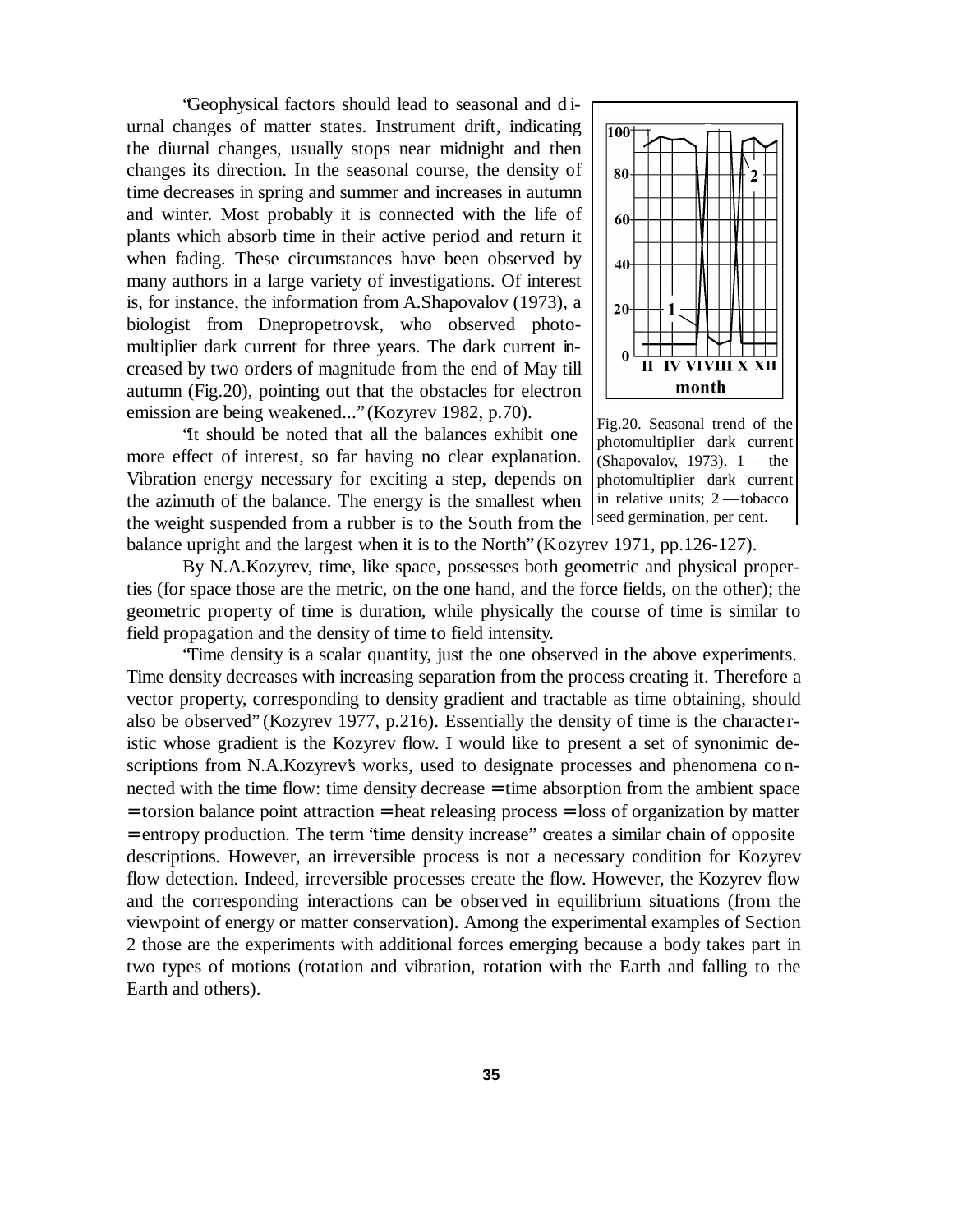"Geophysical factors should lead to seasonal and diurnal changes of matter states. Instrument drift, indicating the diurnal changes, usually stops near midnight and then changes its direction. In the seasonal course, the density of time decreases in spring and summer and increases in autumn and winter. Most probably it is connected with the life of plants which absorb time in their active period and return it when fading. These circumstances have been observed by many authors in a large variety of investigations. Of interest is, for instance, the information from A.Shapovalov (1973), a biologist from Dnepropetrovsk, who observed photomultiplier dark current for three years. The dark current increased by two orders of magnitude from the end of May till autumn (Fig.20), pointing out that the obstacles for electron emission are being weakened..." (Kozyrev 1982, p.70).

Fig.20. Seasonal trend of the photomultiplier dark current (Shapovalov, 1973). 1 — the photomultiplier dark current in relative units; 2 — tobacco seed germination, per cent.

"It should be noted that all the balances exhibit one more effect of interest, so far having no clear explanation. Vibration energy necessary for exciting a step, depends on the azimuth of the balance. The energy is the smallest when the weight suspended from a rubber is to the South from the balance upright and the largest when it is to the North" (Kozyrev 1971, pp.126-127).

By N.A.Kozyrev, time, like space, possesses both geometric and physical properties (for space those are the metric, on the one hand, and the force fields, on the other); the geometric property of time is duration, while physically the course of time is similar to field propagation and the density of time to field intensity.

"Time density is a scalar quantity, just the one observed in the above experiments. Time density decreases with increasing separation from the process creating it. Therefore a vector property, corresponding to density gradient and tractable as time obtaining, should also be observed" (Kozyrev 1977, p.216). Essentially the density of time is the characteristic whose gradient is the Kozyrev flow. I would like to present a set of synonimic descriptions from N.A.Kozyrev's works, used to designate processes and phenomena connected with the time flow: time density decrease = time absorption from the ambient space = torsion balance point attraction = heat releasing process = loss of organization by matter = entropy production. The term "time density increase" creates a similar chain of opposite descriptions. However, an irreversible process is not a necessary condition for Kozyrev flow detection. Indeed, irreversible processes create the flow. However, the Kozyrev flow and the corresponding interactions can be observed in equilibrium situations (from the viewpoint of energy or matter conservation). Among the experimental examples of Section 2 those are the experiments with additional forces emerging because a body takes part in two types of motions (rotation and vibration, rotation with the Earth and falling to the Earth and others).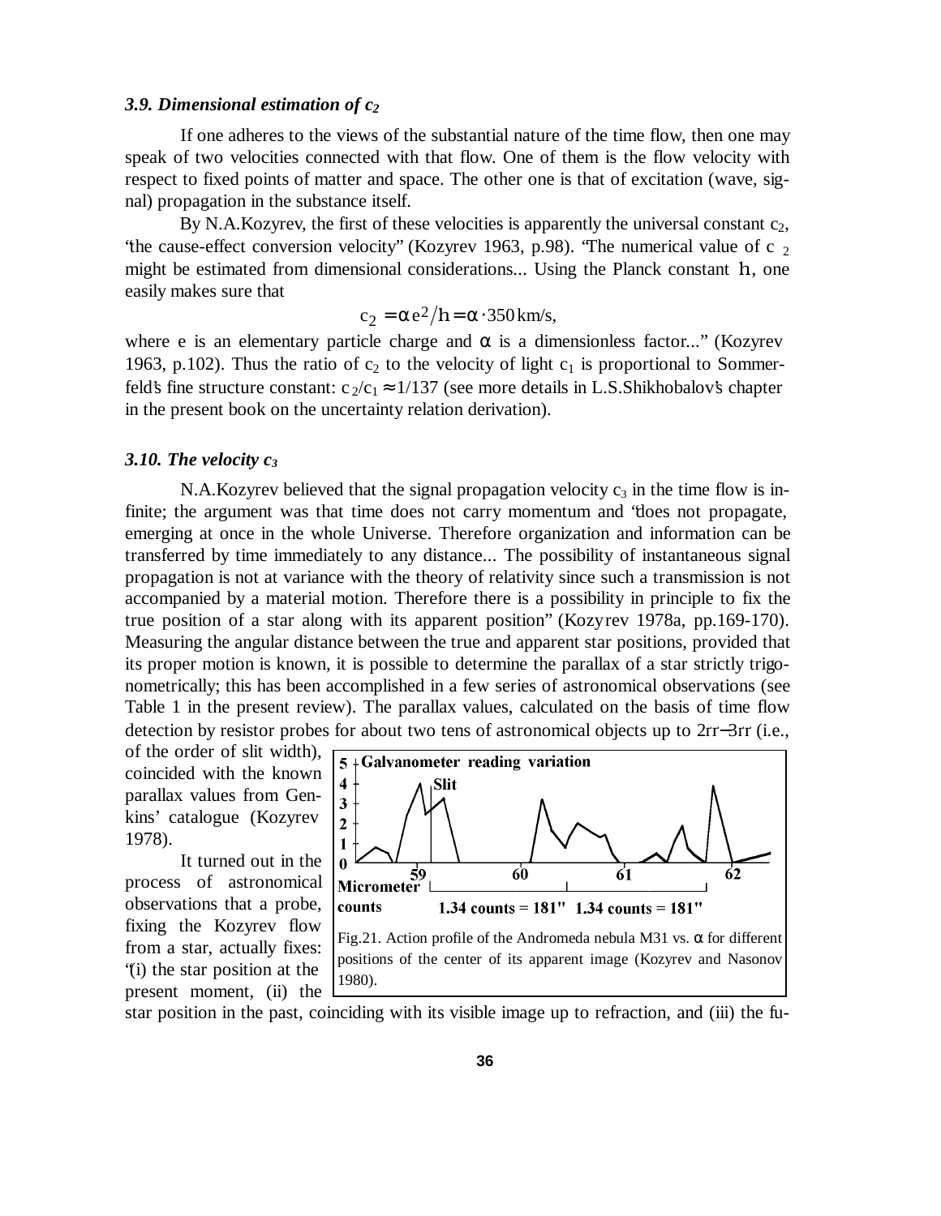### *3.9. Dimensional estimation of $c_2$*

If one adheres to the views of the substantial nature of the time flow, then one may speak of two velocities connected with that flow. One of them is the flow velocity with respect to fixed points of matter and space. The other one is that of excitation (wave, signal) propagation in the substance itself.

By N.A.Kozyrev, the first of these velocities is apparently the universal constant $c_2$, "the cause-effect conversion velocity" (Kozyrev 1963, p.98). "The numerical value of $c_2$ might be estimated from dimensional considerations... Using the Planck constant $\hbar$, one easily makes sure that

$$c_2 = \alpha e^2/\hbar = \alpha \cdot 350 \, \text{km/s},$$

where e is an elementary particle charge and $\alpha$ is a dimensionless factor..." (Kozyrev 1963, p.102). Thus the ratio of $c_2$ to the velocity of light $c_1$ is proportional to Sommerfeld's fine structure constant: $c_2/c_1 \approx 1/137$ (see more details in L.S.Shikhobalov's chapter in the present book on the uncertainty relation derivation).

### *3.10. The velocity $c_3$*

N.A.Kozyrev believed that the signal propagation velocity $c_3$ in the time flow is infinite; the argument was that time does not carry momentum and "does not propagate, emerging at once in the whole Universe. Therefore organization and information can be transferred by time immediately to any distance... The possibility of instantaneous signal propagation is not at variance with the theory of relativity since such a transmission is not accompanied by a material motion. Therefore there is a possibility in principle to fix the true position of a star along with its apparent position" (Kozyrev 1978a, pp.169-170). Measuring the angular distance between the true and apparent star positions, provided that its proper motion is known, it is possible to determine the parallax of a star strictly trigonometrically; this has been accomplished in a few series of astronomical observations (see Table 1 in the present review). The parallax values, calculated on the basis of time flow detection by resistor probes for about two tens of astronomical objects up to 2rr–3rr (i.e., of the order of slit width), coincided with the known parallax values from Genkins' catalogue (Kozyrev 1978).

It turned out in the process of astronomical observations that a probe, fixing the Kozyrev flow from a star, actually fixes: "(i) the star position at the present moment, (ii) the star position in the past, coinciding with its visible image up to refraction, and (iii) the fu-

Fig.21. Action profile of the Andromeda nebula M31 vs. $\alpha$ for different positions of the center of its apparent image (Kozyrev and Nasonov 1980).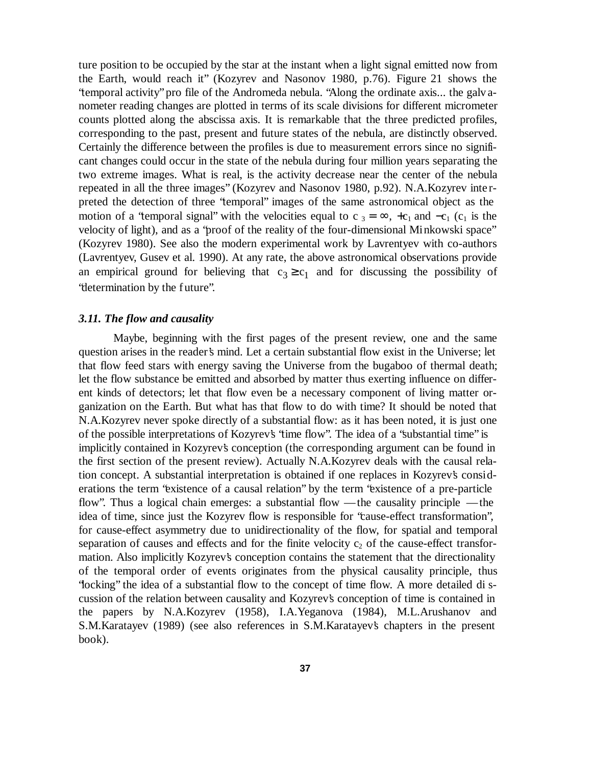ture position to be occupied by the star at the instant when a light signal emitted now from the Earth, would reach it" (Kozyrev and Nasonov 1980, p.76). Figure 21 shows the "temporal activity" profile of the Andromeda nebula. "Along the ordinate axis... the galvanometer reading changes are plotted in terms of its scale divisions for different micrometer counts plotted along the abscissa axis. It is remarkable that the three predicted profiles, corresponding to the past, present and future states of the nebula, are distinctly observed. Certainly the difference between the profiles is due to measurement errors since no significant changes could occur in the state of the nebula during four million years separating the two extreme images. What is real, is the activity decrease near the center of the nebula repeated in all the three images" (Kozyrev and Nasonov 1980, p.92). N.A.Kozyrev interpreted the detection of three "temporal" images of the same astronomical object as the motion of a "temporal signal" with the velocities equal to $c_3 = \infty$, $+c_1$ and $-c_1$ ($c_1$ is the velocity of light), and as a "proof of the reality of the four-dimensional Minkowski space" (Kozyrev 1980). See also the modern experimental work by Lavrentyev with co-authors (Lavrentyev, Gusev et al. 1990). At any rate, the above astronomical observations provide an empirical ground for believing that $c_3 \geq c_1$ and for discussing the possibility of "determination by the future".

### *3.11. The flow and causality*

Maybe, beginning with the first pages of the present review, one and the same question arises in the reader's mind. Let a certain substantial flow exist in the Universe; let that flow feed stars with energy saving the Universe from the bugaboo of thermal death; let the flow substance be emitted and absorbed by matter thus exerting influence on different kinds of detectors; let that flow even be a necessary component of living matter organization on the Earth. But what has that flow to do with time? It should be noted that N.A.Kozyrev never spoke directly of a substantial flow: as it has been noted, it is just one of the possible interpretations of Kozyrev's "time flow". The idea of a "substantial time" is implicitly contained in Kozyrev's conception (the corresponding argument can be found in the first section of the present review). Actually N.A.Kozyrev deals with the causal relation concept. A substantial interpretation is obtained if one replaces in Kozyrev's considerations the term "existence of a causal relation" by the term "existence of a pre-particle flow". Thus a logical chain emerges: a substantial flow — the causality principle — the idea of time, since just the Kozyrev flow is responsible for "cause-effect transformation", for cause-effect asymmetry due to unidirectionality of the flow, for spatial and temporal separation of causes and effects and for the finite velocity $c_2$ of the cause-effect transformation. Also implicitly Kozyrev's conception contains the statement that the directionality of the temporal order of events originates from the physical causality principle, thus "locking" the idea of a substantial flow to the concept of time flow. A more detailed discussion of the relation between causality and Kozyrev's conception of time is contained in the papers by N.A.Kozyrev (1958), I.A.Yeganova (1984), M.L.Arushanov and S.M.Karatayev (1989) (see also references in S.M.Karatayev's chapters in the present book).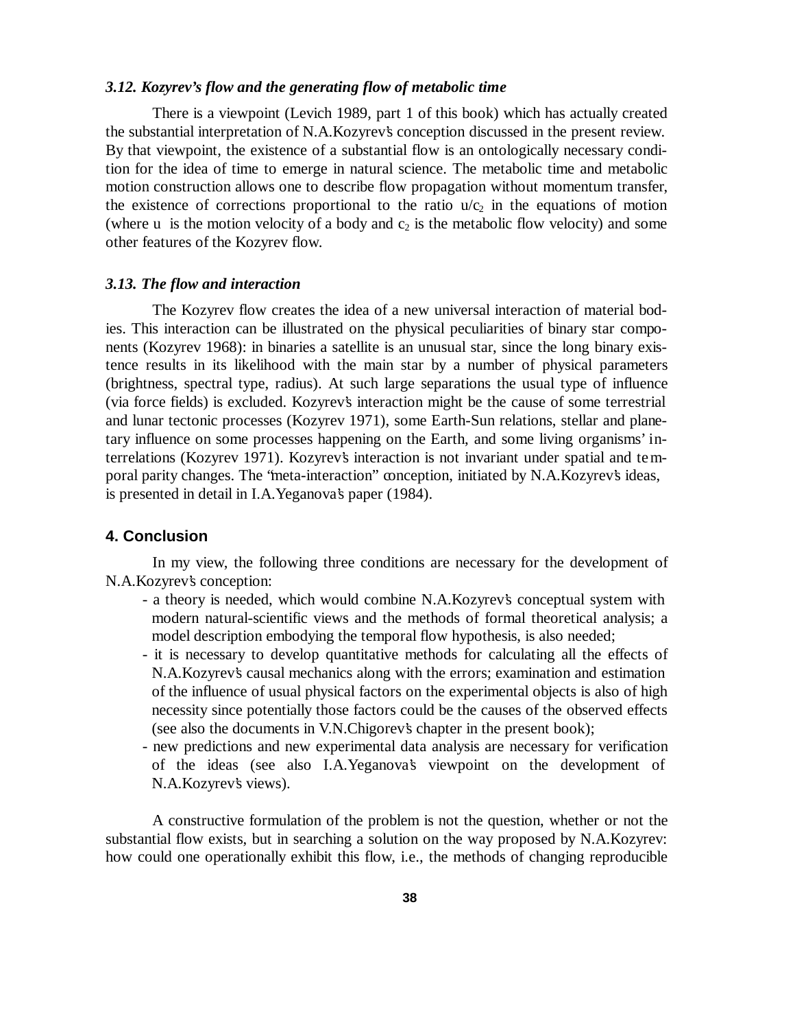### *3.12. Kozyrev's flow and the generating flow of metabolic time*

There is a viewpoint (Levich 1989, part 1 of this book) which has actually created the substantial interpretation of N.A.Kozyrev's conception discussed in the present review. By that viewpoint, the existence of a substantial flow is an ontologically necessary condition for the idea of time to emerge in natural science. The metabolic time and metabolic motion construction allows one to describe flow propagation without momentum transfer, the existence of corrections proportional to the ratio $u/c_2$ in the equations of motion (where u is the motion velocity of a body and $c_2$ is the metabolic flow velocity) and some other features of the Kozyrev flow.

### *3.13. The flow and interaction*

The Kozyrev flow creates the idea of a new universal interaction of material bodies. This interaction can be illustrated on the physical peculiarities of binary star components (Kozyrev 1968): in binaries a satellite is an unusual star, since the long binary existence results in its likelihood with the main star by a number of physical parameters (brightness, spectral type, radius). At such large separations the usual type of influence (via force fields) is excluded. Kozyrev's interaction might be the cause of some terrestrial and lunar tectonic processes (Kozyrev 1971), some Earth-Sun relations, stellar and planetary influence on some processes happening on the Earth, and some living organisms' interrelations (Kozyrev 1971). Kozyrev's interaction is not invariant under spatial and temporal parity changes. The "meta-interaction" conception, initiated by N.A.Kozyrev's ideas, is presented in detail in I.A.Yeganova's paper (1984).

## 4. Conclusion

In my view, the following three conditions are necessary for the development of N.A.Kozyrev's conception:

- a theory is needed, which would combine N.A.Kozyrev's conceptual system with modern natural-scientific views and the methods of formal theoretical analysis; a model description embodying the temporal flow hypothesis, is also needed;
- it is necessary to develop quantitative methods for calculating all the effects of N.A.Kozyrev's causal mechanics along with the errors; examination and estimation of the influence of usual physical factors on the experimental objects is also of high necessity since potentially those factors could be the causes of the observed effects (see also the documents in V.N.Chigorev's chapter in the present book);
- new predictions and new experimental data analysis are necessary for verification of the ideas (see also I.A.Yeganova's viewpoint on the development of N.A.Kozyrev's views).

A constructive formulation of the problem is not the question, whether or not the substantial flow exists, but in searching a solution on the way proposed by N.A.Kozyrev: how could one operationally exhibit this flow, i.e., the methods of changing reproducible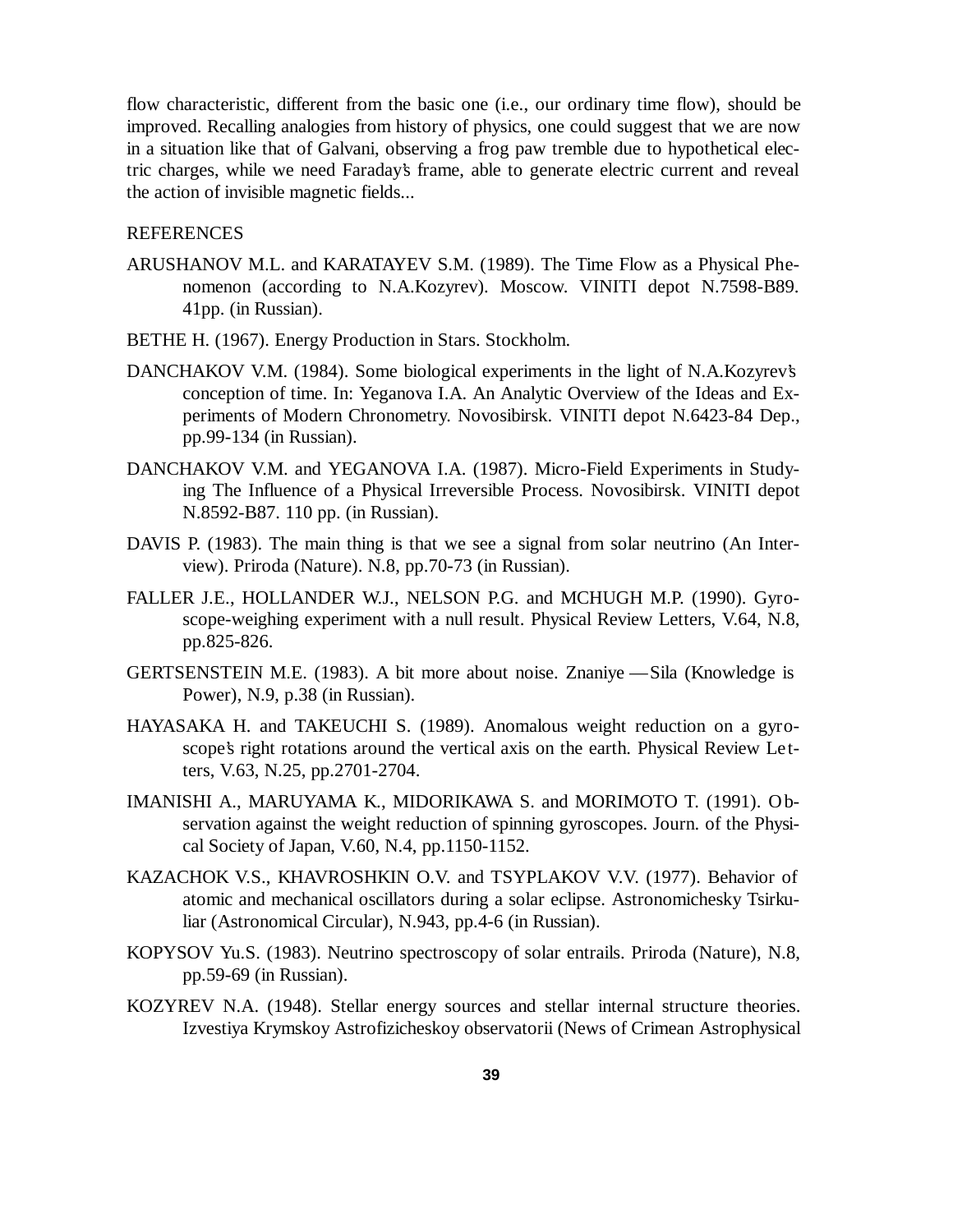flow characteristic, different from the basic one (i.e., our ordinary time flow), should be improved. Recalling analogies from history of physics, one could suggest that we are now in a situation like that of Galvani, observing a frog paw tremble due to hypothetical electric charges, while we need Faraday's frame, able to generate electric current and reveal the action of invisible magnetic fields...

## REFERENCES

ARUSHANOV M.L. and KARATAYEV S.M. (1989). The Time Flow as a Physical Phenomenon (according to N.A.Kozyrev). Moscow. VINITI depot N.7598-B89. 41pp. (in Russian).

BETHE H. (1967). Energy Production in Stars. Stockholm.

DANCHAKOV V.M. (1984). Some biological experiments in the light of N.A.Kozyrev's conception of time. In: Yeganova I.A. An Analytic Overview of the Ideas and Experiments of Modern Chronometry. Novosibirsk. VINITI depot N.6423-84 Dep., pp.99-134 (in Russian).

DANCHAKOV V.M. and YEGANOVA I.A. (1987). Micro-Field Experiments in Studying The Influence of a Physical Irreversible Process. Novosibirsk. VINITI depot N.8592-B87. 110 pp. (in Russian).

DAVIS P. (1983). The main thing is that we see a signal from solar neutrino (An Interview). Priroda (Nature). N.8, pp.70-73 (in Russian).

FALLER J.E., HOLLANDER W.J., NELSON P.G. and MCHUGH M.P. (1990). Gyroscope-weighing experiment with a null result. Physical Review Letters, V.64, N.8, pp.825-826.

GERTSENSTEIN M.E. (1983). A bit more about noise. Znaniye — Sila (Knowledge is Power), N.9, p.38 (in Russian).

HAYASAKA H. and TAKEUCHI S. (1989). Anomalous weight reduction on a gyroscope's right rotations around the vertical axis on the earth. Physical Review Letters, V.63, N.25, pp.2701-2704.

IMANISHI A., MARUYAMA K., MIDORIKAWA S. and MORIMOTO T. (1991). Observation against the weight reduction of spinning gyroscopes. Journ. of the Physical Society of Japan, V.60, N.4, pp.1150-1152.

KAZACHOK V.S., KHAVROSHKIN O.V. and TSYPLAKOV V.V. (1977). Behavior of atomic and mechanical oscillators during a solar eclipse. Astronomichesky Tsirkuliar (Astronomical Circular), N.943, pp.4-6 (in Russian).

KOPYSOV Yu.S. (1983). Neutrino spectroscopy of solar entrails. Priroda (Nature), N.8, pp.59-69 (in Russian).

KOZYREV N.A. (1948). Stellar energy sources and stellar internal structure theories. Izvestiya Krymskoy Astrofizicheskoy observatorii (News of Crimean Astrophysical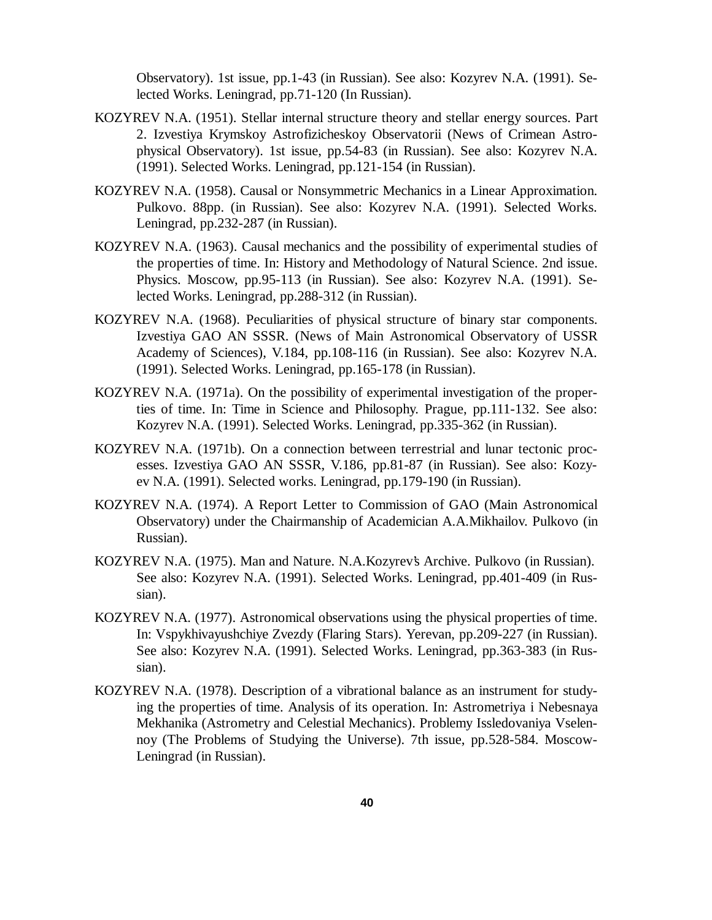Observatory). 1st issue, pp.1-43 (in Russian). See also: Kozyrev N.A. (1991). Selected Works. Leningrad, pp.71-120 (In Russian).

KOZYREV N.A. (1951). Stellar internal structure theory and stellar energy sources. Part 2. Izvestiya Krymskoy Astrofizicheskoy Observatorii (News of Crimean Astrophysical Observatory). 1st issue, pp.54-83 (in Russian). See also: Kozyrev N.A. (1991). Selected Works. Leningrad, pp.121-154 (in Russian).

KOZYREV N.A. (1958). Causal or Nonsymmetric Mechanics in a Linear Approximation. Pulkovo. 88pp. (in Russian). See also: Kozyrev N.A. (1991). Selected Works. Leningrad, pp.232-287 (in Russian).

KOZYREV N.A. (1963). Causal mechanics and the possibility of experimental studies of the properties of time. In: History and Methodology of Natural Science. 2nd issue. Physics. Moscow, pp.95-113 (in Russian). See also: Kozyrev N.A. (1991). Selected Works. Leningrad, pp.288-312 (in Russian).

KOZYREV N.A. (1968). Peculiarities of physical structure of binary star components. Izvestiya GAO AN SSSR. (News of Main Astronomical Observatory of USSR Academy of Sciences), V.184, pp.108-116 (in Russian). See also: Kozyrev N.A. (1991). Selected Works. Leningrad, pp.165-178 (in Russian).

KOZYREV N.A. (1971a). On the possibility of experimental investigation of the properties of time. In: Time in Science and Philosophy. Prague, pp.111-132. See also: Kozyrev N.A. (1991). Selected Works. Leningrad, pp.335-362 (in Russian).

KOZYREV N.A. (1971b). On a connection between terrestrial and lunar tectonic processes. Izvestiya GAO AN SSSR, V.186, pp.81-87 (in Russian). See also: Kozyev N.A. (1991). Selected works. Leningrad, pp.179-190 (in Russian).

KOZYREV N.A. (1974). A Report Letter to Commission of GAO (Main Astronomical Observatory) under the Chairmanship of Academician A.A.Mikhailov. Pulkovo (in Russian).

KOZYREV N.A. (1975). Man and Nature. N.A.Kozyrev's Archive. Pulkovo (in Russian). See also: Kozyrev N.A. (1991). Selected Works. Leningrad, pp.401-409 (in Russian).

KOZYREV N.A. (1977). Astronomical observations using the physical properties of time. In: Vspykhivayushchiye Zvezdy (Flaring Stars). Yerevan, pp.209-227 (in Russian). See also: Kozyrev N.A. (1991). Selected Works. Leningrad, pp.363-383 (in Russian).

KOZYREV N.A. (1978). Description of a vibrational balance as an instrument for studying the properties of time. Analysis of its operation. In: Astrometriya i Nebesnaya Mekhanika (Astrometry and Celestial Mechanics). Problemy Issledovaniya Vselennoy (The Problems of Studying the Universe). 7th issue, pp.528-584. Moscow-Leningrad (in Russian).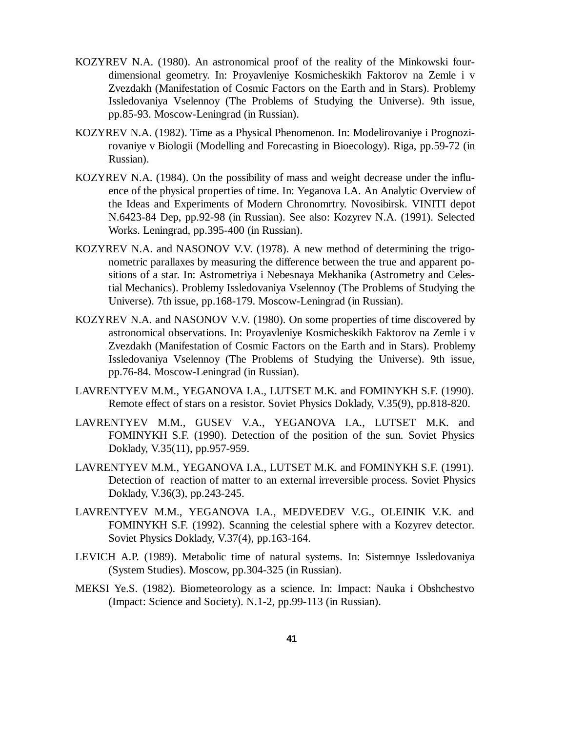KOZYREV N.A. (1980). An astronomical proof of the reality of the Minkowski four-dimensional geometry. In: Proyavleniye Kosmicheskikh Faktorov na Zemle i v Zvezdakh (Manifestation of Cosmic Factors on the Earth and in Stars). Problemy Issledovaniya Vselennoy (The Problems of Studying the Universe). 9th issue, pp.85-93. Moscow-Leningrad (in Russian).

KOZYREV N.A. (1982). Time as a Physical Phenomenon. In: Modelirovaniye i Prognozirovaniye v Biologii (Modelling and Forecasting in Bioecology). Riga, pp.59-72 (in Russian).

KOZYREV N.A. (1984). On the possibility of mass and weight decrease under the influence of the physical properties of time. In: Yeganova I.A. An Analytic Overview of the Ideas and Experiments of Modern Chronomrtry. Novosibirsk. VINITI depot N.6423-84 Dep, pp.92-98 (in Russian). See also: Kozyrev N.A. (1991). Selected Works. Leningrad, pp.395-400 (in Russian).

KOZYREV N.A. and NASONOV V.V. (1978). A new method of determining the trigonometric parallaxes by measuring the difference between the true and apparent positions of a star. In: Astrometriya i Nebesnaya Mekhanika (Astrometry and Celestial Mechanics). Problemy Issledovaniya Vselennoy (The Problems of Studying the Universe). 7th issue, pp.168-179. Moscow-Leningrad (in Russian).

KOZYREV N.A. and NASONOV V.V. (1980). On some properties of time discovered by astronomical observations. In: Proyavleniye Kosmicheskikh Faktorov na Zemle i v Zvezdakh (Manifestation of Cosmic Factors on the Earth and in Stars). Problemy Issledovaniya Vselennoy (The Problems of Studying the Universe). 9th issue, pp.76-84. Moscow-Leningrad (in Russian).

LAVRENTYEV M.M., YEGANOVA I.A., LUTSET M.K. and FOMINYKH S.F. (1990). Remote effect of stars on a resistor. Soviet Physics Doklady, V.35(9), pp.818-820.

LAVRENTYEV M.M., GUSEV V.A., YEGANOVA I.A., LUTSET M.K. and FOMINYKH S.F. (1990). Detection of the position of the sun. Soviet Physics Doklady, V.35(11), pp.957-959.

LAVRENTYEV M.M., YEGANOVA I.A., LUTSET M.K. and FOMINYKH S.F. (1991). Detection of reaction of matter to an external irreversible process. Soviet Physics Doklady, V.36(3), pp.243-245.

LAVRENTYEV M.M., YEGANOVA I.A., MEDVEDEV V.G., OLEINIK V.K. and FOMINYKH S.F. (1992). Scanning the celestial sphere with a Kozyrev detector. Soviet Physics Doklady, V.37(4), pp.163-164.

LEVICH A.P. (1989). Metabolic time of natural systems. In: Sistemnye Issledovaniya (System Studies). Moscow, pp.304-325 (in Russian).

MEKSI Ye.S. (1982). Biometeorology as a science. In: Impact: Nauka i Obshchestvo (Impact: Science and Society). N.1-2, pp.99-113 (in Russian).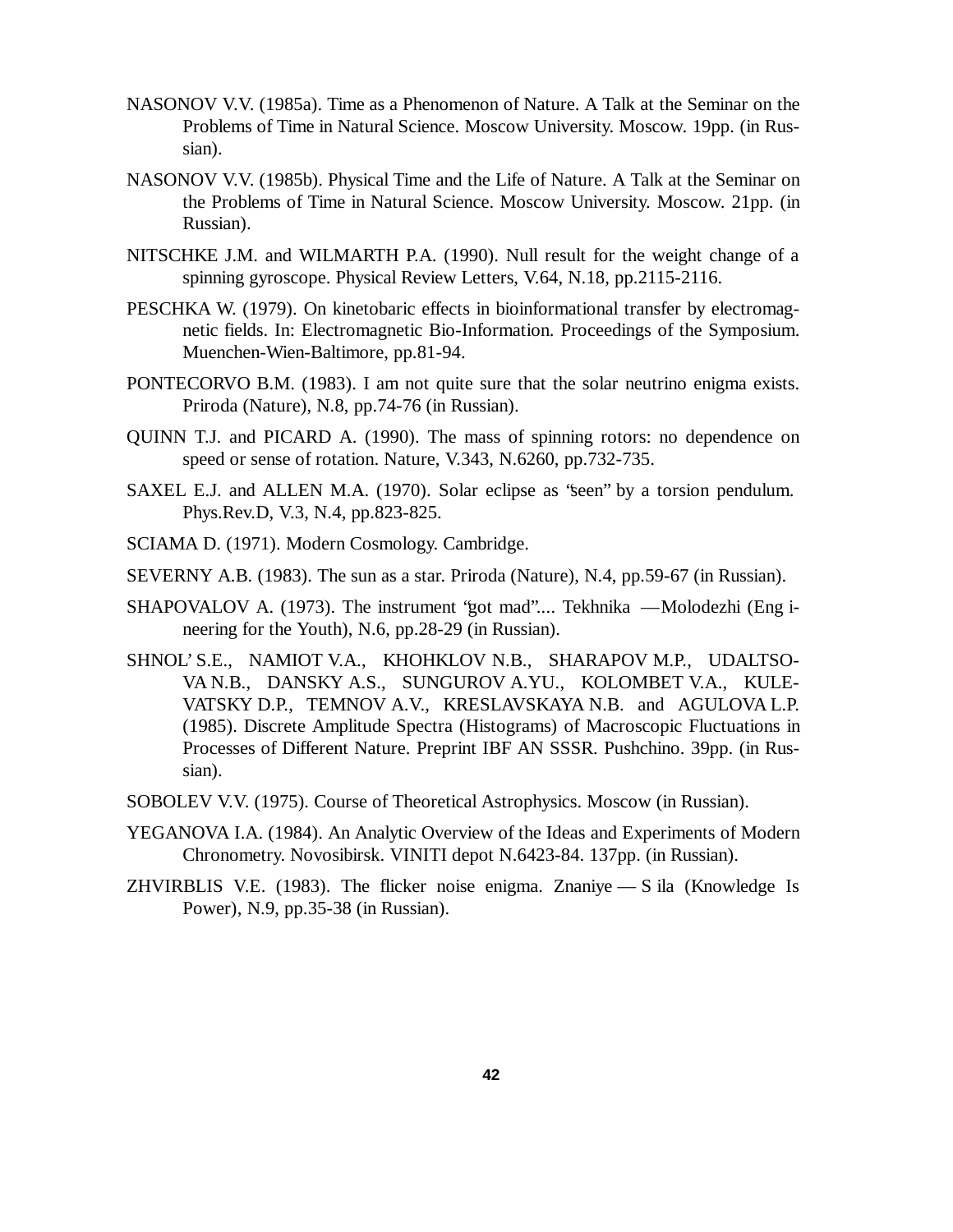NASONOV V.V. (1985a). Time as a Phenomenon of Nature. A Talk at the Seminar on the Problems of Time in Natural Science. Moscow University. Moscow. 19pp. (in Russian).

NASONOV V.V. (1985b). Physical Time and the Life of Nature. A Talk at the Seminar on the Problems of Time in Natural Science. Moscow University. Moscow. 21pp. (in Russian).

NITSCHKE J.M. and WILMARTH P.A. (1990). Null result for the weight change of a spinning gyroscope. Physical Review Letters, V.64, N.18, pp.2115-2116.

PESCHKA W. (1979). On kinetobaric effects in bioinformational transfer by electromagnetic fields. In: Electromagnetic Bio-Information. Proceedings of the Symposium. Muenchen-Wien-Baltimore, pp.81-94.

PONTECORVO B.M. (1983). I am not quite sure that the solar neutrino enigma exists. Priroda (Nature), N.8, pp.74-76 (in Russian).

QUINN T.J. and PICARD A. (1990). The mass of spinning rotors: no dependence on speed or sense of rotation. Nature, V.343, N.6260, pp.732-735.

SAXEL E.J. and ALLEN M.A. (1970). Solar eclipse as "seen" by a torsion pendulum. Phys.Rev.D, V.3, N.4, pp.823-825.

SCIAMA D. (1971). Modern Cosmology. Cambridge.

SEVERNY A.B. (1983). The sun as a star. Priroda (Nature), N.4, pp.59-67 (in Russian).

SHAPOVALOV A. (1973). The instrument "got mad".... Tekhnika — Molodezhi (Engineering for the Youth), N.6, pp.28-29 (in Russian).

SHNOL' S.E., NAMIOT V.A., KHOHKLOV N.B., SHARAPOV M.P., UDALTSOVA N.B., DANSKY A.S., SUNGUROV A.YU., KOLOMBET V.A., KULEVATSKY D.P., TEMNOV A.V., KRESLAVSKAYA N.B. and AGULOVA L.P. (1985). Discrete Amplitude Spectra (Histograms) of Macroscopic Fluctuations in Processes of Different Nature. Preprint IBF AN SSSR. Pushchino. 39pp. (in Russian).

SOBOLEV V.V. (1975). Course of Theoretical Astrophysics. Moscow (in Russian).

YEGANOVA I.A. (1984). An Analytic Overview of the Ideas and Experiments of Modern Chronometry. Novosibirsk. VINITI depot N.6423-84. 137pp. (in Russian).

ZHVIRBLIS V.E. (1983). The flicker noise enigma. Znaniye — Sila (Knowledge Is Power), N.9, pp.35-38 (in Russian).